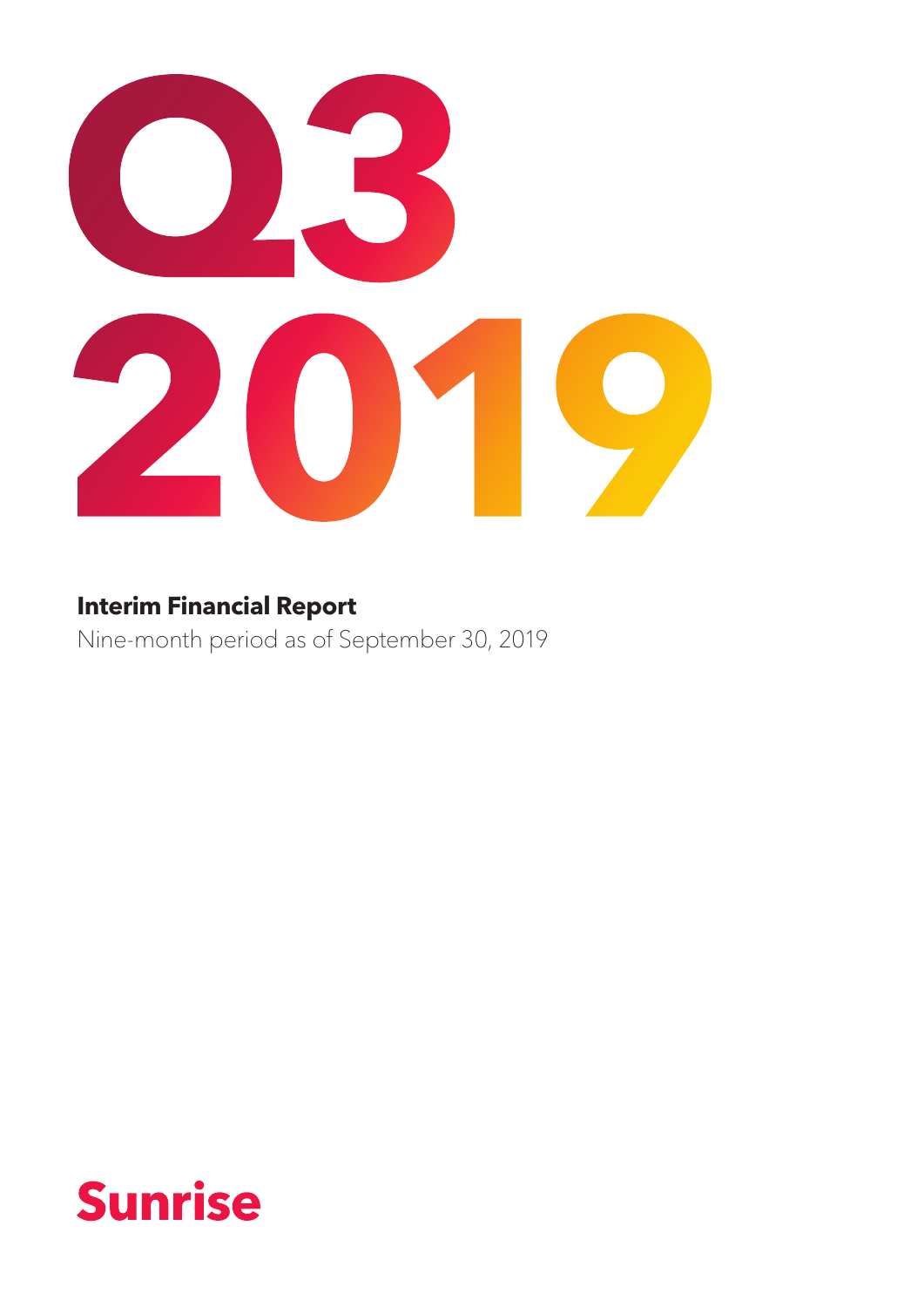# Q3 2019

**Interim Financial Report**

Nine-month period as of September 30, 2019

Sunrise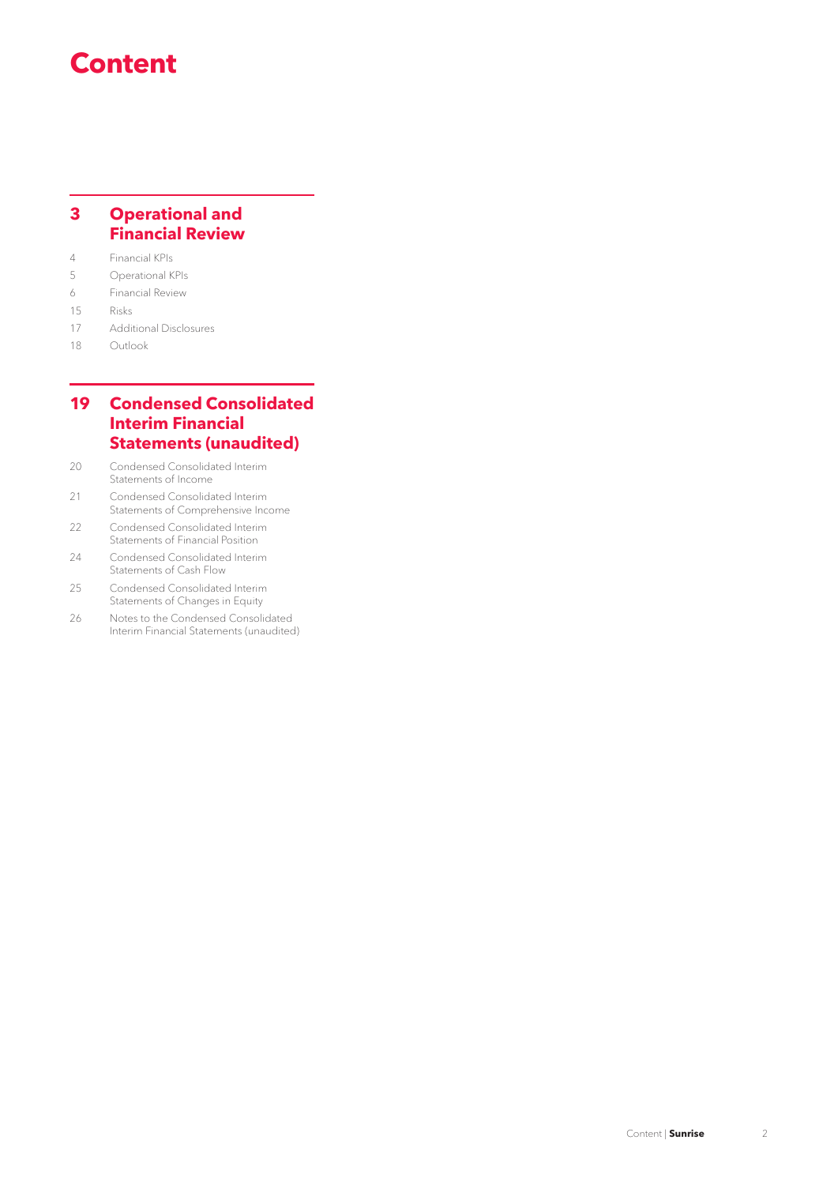# Content

## 3 Operational and Financial Review

- 4 Financial KPIs
- 5 Operational KPIs
- 6 Financial Review
- 15 Risks
- 17 Additional Disclosures
- 18 Outlook

## 19 Condensed Consolidated Interim Financial Statements (unaudited)

- 20 Condensed Consolidated Interim Statements of Income
- 21 Condensed Consolidated Interim Statements of Comprehensive Income
- 22 Condensed Consolidated Interim Statements of Financial Position
- 24 Condensed Consolidated Interim Statements of Cash Flow
- 25 Condensed Consolidated Interim Statements of Changes in Equity
- 26 Notes to the Condensed Consolidated Interim Financial Statements (unaudited)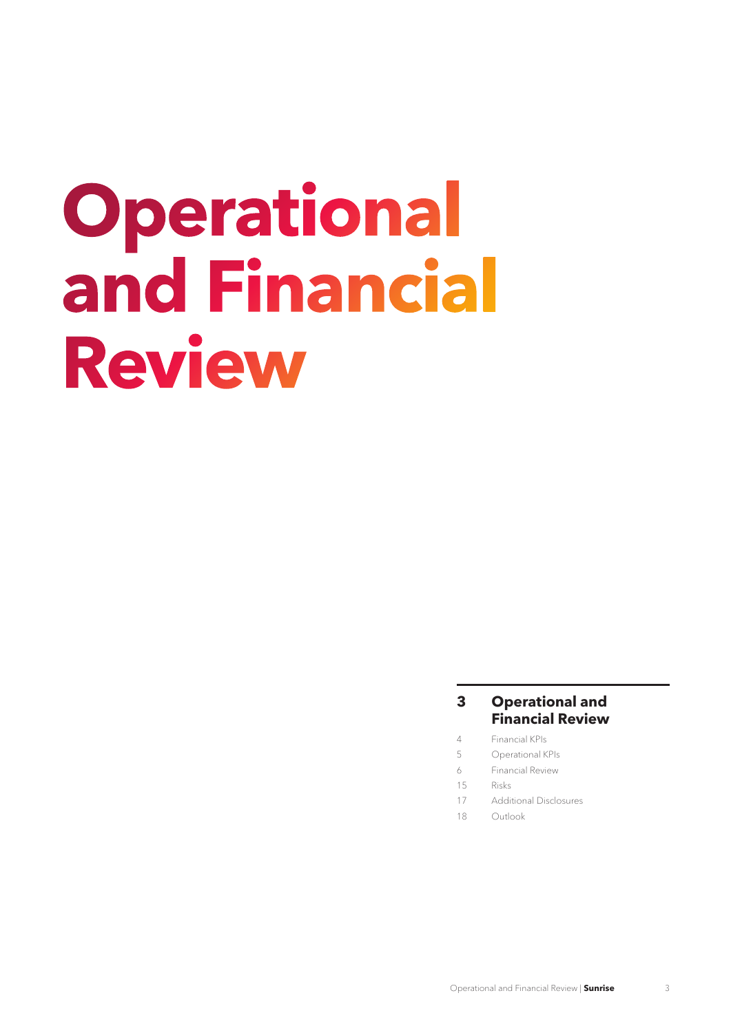# Operational and Financial Review

## 3 Operational and Financial Review

- 4 Financial KPIs
- 5 Operational KPIs
- 6 Financial Review
- 15 Risks
- 17 Additional Disclosures
- 18 Outlook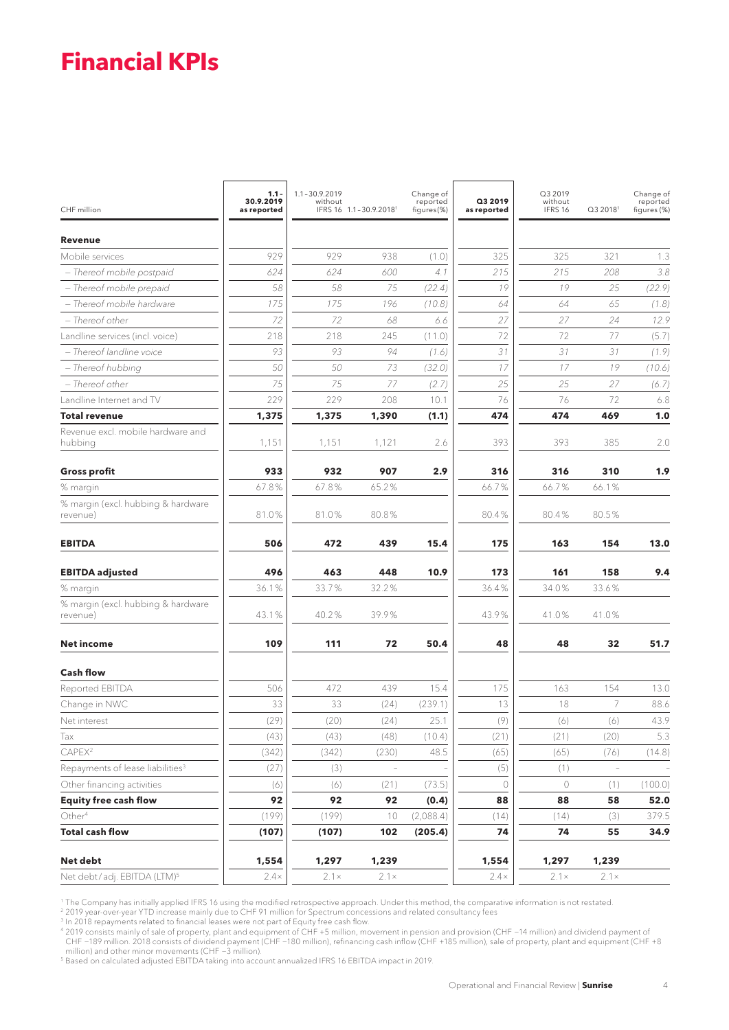# Financial KPIs

| CHF million | 1.1 - 30.9.2019 as reported | 1.1 - 30.9.2019 without IFRS 16 | 1.1 - 30.9.2018[1] | Change of reported figures (%) | Q3 2019 as reported | Q3 2019 without IFRS 16 | Q3 2018[1] | Change of reported figures (%) |
|---|---|---|---|---|---|---|---|---|
| **Revenue** | | | | | | | | |
| Mobile services | 929 | 929 | 938 | (1.0) | 325 | 325 | 321 | 1.3 |
| *– Thereof mobile postpaid* | *624* | *624* | *600* | *4.1* | *215* | *215* | *208* | *3.8* |
| *– Thereof mobile prepaid* | *58* | *58* | *75* | *(22.4)* | *19* | *19* | *25* | *(22.9)* |
| *– Thereof mobile hardware* | *175* | *175* | *196* | *(10.8)* | *64* | *64* | *65* | *(1.8)* |
| *– Thereof other* | *72* | *72* | *68* | *6.6* | *27* | *27* | *24* | *12.9* |
| Landline services (incl. voice) | 218 | 218 | 245 | (11.0) | 72 | 72 | 77 | (5.7) |
| *– Thereof landline voice* | *93* | *93* | *94* | *(1.6)* | *31* | *31* | *31* | *(1.9)* |
| *– Thereof hubbing* | *50* | *50* | *73* | *(32.0)* | *17* | *17* | *19* | *(10.6)* |
| *– Thereof other* | *75* | *75* | *77* | *(2.7)* | *25* | *25* | *27* | *(6.7)* |
| Landline Internet and TV | 229 | 229 | 208 | 10.1 | 76 | 76 | 72 | 6.8 |
| **Total revenue** | **1,375** | **1,375** | **1,390** | **(1.1)** | **474** | **474** | **469** | **1.0** |
| Revenue excl. mobile hardware and hubbing | 1,151 | 1,151 | 1,121 | 2.6 | 393 | 393 | 385 | 2.0 |
| **Gross profit** | **933** | **932** | **907** | **2.9** | **316** | **316** | **310** | **1.9** |
| % margin | 67.8% | 67.8% | 65.2% | | 66.7% | 66.7% | 66.1% | |
| % margin (excl. hubbing & hardware revenue) | 81.0% | 81.0% | 80.8% | | 80.4% | 80.4% | 80.5% | |
| **EBITDA** | **506** | **472** | **439** | **15.4** | **175** | **163** | **154** | **13.0** |
| **EBITDA adjusted** | **496** | **463** | **448** | **10.9** | **173** | **161** | **158** | **9.4** |
| % margin | 36.1% | 33.7% | 32.2% | | 36.4% | 34.0% | 33.6% | |
| % margin (excl. hubbing & hardware revenue) | 43.1% | 40.2% | 39.9% | | 43.9% | 41.0% | 41.0% | |
| **Net income** | **109** | **111** | **72** | **50.4** | **48** | **48** | **32** | **51.7** |
| **Cash flow** | | | | | | | | |
| Reported EBITDA | 506 | 472 | 439 | 15.4 | 175 | 163 | 154 | 13.0 |
| Change in NWC | 33 | 33 | (24) | (239.1) | 13 | 18 | 7 | 88.6 |
| Net interest | (29) | (20) | (24) | 25.1 | (9) | (6) | (6) | 43.9 |
| Tax | (43) | (43) | (48) | (10.4) | (21) | (21) | (20) | 5.3 |
| CAPEX[2] | (342) | (342) | (230) | 48.5 | (65) | (65) | (76) | (14.8) |
| Repayments of lease liabilities[3] | (27) | (3) | – | – | (5) | (1) | – | – |
| Other financing activities | (6) | (6) | (21) | (73.5) | 0 | 0 | (1) | (100.0) |
| **Equity free cash flow** | **92** | **92** | **92** | **(0.4)** | **88** | **88** | **58** | **52.0** |
| Other[4] | (199) | (199) | 10 | (2,088.4) | (14) | (14) | (3) | 379.5 |
| **Total cash flow** | **(107)** | **(107)** | **102** | **(205.4)** | **74** | **74** | **55** | **34.9** |
| **Net debt** | **1,554** | **1,297** | **1,239** | | **1,554** | **1,297** | **1,239** | |
| Net debt/adj. EBITDA (LTM)[5] | 2.4× | 2.1× | 2.1× | | 2.4× | 2.1× | 2.1× | |

[1] The Company has initially applied IFRS 16 using the modified retrospective approach. Under this method, the comparative information is not restated.
[2] 2019 year-over-year YTD increase mainly due to CHF 91 million for Spectrum concessions and related consultancy fees
[3] In 2018 repayments related to financial leases were not part of Equity free cash flow.
[4] 2019 consists mainly of sale of property, plant and equipment of CHF +5 million, movement in pension and provision (CHF −14 million) and dividend payment of CHF −189 million. 2018 consists of dividend payment (CHF −180 million), refinancing cash inflow (CHF +185 million), sale of property, plant and equipment (CHF +8 million) and other minor movements (CHF −3 million).
[5] Based on calculated adjusted EBITDA taking into account annualized IFRS 16 EBITDA impact in 2019.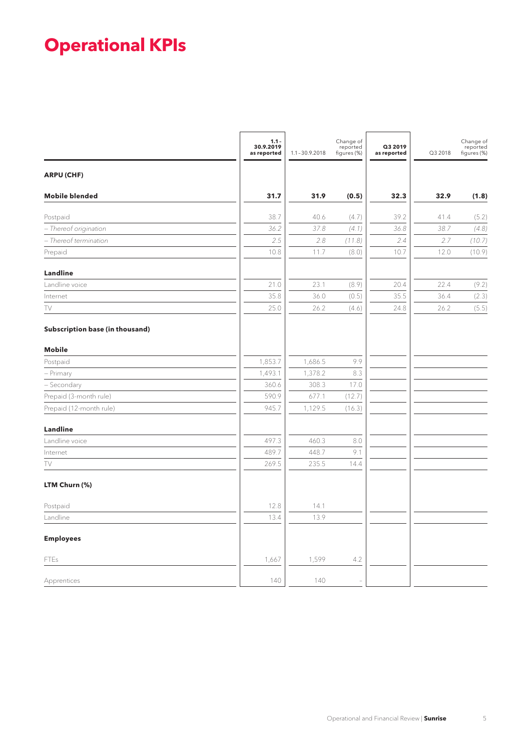# Operational KPIs

| | **1.1.–30.9.2019 as reported** | 1.1.–30.9.2018 | Change of reported figures (%) | **Q3 2019 as reported** | Q3 2018 | Change of reported figures (%) |
|---|---|---|---|---|---|---|
| **ARPU (CHF)** | | | | | | |
| **Mobile blended** | **31.7** | **31.9** | **(0.5)** | **32.3** | **32.9** | **(1.8)** |
| Postpaid | 38.7 | 40.6 | (4.7) | 39.2 | 41.4 | (5.2) |
| *– Thereof origination* | *36.2* | *37.8* | *(4.1)* | *36.8* | *38.7* | *(4.8)* |
| *– Thereof termination* | *2.5* | *2.8* | *(11.8)* | *2.4* | *2.7* | *(10.7)* |
| Prepaid | 10.8 | 11.7 | (8.0) | 10.7 | 12.0 | (10.9) |
| **Landline** | | | | | | |
| Landline voice | 21.0 | 23.1 | (8.9) | 20.4 | 22.4 | (9.2) |
| Internet | 35.8 | 36.0 | (0.5) | 35.5 | 36.4 | (2.3) |
| TV | 25.0 | 26.2 | (4.6) | 24.8 | 26.2 | (5.5) |
| **Subscription base (in thousand)** | | | | | | |
| **Mobile** | | | | | | |
| Postpaid | 1,853.7 | 1,686.5 | 9.9 | | | |
| – Primary | 1,493.1 | 1,378.2 | 8.3 | | | |
| – Secondary | 360.6 | 308.3 | 17.0 | | | |
| Prepaid (3-month rule) | 590.9 | 677.1 | (12.7) | | | |
| Prepaid (12-month rule) | 945.7 | 1,129.5 | (16.3) | | | |
| **Landline** | | | | | | |
| Landline voice | 497.3 | 460.3 | 8.0 | | | |
| Internet | 489.7 | 448.7 | 9.1 | | | |
| TV | 269.5 | 235.5 | 14.4 | | | |
| **LTM Churn (%)** | | | | | | |
| Postpaid | 12.8 | 14.1 | | | | |
| Landline | 13.4 | 13.9 | | | | |
| **Employees** | | | | | | |
| FTEs | 1,667 | 1,599 | 4.2 | | | |
| Apprentices | 140 | 140 | – | | | |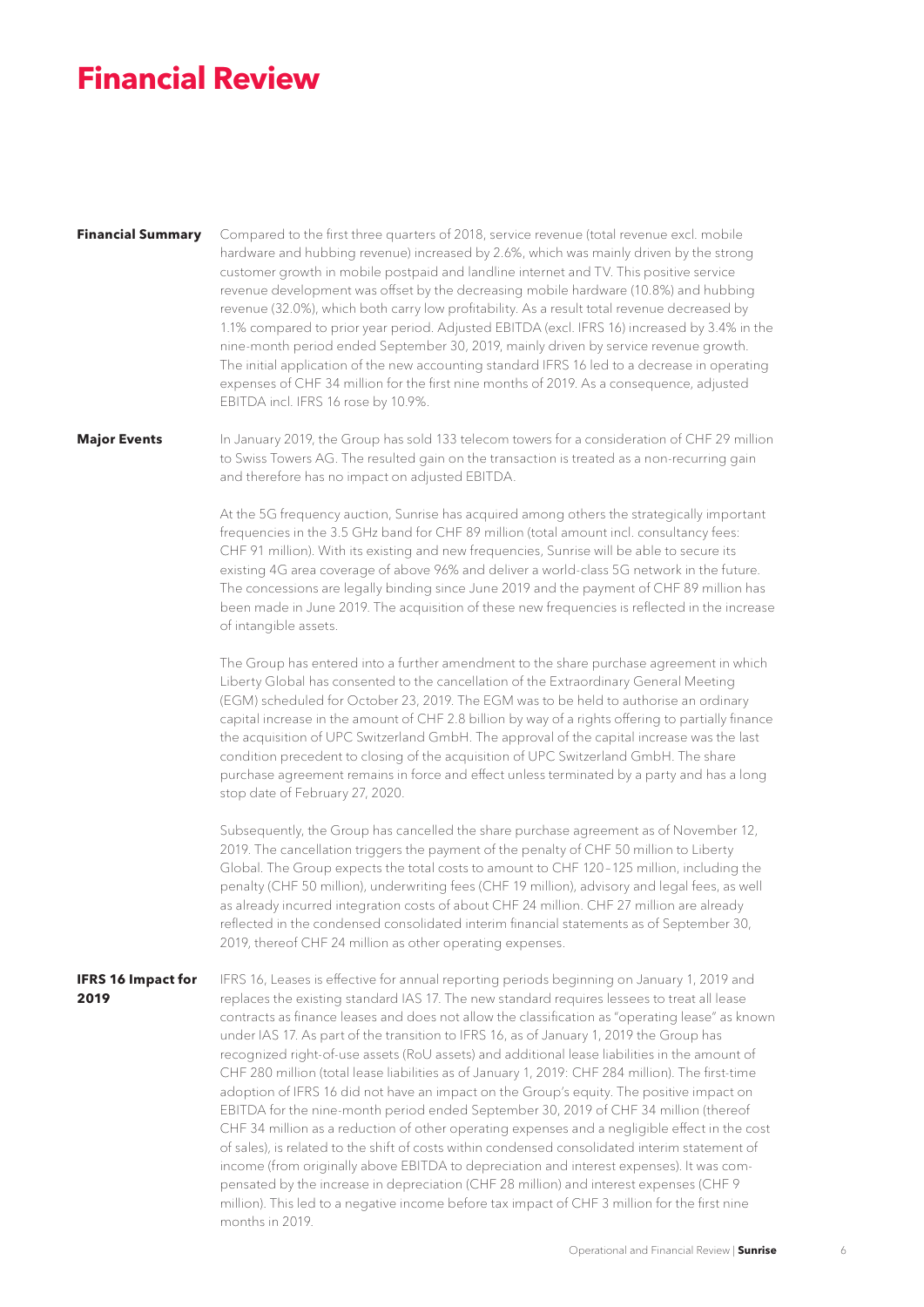# Financial Review

**Financial Summary**

Compared to the first three quarters of 2018, service revenue (total revenue excl. mobile hardware and hubbing revenue) increased by 2.6%, which was mainly driven by the strong customer growth in mobile postpaid and landline internet and TV. This positive service revenue development was offset by the decreasing mobile hardware (10.8%) and hubbing revenue (32.0%), which both carry low profitability. As a result total revenue decreased by 1.1% compared to prior year period. Adjusted EBITDA (excl. IFRS 16) increased by 3.4% in the nine-month period ended September 30, 2019, mainly driven by service revenue growth. The initial application of the new accounting standard IFRS 16 led to a decrease in operating expenses of CHF 34 million for the first nine months of 2019. As a consequence, adjusted EBITDA incl. IFRS 16 rose by 10.9%.

**Major Events**

In January 2019, the Group has sold 133 telecom towers for a consideration of CHF 29 million to Swiss Towers AG. The resulted gain on the transaction is treated as a non-recurring gain and therefore has no impact on adjusted EBITDA.

At the 5G frequency auction, Sunrise has acquired among others the strategically important frequencies in the 3.5 GHz band for CHF 89 million (total amount incl. consultancy fees: CHF 91 million). With its existing and new frequencies, Sunrise will be able to secure its existing 4G area coverage of above 96% and deliver a world-class 5G network in the future. The concessions are legally binding since June 2019 and the payment of CHF 89 million has been made in June 2019. The acquisition of these new frequencies is reflected in the increase of intangible assets.

The Group has entered into a further amendment to the share purchase agreement in which Liberty Global has consented to the cancellation of the Extraordinary General Meeting (EGM) scheduled for October 23, 2019. The EGM was to be held to authorise an ordinary capital increase in the amount of CHF 2.8 billion by way of a rights offering to partially finance the acquisition of UPC Switzerland GmbH. The approval of the capital increase was the last condition precedent to closing of the acquisition of UPC Switzerland GmbH. The share purchase agreement remains in force and effect unless terminated by a party and has a long stop date of February 27, 2020.

Subsequently, the Group has cancelled the share purchase agreement as of November 12, 2019. The cancellation triggers the payment of the penalty of CHF 50 million to Liberty Global. The Group expects the total costs to amount to CHF 120–125 million, including the penalty (CHF 50 million), underwriting fees (CHF 19 million), advisory and legal fees, as well as already incurred integration costs of about CHF 24 million. CHF 27 million are already reflected in the condensed consolidated interim financial statements as of September 30, 2019, thereof CHF 24 million as other operating expenses.

**IFRS 16 Impact for 2019**

IFRS 16, Leases is effective for annual reporting periods beginning on January 1, 2019 and replaces the existing standard IAS 17. The new standard requires lessees to treat all lease contracts as finance leases and does not allow the classification as "operating lease" as known under IAS 17. As part of the transition to IFRS 16, as of January 1, 2019 the Group has recognized right-of-use assets (RoU assets) and additional lease liabilities in the amount of CHF 280 million (total lease liabilities as of January 1, 2019: CHF 284 million). The first-time adoption of IFRS 16 did not have an impact on the Group's equity. The positive impact on EBITDA for the nine-month period ended September 30, 2019 of CHF 34 million (thereof CHF 34 million as a reduction of other operating expenses and a negligible effect in the cost of sales), is related to the shift of costs within condensed consolidated interim statement of income (from originally above EBITDA to depreciation and interest expenses). It was compensated by the increase in depreciation (CHF 28 million) and interest expenses (CHF 9 million). This led to a negative income before tax impact of CHF 3 million for the first nine months in 2019.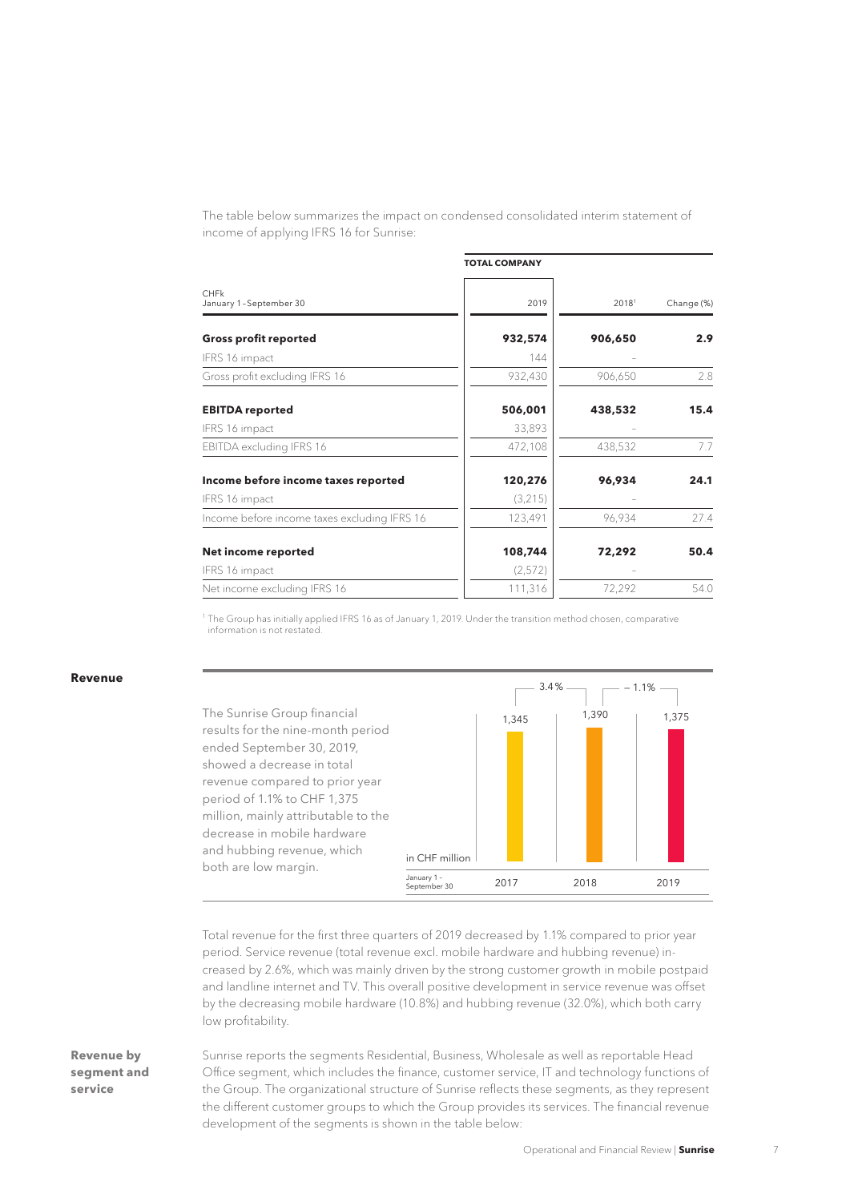The table below summarizes the impact on condensed consolidated interim statement of income of applying IFRS 16 for Sunrise:

| CHFk January 1–September 30 | TOTAL COMPANY 2019 | 2018[1] | Change (%) |
|---|---|---|---|
| **Gross profit reported** | **932,574** | **906,650** | **2.9** |
| IFRS 16 impact | 144 | – | |
| Gross profit excluding IFRS 16 | 932,430 | 906,650 | 2.8 |
| **EBITDA reported** | **506,001** | **438,532** | **15.4** |
| IFRS 16 impact | 33,893 | – | |
| EBITDA excluding IFRS 16 | 472,108 | 438,532 | 7.7 |
| **Income before income taxes reported** | **120,276** | **96,934** | **24.1** |
| IFRS 16 impact | (3,215) | – | |
| Income before income taxes excluding IFRS 16 | 123,491 | 96,934 | 27.4 |
| **Net income reported** | **108,744** | **72,292** | **50.4** |
| IFRS 16 impact | (2,572) | – | |
| Net income excluding IFRS 16 | 111,316 | 72,292 | 54.0 |

[1] The Group has initially applied IFRS 16 as of January 1, 2019. Under the transition method chosen, comparative information is not restated.

**Revenue**

The Sunrise Group financial results for the nine-month period ended September 30, 2019, showed a decrease in total revenue compared to prior year period of 1.1% to CHF 1,375 million, mainly attributable to the decrease in mobile hardware and hubbing revenue, which both are low margin.

| in CHF million, January 1 – September 30 | 2017 | 2018 | 2019 |
|---|---|---|---|
| Revenue | 1,345 | 1,390 | 1,375 |
| Change | | 3.4% | – 1.1% |

Total revenue for the first three quarters of 2019 decreased by 1.1% compared to prior year period. Service revenue (total revenue excl. mobile hardware and hubbing revenue) increased by 2.6%, which was mainly driven by the strong customer growth in mobile postpaid and landline internet and TV. This overall positive development in service revenue was offset by the decreasing mobile hardware (10.8%) and hubbing revenue (32.0%), which both carry low profitability.

**Revenue by segment and service**

Sunrise reports the segments Residential, Business, Wholesale as well as reportable Head Office segment, which includes the finance, customer service, IT and technology functions of the Group. The organizational structure of Sunrise reflects these segments, as they represent the different customer groups to which the Group provides its services. The financial revenue development of the segments is shown in the table below: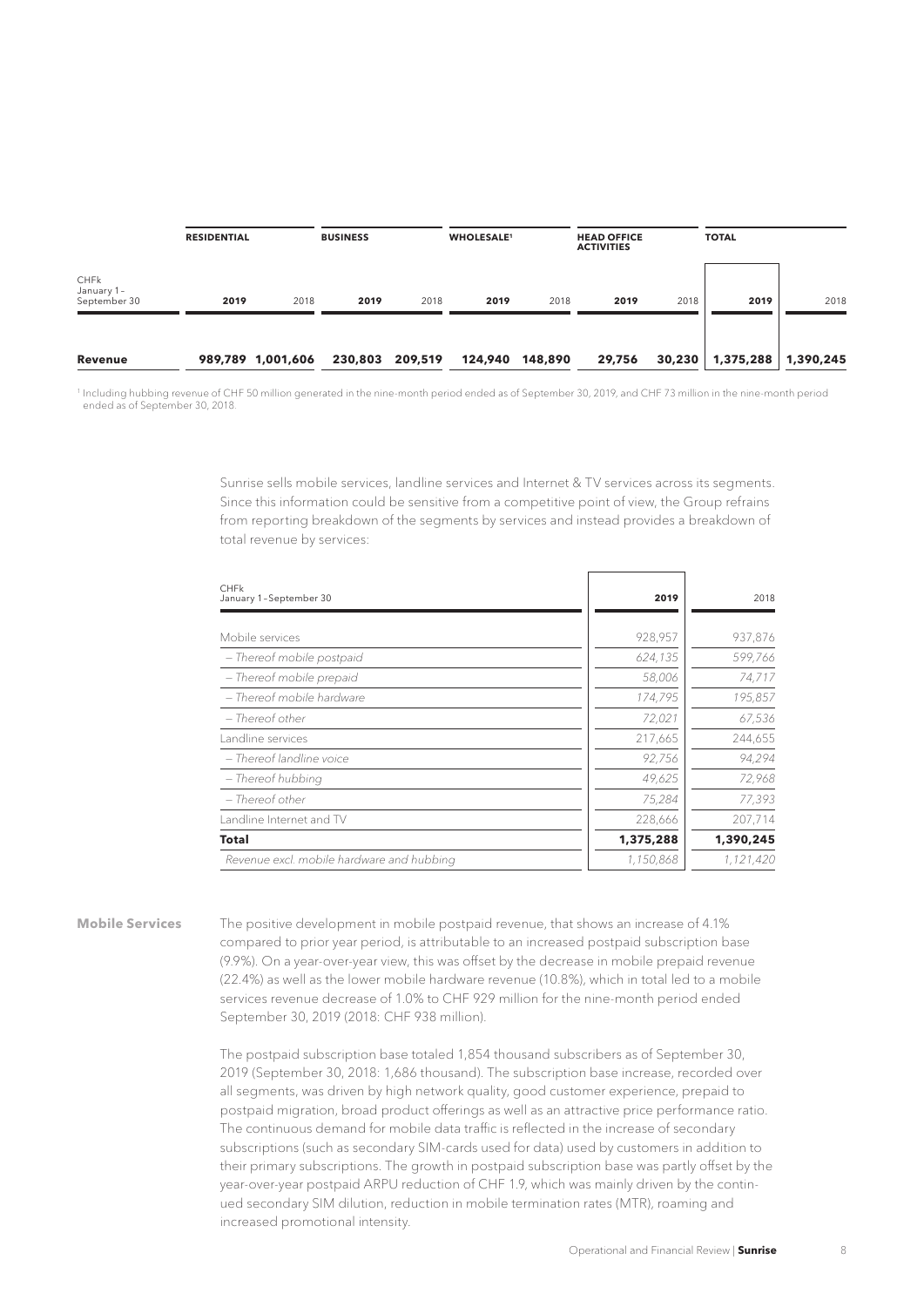| CHFk January 1 – September 30 | RESIDENTIAL | | BUSINESS | | WHOLESALE[1] | | HEAD OFFICE ACTIVITIES | | TOTAL | |
|---|---|---|---|---|---|---|---|---|---|---|
| | **2019** | 2018 | **2019** | 2018 | **2019** | 2018 | **2019** | 2018 | **2019** | 2018 |
| **Revenue** | **989,789** | **1,001,606** | **230,803** | **209,519** | **124,940** | **148,890** | **29,756** | **30,230** | **1,375,288** | **1,390,245** |

[1] Including hubbing revenue of CHF 50 million generated in the nine-month period ended as of September 30, 2019, and CHF 73 million in the nine-month period ended as of September 30, 2018.

Sunrise sells mobile services, landline services and Internet & TV services across its segments. Since this information could be sensitive from a competitive point of view, the Group refrains from reporting breakdown of the segments by services and instead provides a breakdown of total revenue by services:

| CHFk January 1 – September 30 | 2019 | 2018 |
|---|---|---|
| Mobile services | 928,957 | 937,876 |
| *– Thereof mobile postpaid* | *624,135* | *599,766* |
| *– Thereof mobile prepaid* | *58,006* | *74,717* |
| *– Thereof mobile hardware* | *174,795* | *195,857* |
| *– Thereof other* | *72,021* | *67,536* |
| Landline services | 217,665 | 244,655 |
| *– Thereof landline voice* | *92,756* | *94,294* |
| *– Thereof hubbing* | *49,625* | *72,968* |
| *– Thereof other* | *75,284* | *77,393* |
| Landline Internet and TV | 228,666 | 207,714 |
| **Total** | **1,375,288** | **1,390,245** |
| *Revenue excl. mobile hardware and hubbing* | *1,150,868* | *1,121,420* |

**Mobile Services**

The positive development in mobile postpaid revenue, that shows an increase of 4.1% compared to prior year period, is attributable to an increased postpaid subscription base (9.9%). On a year-over-year view, this was offset by the decrease in mobile prepaid revenue (22.4%) as well as the lower mobile hardware revenue (10.8%), which in total led to a mobile services revenue decrease of 1.0% to CHF 929 million for the nine-month period ended September 30, 2019 (2018: CHF 938 million).

The postpaid subscription base totaled 1,854 thousand subscribers as of September 30, 2019 (September 30, 2018: 1,686 thousand). The subscription base increase, recorded over all segments, was driven by high network quality, good customer experience, prepaid to postpaid migration, broad product offerings as well as an attractive price performance ratio. The continuous demand for mobile data traffic is reflected in the increase of secondary subscriptions (such as secondary SIM-cards used for data) used by customers in addition to their primary subscriptions. The growth in postpaid subscription base was partly offset by the year-over-year postpaid ARPU reduction of CHF 1.9, which was mainly driven by the continued secondary SIM dilution, reduction in mobile termination rates (MTR), roaming and increased promotional intensity.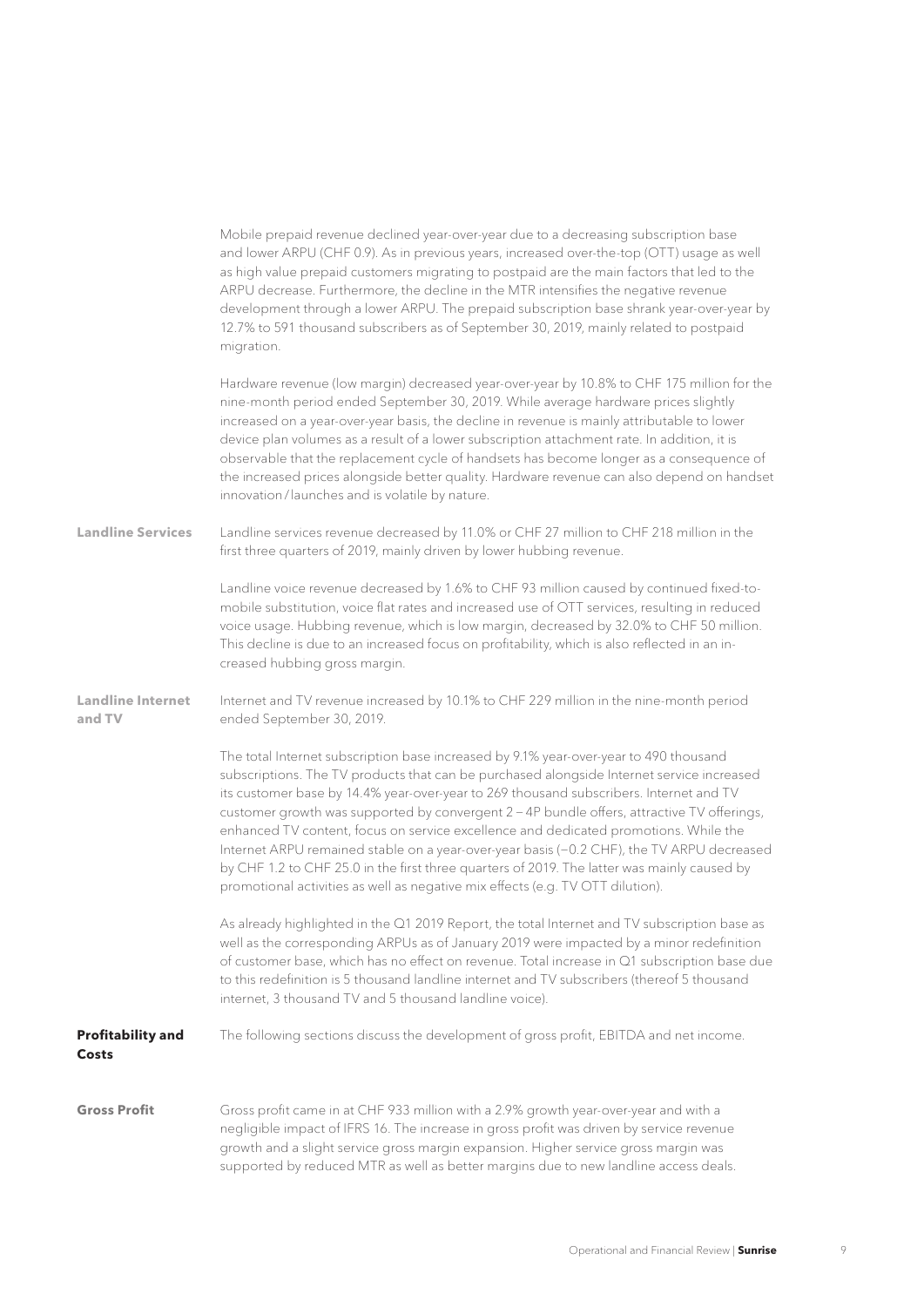Mobile prepaid revenue declined year-over-year due to a decreasing subscription base and lower ARPU (CHF 0.9). As in previous years, increased over-the-top (OTT) usage as well as high value prepaid customers migrating to postpaid are the main factors that led to the ARPU decrease. Furthermore, the decline in the MTR intensifies the negative revenue development through a lower ARPU. The prepaid subscription base shrank year-over-year by 12.7% to 591 thousand subscribers as of September 30, 2019, mainly related to postpaid migration.

Hardware revenue (low margin) decreased year-over-year by 10.8% to CHF 175 million for the nine-month period ended September 30, 2019. While average hardware prices slightly increased on a year-over-year basis, the decline in revenue is mainly attributable to lower device plan volumes as a result of a lower subscription attachment rate. In addition, it is observable that the replacement cycle of handsets has become longer as a consequence of the increased prices alongside better quality. Hardware revenue can also depend on handset innovation / launches and is volatile by nature.

### Landline Services

Landline services revenue decreased by 11.0% or CHF 27 million to CHF 218 million in the first three quarters of 2019, mainly driven by lower hubbing revenue.

Landline voice revenue decreased by 1.6% to CHF 93 million caused by continued fixed-to-mobile substitution, voice flat rates and increased use of OTT services, resulting in reduced voice usage. Hubbing revenue, which is low margin, decreased by 32.0% to CHF 50 million. This decline is due to an increased focus on profitability, which is also reflected in an increased hubbing gross margin.

### Landline Internet and TV

Internet and TV revenue increased by 10.1% to CHF 229 million in the nine-month period ended September 30, 2019.

The total Internet subscription base increased by 9.1% year-over-year to 490 thousand subscriptions. The TV products that can be purchased alongside Internet service increased its customer base by 14.4% year-over-year to 269 thousand subscribers. Internet and TV customer growth was supported by convergent 2 – 4P bundle offers, attractive TV offerings, enhanced TV content, focus on service excellence and dedicated promotions. While the Internet ARPU remained stable on a year-over-year basis (–0.2 CHF), the TV ARPU decreased by CHF 1.2 to CHF 25.0 in the first three quarters of 2019. The latter was mainly caused by promotional activities as well as negative mix effects (e.g. TV OTT dilution).

As already highlighted in the Q1 2019 Report, the total Internet and TV subscription base as well as the corresponding ARPUs as of January 2019 were impacted by a minor redefinition of customer base, which has no effect on revenue. Total increase in Q1 subscription base due to this redefinition is 5 thousand landline internet and TV subscribers (thereof 5 thousand internet, 3 thousand TV and 5 thousand landline voice).

## Profitability and Costs

The following sections discuss the development of gross profit, EBITDA and net income.

### Gross Profit

Gross profit came in at CHF 933 million with a 2.9% growth year-over-year and with a negligible impact of IFRS 16. The increase in gross profit was driven by service revenue growth and a slight service gross margin expansion. Higher service gross margin was supported by reduced MTR as well as better margins due to new landline access deals.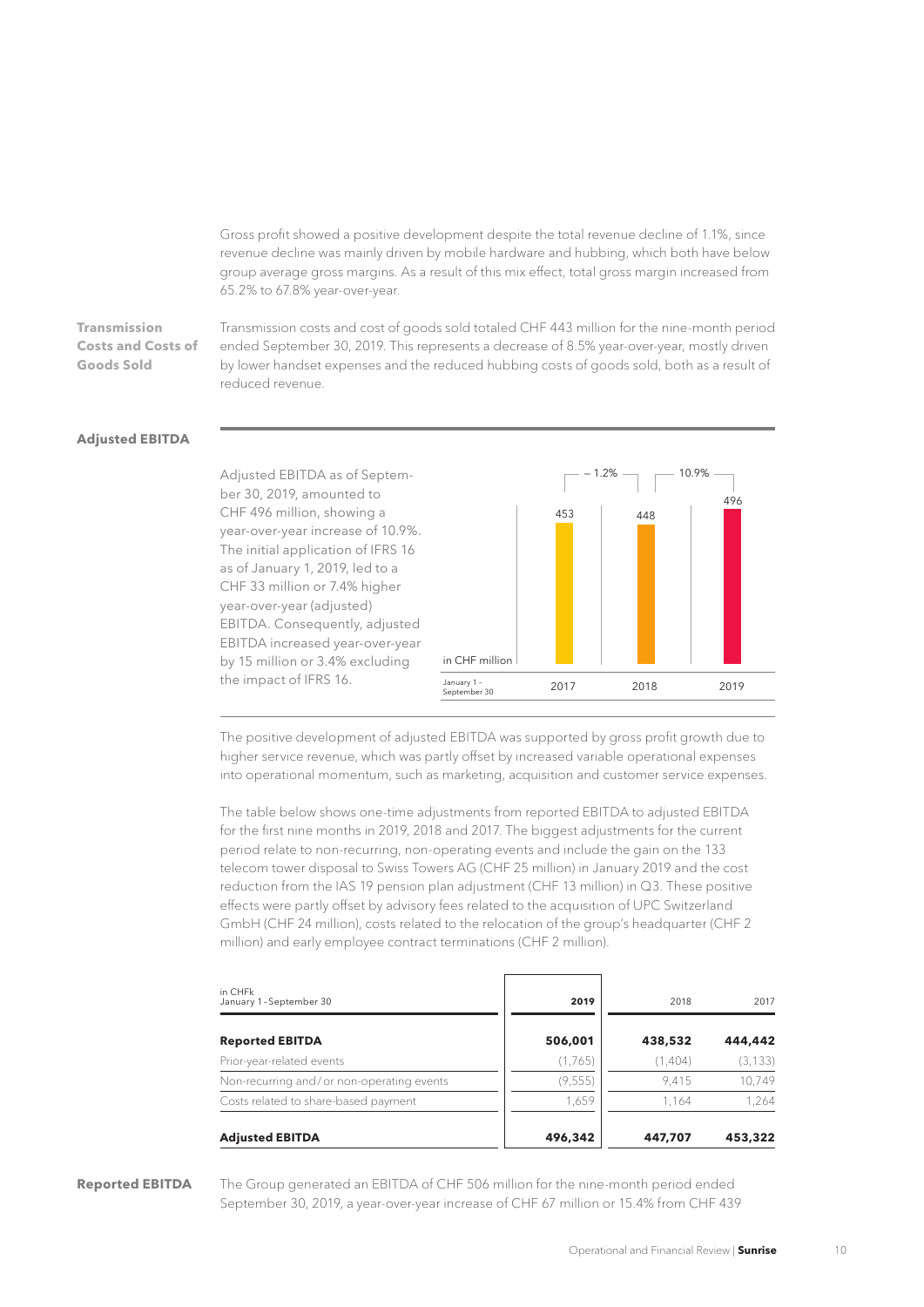Gross profit showed a positive development despite the total revenue decline of 1.1%, since revenue decline was mainly driven by mobile hardware and hubbing, which both have below group average gross margins. As a result of this mix effect, total gross margin increased from 65.2% to 67.8% year-over-year.

**Transmission Costs and Costs of Goods Sold**

Transmission costs and cost of goods sold totaled CHF 443 million for the nine-month period ended September 30, 2019. This represents a decrease of 8.5% year-over-year, mostly driven by lower handset expenses and the reduced hubbing costs of goods sold, both as a result of reduced revenue.

## Adjusted EBITDA

Adjusted EBITDA as of September 30, 2019, amounted to CHF 496 million, showing a year-over-year increase of 10.9%. The initial application of IFRS 16 as of January 1, 2019, led to a CHF 33 million or 7.4% higher year-over-year (adjusted) EBITDA. Consequently, adjusted EBITDA increased year-over-year by 15 million or 3.4% excluding the impact of IFRS 16.

| in CHF million, January 1 – September 30 | 2017 | 2018 | 2019 |
|---|---|---|---|
| Adjusted EBITDA | 453 | 448 | 496 |
| Change | | – 1.2% | 10.9% |

The positive development of adjusted EBITDA was supported by gross profit growth due to higher service revenue, which was partly offset by increased variable operational expenses into operational momentum, such as marketing, acquisition and customer service expenses.

The table below shows one-time adjustments from reported EBITDA to adjusted EBITDA for the first nine months in 2019, 2018 and 2017. The biggest adjustments for the current period relate to non-recurring, non-operating events and include the gain on the 133 telecom tower disposal to Swiss Towers AG (CHF 25 million) in January 2019 and the cost reduction from the IAS 19 pension plan adjustment (CHF 13 million) in Q3. These positive effects were partly offset by advisory fees related to the acquisition of UPC Switzerland GmbH (CHF 24 million), costs related to the relocation of the group's headquarter (CHF 2 million) and early employee contract terminations (CHF 2 million).

| in CHFk<br>January 1 – September 30 | 2019 | 2018 | 2017 |
|---|---|---|---|
| **Reported EBITDA** | **506,001** | **438,532** | **444,442** |
| Prior-year-related events | (1,765) | (1,404) | (3,133) |
| Non-recurring and / or non-operating events | (9,555) | 9,415 | 10,749 |
| Costs related to share-based payment | 1,659 | 1,164 | 1,264 |
| **Adjusted EBITDA** | **496,342** | **447,707** | **453,322** |

**Reported EBITDA**

The Group generated an EBITDA of CHF 506 million for the nine-month period ended September 30, 2019, a year-over-year increase of CHF 67 million or 15.4% from CHF 439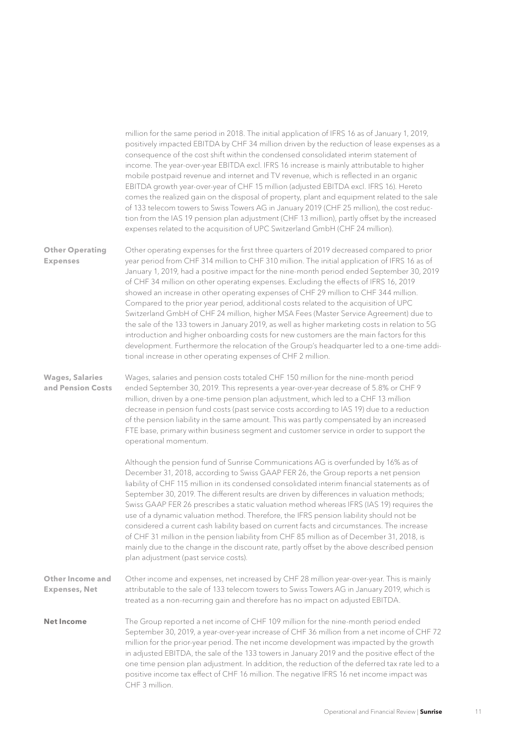million for the same period in 2018. The initial application of IFRS 16 as of January 1, 2019, positively impacted EBITDA by CHF 34 million driven by the reduction of lease expenses as a consequence of the cost shift within the condensed consolidated interim statement of income. The year-over-year EBITDA excl. IFRS 16 increase is mainly attributable to higher mobile postpaid revenue and internet and TV revenue, which is reflected in an organic EBITDA growth year-over-year of CHF 15 million (adjusted EBITDA excl. IFRS 16). Hereto comes the realized gain on the disposal of property, plant and equipment related to the sale of 133 telecom towers to Swiss Towers AG in January 2019 (CHF 25 million), the cost reduction from the IAS 19 pension plan adjustment (CHF 13 million), partly offset by the increased expenses related to the acquisition of UPC Switzerland GmbH (CHF 24 million).

**Other Operating Expenses**

Other operating expenses for the first three quarters of 2019 decreased compared to prior year period from CHF 314 million to CHF 310 million. The initial application of IFRS 16 as of January 1, 2019, had a positive impact for the nine-month period ended September 30, 2019 of CHF 34 million on other operating expenses. Excluding the effects of IFRS 16, 2019 showed an increase in other operating expenses of CHF 29 million to CHF 344 million. Compared to the prior year period, additional costs related to the acquisition of UPC Switzerland GmbH of CHF 24 million, higher MSA Fees (Master Service Agreement) due to the sale of the 133 towers in January 2019, as well as higher marketing costs in relation to 5G introduction and higher onboarding costs for new customers are the main factors for this development. Furthermore the relocation of the Group's headquarter led to a one-time additional increase in other operating expenses of CHF 2 million.

**Wages, Salaries and Pension Costs**

Wages, salaries and pension costs totaled CHF 150 million for the nine-month period ended September 30, 2019. This represents a year-over-year decrease of 5.8% or CHF 9 million, driven by a one-time pension plan adjustment, which led to a CHF 13 million decrease in pension fund costs (past service costs according to IAS 19) due to a reduction of the pension liability in the same amount. This was partly compensated by an increased FTE base, primary within business segment and customer service in order to support the operational momentum.

Although the pension fund of Sunrise Communications AG is overfunded by 16% as of December 31, 2018, according to Swiss GAAP FER 26, the Group reports a net pension liability of CHF 115 million in its condensed consolidated interim financial statements as of September 30, 2019. The different results are driven by differences in valuation methods; Swiss GAAP FER 26 prescribes a static valuation method whereas IFRS (IAS 19) requires the use of a dynamic valuation method. Therefore, the IFRS pension liability should not be considered a current cash liability based on current facts and circumstances. The increase of CHF 31 million in the pension liability from CHF 85 million as of December 31, 2018, is mainly due to the change in the discount rate, partly offset by the above described pension plan adjustment (past service costs).

**Other Income and Expenses, Net**

Other income and expenses, net increased by CHF 28 million year-over-year. This is mainly attributable to the sale of 133 telecom towers to Swiss Towers AG in January 2019, which is treated as a non-recurring gain and therefore has no impact on adjusted EBITDA.

**Net Income**

The Group reported a net income of CHF 109 million for the nine-month period ended September 30, 2019, a year-over-year increase of CHF 36 million from a net income of CHF 72 million for the prior-year period. The net income development was impacted by the growth in adjusted EBITDA, the sale of the 133 towers in January 2019 and the positive effect of the one time pension plan adjustment. In addition, the reduction of the deferred tax rate led to a positive income tax effect of CHF 16 million. The negative IFRS 16 net income impact was CHF 3 million.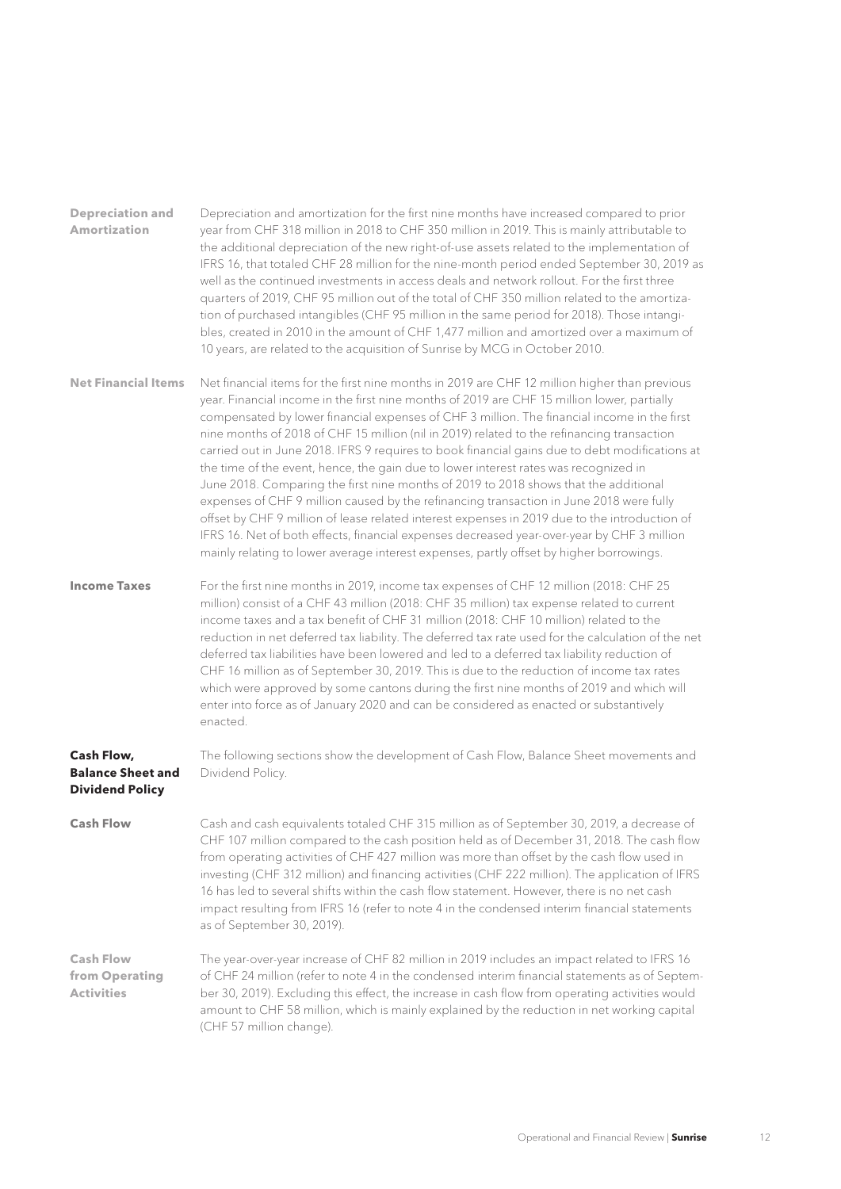**Depreciation and Amortization**

Depreciation and amortization for the first nine months have increased compared to prior year from CHF 318 million in 2018 to CHF 350 million in 2019. This is mainly attributable to the additional depreciation of the new right-of-use assets related to the implementation of IFRS 16, that totaled CHF 28 million for the nine-month period ended September 30, 2019 as well as the continued investments in access deals and network rollout. For the first three quarters of 2019, CHF 95 million out of the total of CHF 350 million related to the amortization of purchased intangibles (CHF 95 million in the same period for 2018). Those intangibles, created in 2010 in the amount of CHF 1,477 million and amortized over a maximum of 10 years, are related to the acquisition of Sunrise by MCG in October 2010.

**Net Financial Items**

Net financial items for the first nine months in 2019 are CHF 12 million higher than previous year. Financial income in the first nine months of 2019 are CHF 15 million lower, partially compensated by lower financial expenses of CHF 3 million. The financial income in the first nine months of 2018 of CHF 15 million (nil in 2019) related to the refinancing transaction carried out in June 2018. IFRS 9 requires to book financial gains due to debt modifications at the time of the event, hence, the gain due to lower interest rates was recognized in June 2018. Comparing the first nine months of 2019 to 2018 shows that the additional expenses of CHF 9 million caused by the refinancing transaction in June 2018 were fully offset by CHF 9 million of lease related interest expenses in 2019 due to the introduction of IFRS 16. Net of both effects, financial expenses decreased year-over-year by CHF 3 million mainly relating to lower average interest expenses, partly offset by higher borrowings.

**Income Taxes**

For the first nine months in 2019, income tax expenses of CHF 12 million (2018: CHF 25 million) consist of a CHF 43 million (2018: CHF 35 million) tax expense related to current income taxes and a tax benefit of CHF 31 million (2018: CHF 10 million) related to the reduction in net deferred tax liability. The deferred tax rate used for the calculation of the net deferred tax liabilities have been lowered and led to a deferred tax liability reduction of CHF 16 million as of September 30, 2019. This is due to the reduction of income tax rates which were approved by some cantons during the first nine months of 2019 and which will enter into force as of January 2020 and can be considered as enacted or substantively enacted.

## Cash Flow, Balance Sheet and Dividend Policy

The following sections show the development of Cash Flow, Balance Sheet movements and Dividend Policy.

**Cash Flow**

Cash and cash equivalents totaled CHF 315 million as of September 30, 2019, a decrease of CHF 107 million compared to the cash position held as of December 31, 2018. The cash flow from operating activities of CHF 427 million was more than offset by the cash flow used in investing (CHF 312 million) and financing activities (CHF 222 million). The application of IFRS 16 has led to several shifts within the cash flow statement. However, there is no net cash impact resulting from IFRS 16 (refer to note 4 in the condensed interim financial statements as of September 30, 2019).

**Cash Flow from Operating Activities**

The year-over-year increase of CHF 82 million in 2019 includes an impact related to IFRS 16 of CHF 24 million (refer to note 4 in the condensed interim financial statements as of September 30, 2019). Excluding this effect, the increase in cash flow from operating activities would amount to CHF 58 million, which is mainly explained by the reduction in net working capital (CHF 57 million change).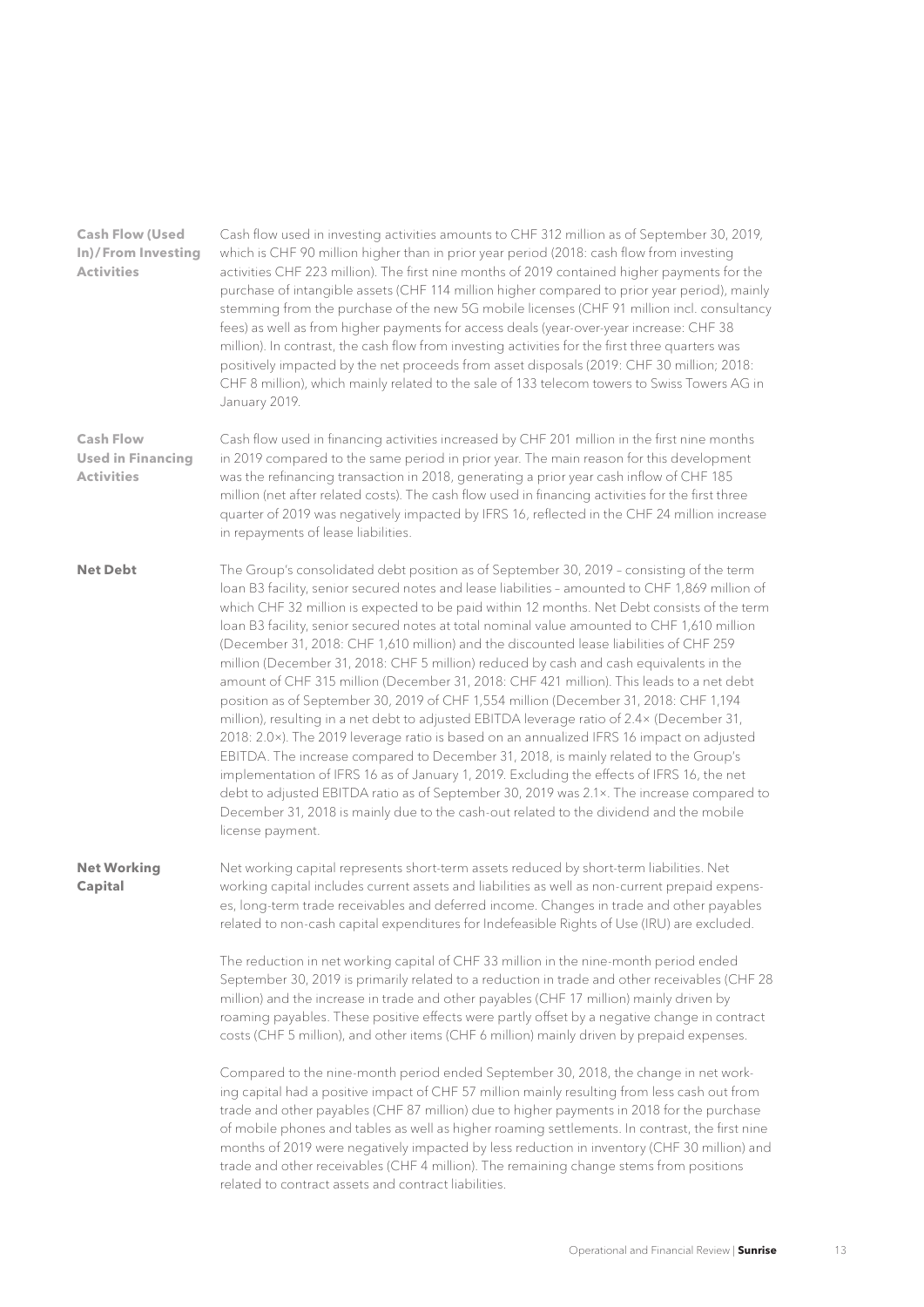### Cash Flow (Used In)/From Investing Activities

Cash flow used in investing activities amounts to CHF 312 million as of September 30, 2019, which is CHF 90 million higher than in prior year period (2018: cash flow from investing activities CHF 223 million). The first nine months of 2019 contained higher payments for the purchase of intangible assets (CHF 114 million higher compared to prior year period), mainly stemming from the purchase of the new 5G mobile licenses (CHF 91 million incl. consultancy fees) as well as from higher payments for access deals (year-over-year increase: CHF 38 million). In contrast, the cash flow from investing activities for the first three quarters was positively impacted by the net proceeds from asset disposals (2019: CHF 30 million; 2018: CHF 8 million), which mainly related to the sale of 133 telecom towers to Swiss Towers AG in January 2019.

### Cash Flow Used in Financing Activities

Cash flow used in financing activities increased by CHF 201 million in the first nine months in 2019 compared to the same period in prior year. The main reason for this development was the refinancing transaction in 2018, generating a prior year cash inflow of CHF 185 million (net after related costs). The cash flow used in financing activities for the first three quarter of 2019 was negatively impacted by IFRS 16, reflected in the CHF 24 million increase in repayments of lease liabilities.

### Net Debt

The Group's consolidated debt position as of September 30, 2019 – consisting of the term loan B3 facility, senior secured notes and lease liabilities – amounted to CHF 1,869 million of which CHF 32 million is expected to be paid within 12 months. Net Debt consists of the term loan B3 facility, senior secured notes at total nominal value amounted to CHF 1,610 million (December 31, 2018: CHF 1,610 million) and the discounted lease liabilities of CHF 259 million (December 31, 2018: CHF 5 million) reduced by cash and cash equivalents in the amount of CHF 315 million (December 31, 2018: CHF 421 million). This leads to a net debt position as of September 30, 2019 of CHF 1,554 million (December 31, 2018: CHF 1,194 million), resulting in a net debt to adjusted EBITDA leverage ratio of 2.4× (December 31, 2018: 2.0×). The 2019 leverage ratio is based on an annualized IFRS 16 impact on adjusted EBITDA. The increase compared to December 31, 2018, is mainly related to the Group's implementation of IFRS 16 as of January 1, 2019. Excluding the effects of IFRS 16, the net debt to adjusted EBITDA ratio as of September 30, 2019 was 2.1×. The increase compared to December 31, 2018 is mainly due to the cash-out related to the dividend and the mobile license payment.

### Net Working Capital

Net working capital represents short-term assets reduced by short-term liabilities. Net working capital includes current assets and liabilities as well as non-current prepaid expenses, long-term trade receivables and deferred income. Changes in trade and other payables related to non-cash capital expenditures for Indefeasible Rights of Use (IRU) are excluded.

The reduction in net working capital of CHF 33 million in the nine-month period ended September 30, 2019 is primarily related to a reduction in trade and other receivables (CHF 28 million) and the increase in trade and other payables (CHF 17 million) mainly driven by roaming payables. These positive effects were partly offset by a negative change in contract costs (CHF 5 million), and other items (CHF 6 million) mainly driven by prepaid expenses.

Compared to the nine-month period ended September 30, 2018, the change in net working capital had a positive impact of CHF 57 million mainly resulting from less cash out from trade and other payables (CHF 87 million) due to higher payments in 2018 for the purchase of mobile phones and tables as well as higher roaming settlements. In contrast, the first nine months of 2019 were negatively impacted by less reduction in inventory (CHF 30 million) and trade and other receivables (CHF 4 million). The remaining change stems from positions related to contract assets and contract liabilities.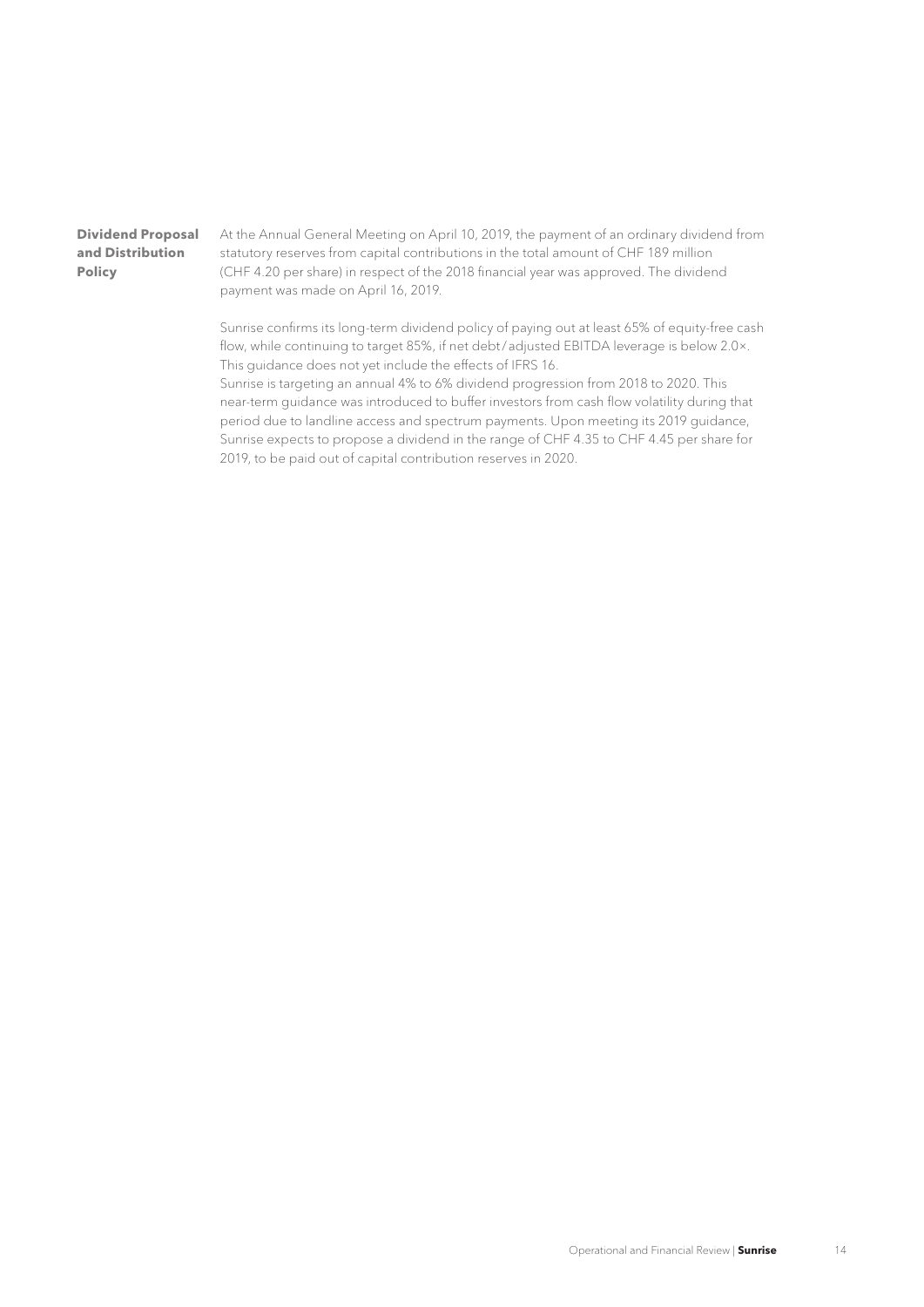## Dividend Proposal and Distribution Policy

At the Annual General Meeting on April 10, 2019, the payment of an ordinary dividend from statutory reserves from capital contributions in the total amount of CHF 189 million (CHF 4.20 per share) in respect of the 2018 financial year was approved. The dividend payment was made on April 16, 2019.

Sunrise confirms its long-term dividend policy of paying out at least 65% of equity-free cash flow, while continuing to target 85%, if net debt / adjusted EBITDA leverage is below 2.0×. This guidance does not yet include the effects of IFRS 16.

Sunrise is targeting an annual 4% to 6% dividend progression from 2018 to 2020. This near-term guidance was introduced to buffer investors from cash flow volatility during that period due to landline access and spectrum payments. Upon meeting its 2019 guidance, Sunrise expects to propose a dividend in the range of CHF 4.35 to CHF 4.45 per share for 2019, to be paid out of capital contribution reserves in 2020.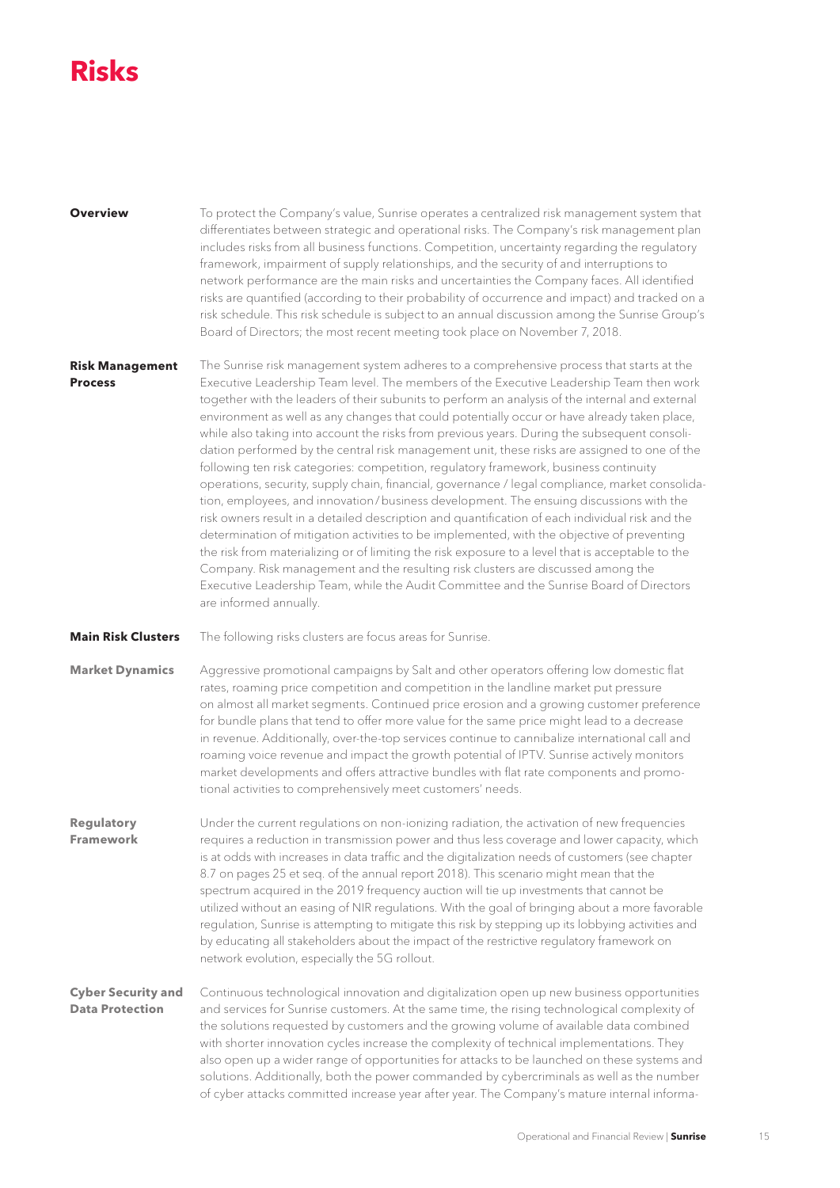# Risks

## Overview

To protect the Company's value, Sunrise operates a centralized risk management system that differentiates between strategic and operational risks. The Company's risk management plan includes risks from all business functions. Competition, uncertainty regarding the regulatory framework, impairment of supply relationships, and the security of and interruptions to network performance are the main risks and uncertainties the Company faces. All identified risks are quantified (according to their probability of occurrence and impact) and tracked on a risk schedule. This risk schedule is subject to an annual discussion among the Sunrise Group's Board of Directors; the most recent meeting took place on November 7, 2018.

## Risk Management Process

The Sunrise risk management system adheres to a comprehensive process that starts at the Executive Leadership Team level. The members of the Executive Leadership Team then work together with the leaders of their subunits to perform an analysis of the internal and external environment as well as any changes that could potentially occur or have already taken place, while also taking into account the risks from previous years. During the subsequent consolidation performed by the central risk management unit, these risks are assigned to one of the following ten risk categories: competition, regulatory framework, business continuity operations, security, supply chain, financial, governance / legal compliance, market consolidation, employees, and innovation / business development. The ensuing discussions with the risk owners result in a detailed description and quantification of each individual risk and the determination of mitigation activities to be implemented, with the objective of preventing the risk from materializing or of limiting the risk exposure to a level that is acceptable to the Company. Risk management and the resulting risk clusters are discussed among the Executive Leadership Team, while the Audit Committee and the Sunrise Board of Directors are informed annually.

## Main Risk Clusters

The following risks clusters are focus areas for Sunrise.

### Market Dynamics

Aggressive promotional campaigns by Salt and other operators offering low domestic flat rates, roaming price competition and competition in the landline market put pressure on almost all market segments. Continued price erosion and a growing customer preference for bundle plans that tend to offer more value for the same price might lead to a decrease in revenue. Additionally, over-the-top services continue to cannibalize international call and roaming voice revenue and impact the growth potential of IPTV. Sunrise actively monitors market developments and offers attractive bundles with flat rate components and promotional activities to comprehensively meet customers' needs.

### Regulatory Framework

Under the current regulations on non-ionizing radiation, the activation of new frequencies requires a reduction in transmission power and thus less coverage and lower capacity, which is at odds with increases in data traffic and the digitalization needs of customers (see chapter 8.7 on pages 25 et seq. of the annual report 2018). This scenario might mean that the spectrum acquired in the 2019 frequency auction will tie up investments that cannot be utilized without an easing of NIR regulations. With the goal of bringing about a more favorable regulation, Sunrise is attempting to mitigate this risk by stepping up its lobbying activities and by educating all stakeholders about the impact of the restrictive regulatory framework on network evolution, especially the 5G rollout.

### Cyber Security and Data Protection

Continuous technological innovation and digitalization open up new business opportunities and services for Sunrise customers. At the same time, the rising technological complexity of the solutions requested by customers and the growing volume of available data combined with shorter innovation cycles increase the complexity of technical implementations. They also open up a wider range of opportunities for attacks to be launched on these systems and solutions. Additionally, both the power commanded by cybercriminals as well as the number of cyber attacks committed increase year after year. The Company's mature internal informa-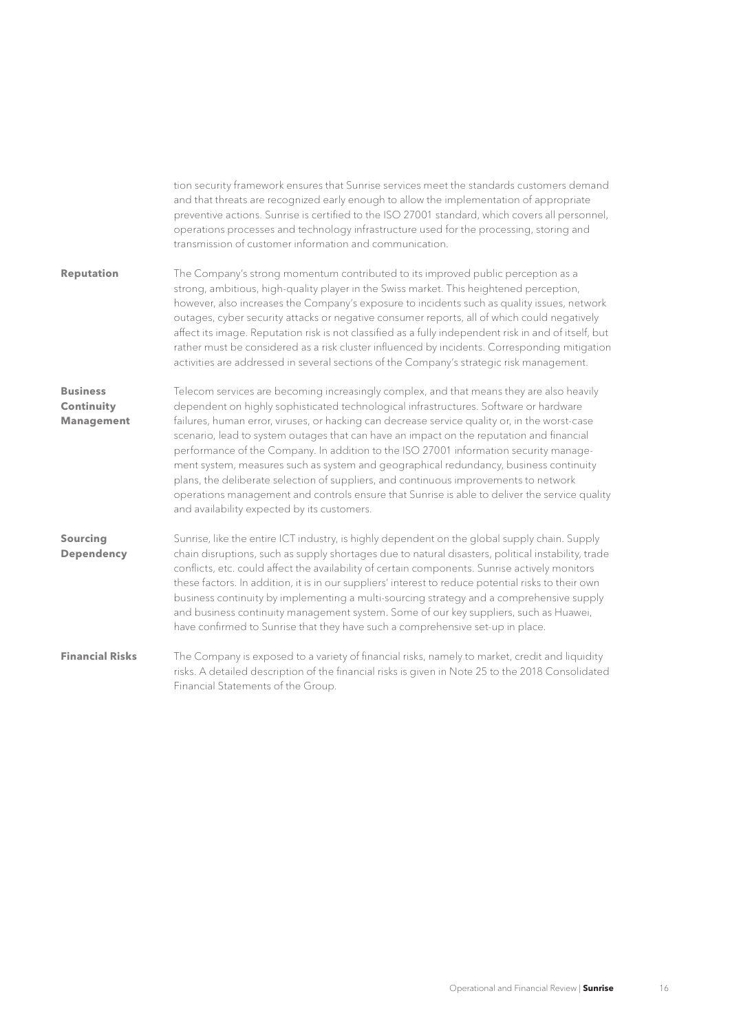tion security framework ensures that Sunrise services meet the standards customers demand and that threats are recognized early enough to allow the implementation of appropriate preventive actions. Sunrise is certified to the ISO 27001 standard, which covers all personnel, operations processes and technology infrastructure used for the processing, storing and transmission of customer information and communication.

**Reputation**

The Company's strong momentum contributed to its improved public perception as a strong, ambitious, high-quality player in the Swiss market. This heightened perception, however, also increases the Company's exposure to incidents such as quality issues, network outages, cyber security attacks or negative consumer reports, all of which could negatively affect its image. Reputation risk is not classified as a fully independent risk in and of itself, but rather must be considered as a risk cluster influenced by incidents. Corresponding mitigation activities are addressed in several sections of the Company's strategic risk management.

**Business Continuity Management**

Telecom services are becoming increasingly complex, and that means they are also heavily dependent on highly sophisticated technological infrastructures. Software or hardware failures, human error, viruses, or hacking can decrease service quality or, in the worst-case scenario, lead to system outages that can have an impact on the reputation and financial performance of the Company. In addition to the ISO 27001 information security management system, measures such as system and geographical redundancy, business continuity plans, the deliberate selection of suppliers, and continuous improvements to network operations management and controls ensure that Sunrise is able to deliver the service quality and availability expected by its customers.

**Sourcing Dependency**

Sunrise, like the entire ICT industry, is highly dependent on the global supply chain. Supply chain disruptions, such as supply shortages due to natural disasters, political instability, trade conflicts, etc. could affect the availability of certain components. Sunrise actively monitors these factors. In addition, it is in our suppliers' interest to reduce potential risks to their own business continuity by implementing a multi-sourcing strategy and a comprehensive supply and business continuity management system. Some of our key suppliers, such as Huawei, have confirmed to Sunrise that they have such a comprehensive set-up in place.

**Financial Risks**

The Company is exposed to a variety of financial risks, namely to market, credit and liquidity risks. A detailed description of the financial risks is given in Note 25 to the 2018 Consolidated Financial Statements of the Group.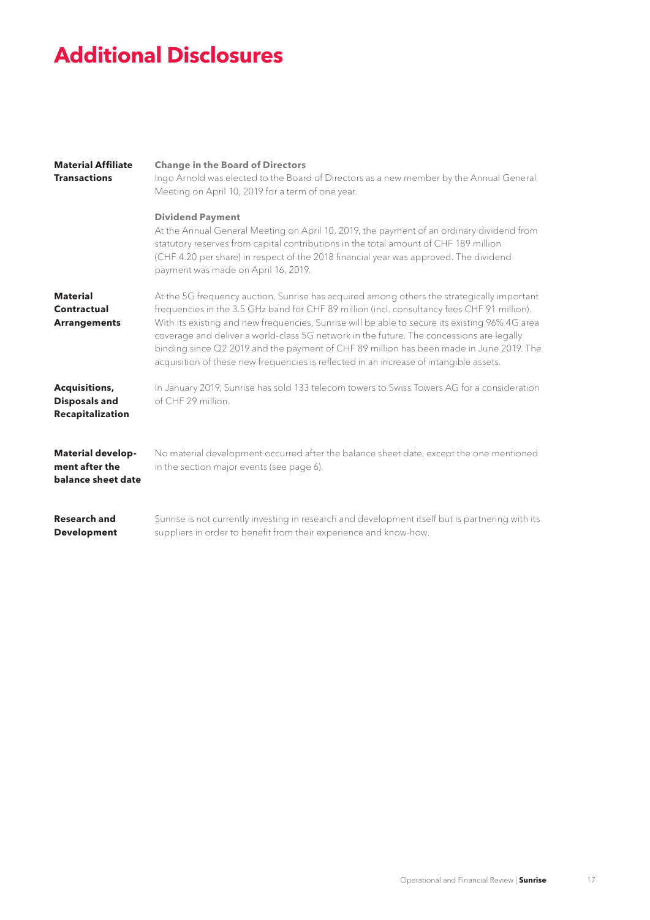# Additional Disclosures

## Material Affiliate Transactions

**Change in the Board of Directors**

Ingo Arnold was elected to the Board of Directors as a new member by the Annual General Meeting on April 10, 2019 for a term of one year.

**Dividend Payment**

At the Annual General Meeting on April 10, 2019, the payment of an ordinary dividend from statutory reserves from capital contributions in the total amount of CHF 189 million (CHF 4.20 per share) in respect of the 2018 financial year was approved. The dividend payment was made on April 16, 2019.

## Material Contractual Arrangements

At the 5G frequency auction, Sunrise has acquired among others the strategically important frequencies in the 3.5 GHz band for CHF 89 million (incl. consultancy fees CHF 91 million). With its existing and new frequencies, Sunrise will be able to secure its existing 96% 4G area coverage and deliver a world-class 5G network in the future. The concessions are legally binding since Q2 2019 and the payment of CHF 89 million has been made in June 2019. The acquisition of these new frequencies is reflected in an increase of intangible assets.

## Acquisitions, Disposals and Recapitalization

In January 2019, Sunrise has sold 133 telecom towers to Swiss Towers AG for a consideration of CHF 29 million.

## Material development after the balance sheet date

No material development occurred after the balance sheet date, except the one mentioned in the section major events (see page 6).

## Research and Development

Sunrise is not currently investing in research and development itself but is partnering with its suppliers in order to benefit from their experience and know-how.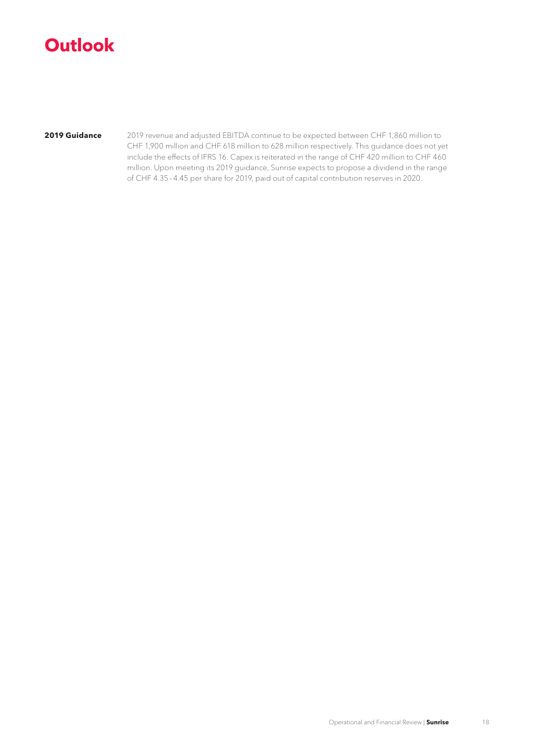# Outlook

**2019 Guidance**

2019 revenue and adjusted EBITDA continue to be expected between CHF 1,860 million to CHF 1,900 million and CHF 618 million to 628 million respectively. This guidance does not yet include the effects of IFRS 16. Capex is reiterated in the range of CHF 420 million to CHF 460 million. Upon meeting its 2019 guidance, Sunrise expects to propose a dividend in the range of CHF 4.35 – 4.45 per share for 2019, paid out of capital contribution reserves in 2020.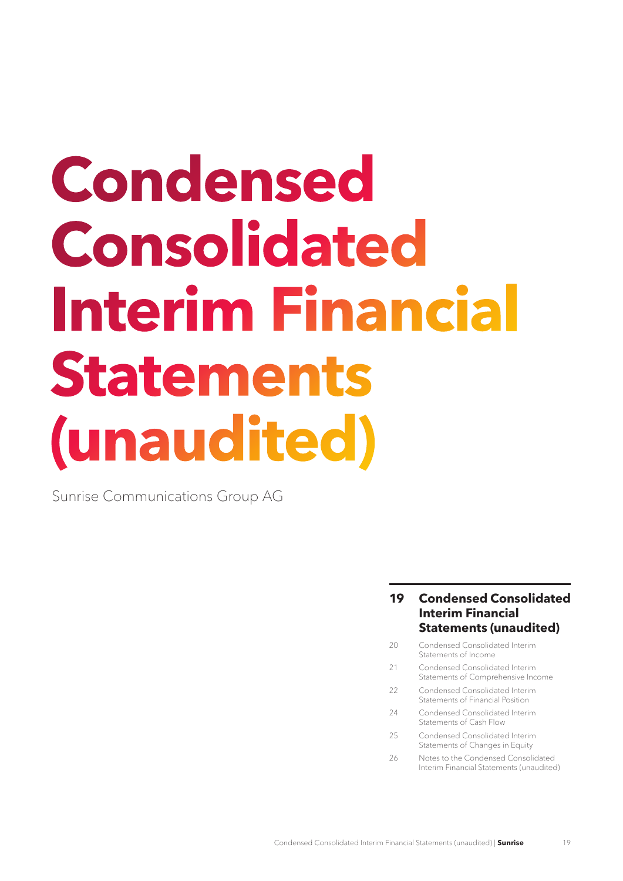# Condensed Consolidated Interim Financial Statements (unaudited)

Sunrise Communications Group AG

## 19 Condensed Consolidated Interim Financial Statements (unaudited)

| | |
|---|---|
| 20 | Condensed Consolidated Interim Statements of Income |
| 21 | Condensed Consolidated Interim Statements of Comprehensive Income |
| 22 | Condensed Consolidated Interim Statements of Financial Position |
| 24 | Condensed Consolidated Interim Statements of Cash Flow |
| 25 | Condensed Consolidated Interim Statements of Changes in Equity |
| 26 | Notes to the Condensed Consolidated Interim Financial Statements (unaudited) |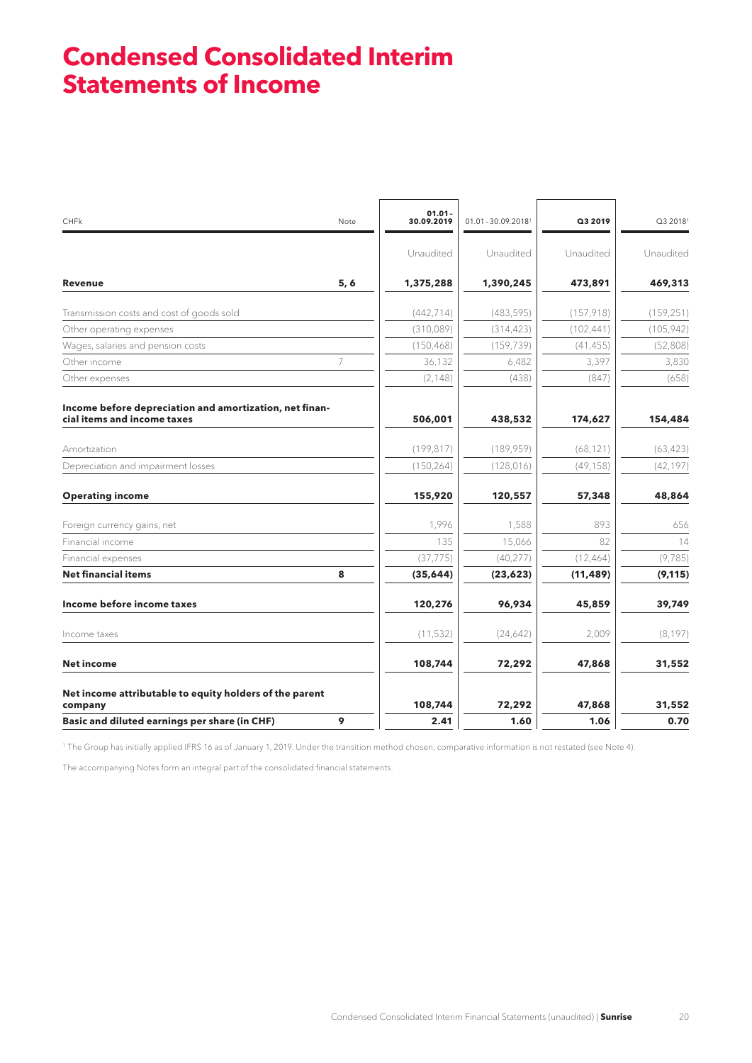# Condensed Consolidated Interim Statements of Income

| CHFk | Note | 01.01 - 30.09.2019 | 01.01 - 30.09.2018[1] | Q3 2019 | Q3 2018[1] |
|---|---|---|---|---|---|
| | | Unaudited | Unaudited | Unaudited | Unaudited |
| **Revenue** | **5, 6** | **1,375,288** | **1,390,245** | **473,891** | **469,313** |
| Transmission costs and cost of goods sold | | (442,714) | (483,595) | (157,918) | (159,251) |
| Other operating expenses | | (310,089) | (314,423) | (102,441) | (105,942) |
| Wages, salaries and pension costs | | (150,468) | (159,739) | (41,455) | (52,808) |
| Other income | 7 | 36,132 | 6,482 | 3,397 | 3,830 |
| Other expenses | | (2,148) | (438) | (847) | (658) |
| **Income before depreciation and amortization, net financial items and income taxes** | | **506,001** | **438,532** | **174,627** | **154,484** |
| Amortization | | (199,817) | (189,959) | (68,121) | (63,423) |
| Depreciation and impairment losses | | (150,264) | (128,016) | (49,158) | (42,197) |
| **Operating income** | | **155,920** | **120,557** | **57,348** | **48,864** |
| Foreign currency gains, net | | 1,996 | 1,588 | 893 | 656 |
| Financial income | | 135 | 15,066 | 82 | 14 |
| Financial expenses | | (37,775) | (40,277) | (12,464) | (9,785) |
| **Net financial items** | **8** | **(35,644)** | **(23,623)** | **(11,489)** | **(9,115)** |
| **Income before income taxes** | | **120,276** | **96,934** | **45,859** | **39,749** |
| Income taxes | | (11,532) | (24,642) | 2,009 | (8,197) |
| **Net income** | | **108,744** | **72,292** | **47,868** | **31,552** |
| **Net income attributable to equity holders of the parent company** | | **108,744** | **72,292** | **47,868** | **31,552** |
| **Basic and diluted earnings per share (in CHF)** | **9** | **2.41** | **1.60** | **1.06** | **0.70** |

[1] The Group has initially applied IFRS 16 as of January 1, 2019. Under the transition method chosen, comparative information is not restated (see Note 4).

The accompanying Notes form an integral part of the consolidated financial statements.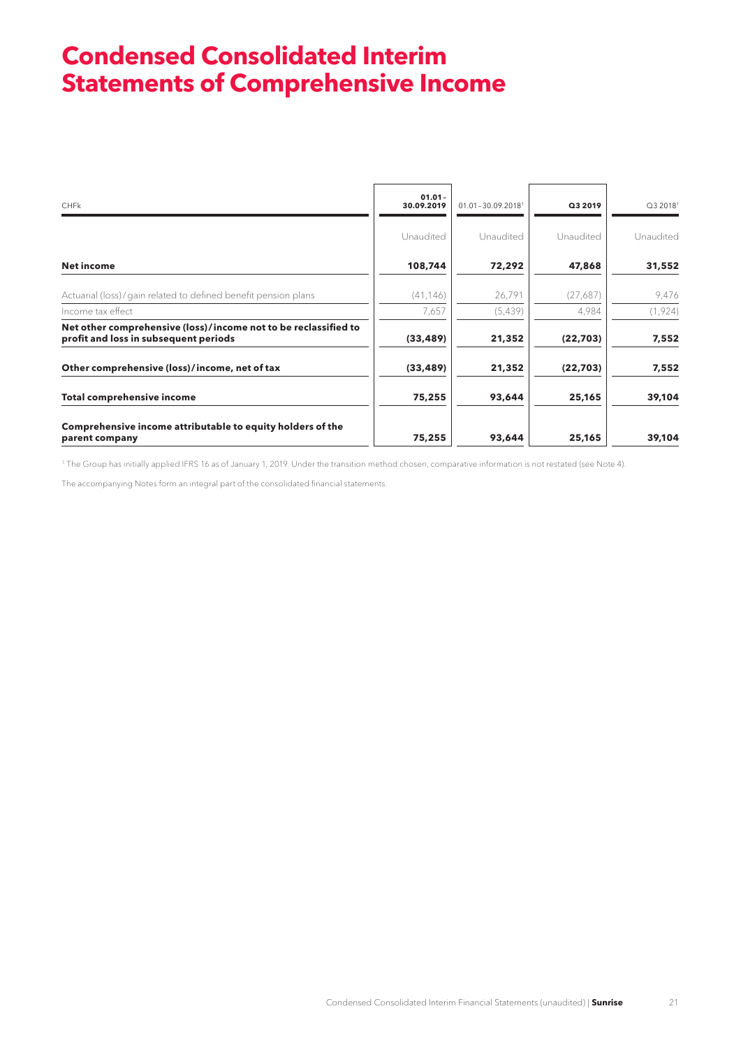# Condensed Consolidated Interim Statements of Comprehensive Income

| CHFk | 01.01 - 30.09.2019 | 01.01 - 30.09.2018[1] | Q3 2019 | Q3 2018[1] |
|---|---|---|---|---|
| | Unaudited | Unaudited | Unaudited | Unaudited |
| **Net income** | **108,744** | **72,292** | **47,868** | **31,552** |
| Actuarial (loss) / gain related to defined benefit pension plans | (41,146) | 26,791 | (27,687) | 9,476 |
| Income tax effect | 7,657 | (5,439) | 4,984 | (1,924) |
| **Net other comprehensive (loss) / income not to be reclassified to profit and loss in subsequent periods** | **(33,489)** | **21,352** | **(22,703)** | **7,552** |
| **Other comprehensive (loss) / income, net of tax** | **(33,489)** | **21,352** | **(22,703)** | **7,552** |
| **Total comprehensive income** | **75,255** | **93,644** | **25,165** | **39,104** |
| **Comprehensive income attributable to equity holders of the parent company** | **75,255** | **93,644** | **25,165** | **39,104** |

[1] The Group has initially applied IFRS 16 as of January 1, 2019. Under the transition method chosen, comparative information is not restated (see Note 4).

The accompanying Notes form an integral part of the consolidated financial statements.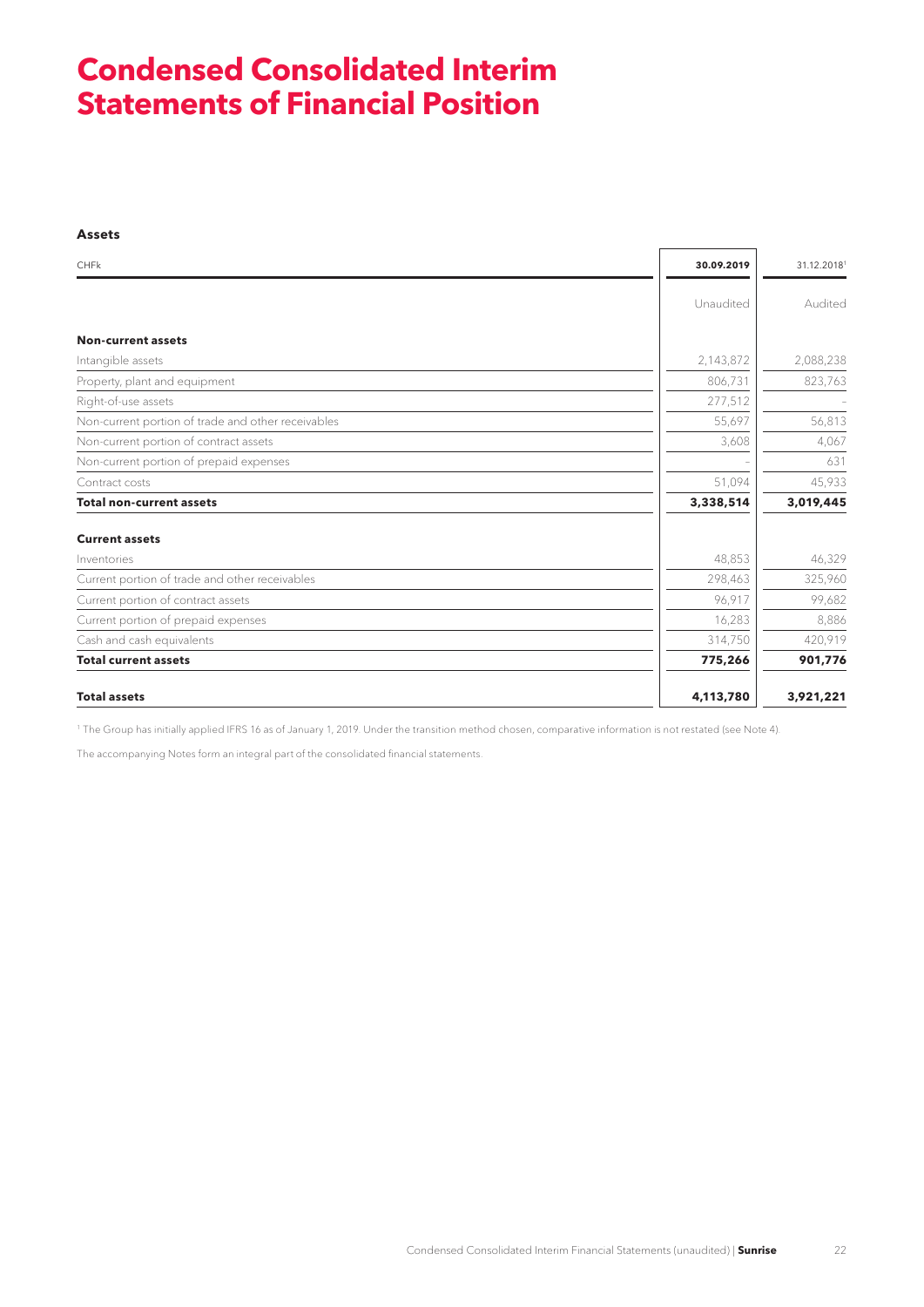# Condensed Consolidated Interim Statements of Financial Position

**Assets**

| CHFk | 30.09.2019 | 31.12.2018[1] |
|---|---|---|
| | Unaudited | Audited |
| **Non-current assets** | | |
| Intangible assets | 2,143,872 | 2,088,238 |
| Property, plant and equipment | 806,731 | 823,763 |
| Right-of-use assets | 277,512 | – |
| Non-current portion of trade and other receivables | 55,697 | 56,813 |
| Non-current portion of contract assets | 3,608 | 4,067 |
| Non-current portion of prepaid expenses | – | 631 |
| Contract costs | 51,094 | 45,933 |
| **Total non-current assets** | **3,338,514** | **3,019,445** |
| **Current assets** | | |
| Inventories | 48,853 | 46,329 |
| Current portion of trade and other receivables | 298,463 | 325,960 |
| Current portion of contract assets | 96,917 | 99,682 |
| Current portion of prepaid expenses | 16,283 | 8,886 |
| Cash and cash equivalents | 314,750 | 420,919 |
| **Total current assets** | **775,266** | **901,776** |
| **Total assets** | **4,113,780** | **3,921,221** |

[1] The Group has initially applied IFRS 16 as of January 1, 2019. Under the transition method chosen, comparative information is not restated (see Note 4).

The accompanying Notes form an integral part of the consolidated financial statements.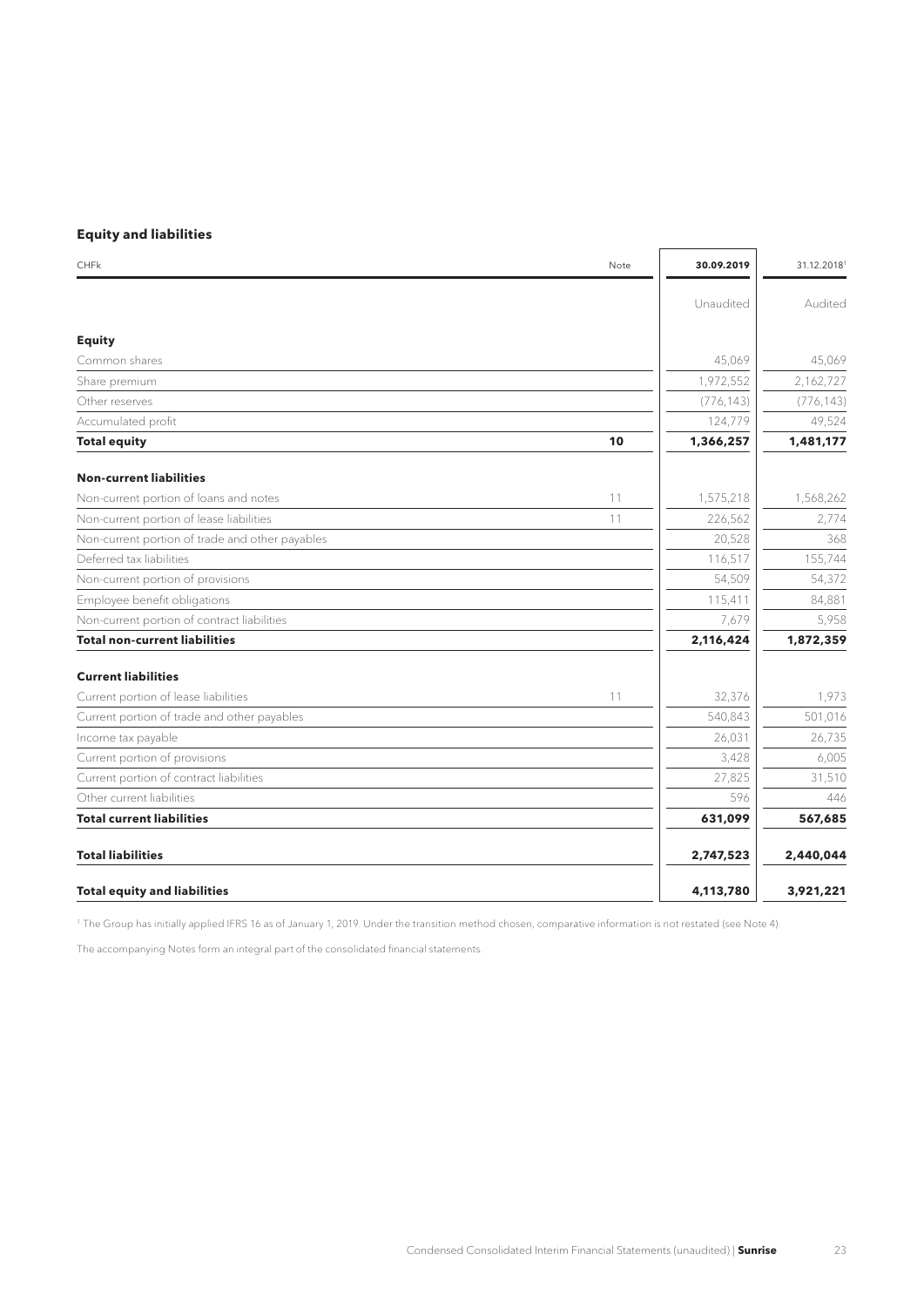### Equity and liabilities

| CHFk | Note | 30.09.2019 | 31.12.2018[1] |
|---|---|---|---|
| | | Unaudited | Audited |
| **Equity** | | | |
| Common shares | | 45,069 | 45,069 |
| Share premium | | 1,972,552 | 2,162,727 |
| Other reserves | | (776,143) | (776,143) |
| Accumulated profit | | 124,779 | 49,524 |
| **Total equity** | **10** | **1,366,257** | **1,481,177** |
| **Non-current liabilities** | | | |
| Non-current portion of loans and notes | 11 | 1,575,218 | 1,568,262 |
| Non-current portion of lease liabilities | 11 | 226,562 | 2,774 |
| Non-current portion of trade and other payables | | 20,528 | 368 |
| Deferred tax liabilities | | 116,517 | 155,744 |
| Non-current portion of provisions | | 54,509 | 54,372 |
| Employee benefit obligations | | 115,411 | 84,881 |
| Non-current portion of contract liabilities | | 7,679 | 5,958 |
| **Total non-current liabilities** | | **2,116,424** | **1,872,359** |
| **Current liabilities** | | | |
| Current portion of lease liabilities | 11 | 32,376 | 1,973 |
| Current portion of trade and other payables | | 540,843 | 501,016 |
| Income tax payable | | 26,031 | 26,735 |
| Current portion of provisions | | 3,428 | 6,005 |
| Current portion of contract liabilities | | 27,825 | 31,510 |
| Other current liabilities | | 596 | 446 |
| **Total current liabilities** | | **631,099** | **567,685** |
| **Total liabilities** | | **2,747,523** | **2,440,044** |
| **Total equity and liabilities** | | **4,113,780** | **3,921,221** |

[1] The Group has initially applied IFRS 16 as of January 1, 2019. Under the transition method chosen, comparative information is not restated (see Note 4).

The accompanying Notes form an integral part of the consolidated financial statements.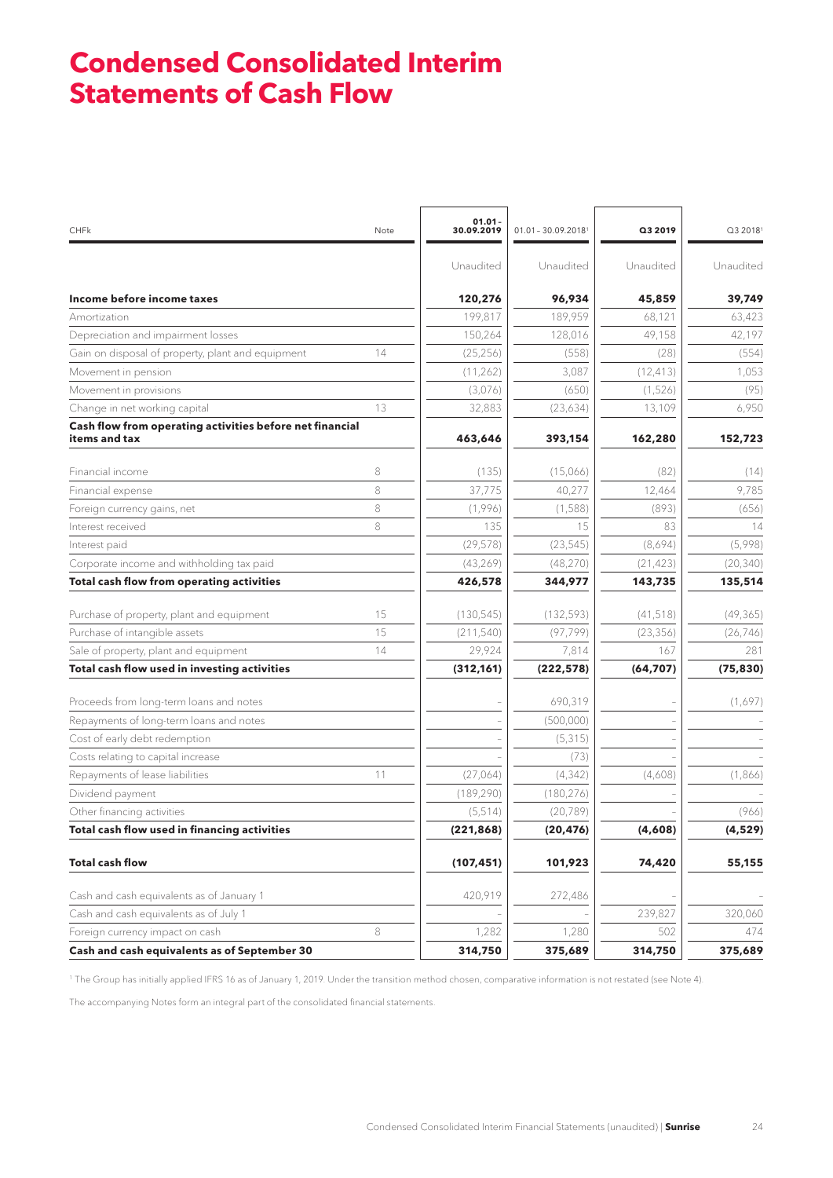# Condensed Consolidated Interim Statements of Cash Flow

| CHFk | Note | 01.01 – 30.09.2019 | 01.01 – 30.09.2018[1] | Q3 2019 | Q3 2018[1] |
|---|---|---|---|---|---|
| | | Unaudited | Unaudited | Unaudited | Unaudited |
| **Income before income taxes** | | **120,276** | **96,934** | **45,859** | **39,749** |
| Amortization | | 199,817 | 189,959 | 68,121 | 63,423 |
| Depreciation and impairment losses | | 150,264 | 128,016 | 49,158 | 42,197 |
| Gain on disposal of property, plant and equipment | 14 | (25,256) | (558) | (28) | (554) |
| Movement in pension | | (11,262) | 3,087 | (12,413) | 1,053 |
| Movement in provisions | | (3,076) | (650) | (1,526) | (95) |
| Change in net working capital | 13 | 32,883 | (23,634) | 13,109 | 6,950 |
| **Cash flow from operating activities before net financial items and tax** | | **463,646** | **393,154** | **162,280** | **152,723** |
| Financial income | 8 | (135) | (15,066) | (82) | (14) |
| Financial expense | 8 | 37,775 | 40,277 | 12,464 | 9,785 |
| Foreign currency gains, net | 8 | (1,996) | (1,588) | (893) | (656) |
| Interest received | 8 | 135 | 15 | 83 | 14 |
| Interest paid | | (29,578) | (23,545) | (8,694) | (5,998) |
| Corporate income and withholding tax paid | | (43,269) | (48,270) | (21,423) | (20,340) |
| **Total cash flow from operating activities** | | **426,578** | **344,977** | **143,735** | **135,514** |
| Purchase of property, plant and equipment | 15 | (130,545) | (132,593) | (41,518) | (49,365) |
| Purchase of intangible assets | 15 | (211,540) | (97,799) | (23,356) | (26,746) |
| Sale of property, plant and equipment | 14 | 29,924 | 7,814 | 167 | 281 |
| **Total cash flow used in investing activities** | | **(312,161)** | **(222,578)** | **(64,707)** | **(75,830)** |
| Proceeds from long-term loans and notes | | – | 690,319 | – | (1,697) |
| Repayments of long-term loans and notes | | – | (500,000) | – | – |
| Cost of early debt redemption | | – | (5,315) | – | – |
| Costs relating to capital increase | | – | (73) | – | – |
| Repayments of lease liabilities | 11 | (27,064) | (4,342) | (4,608) | (1,866) |
| Dividend payment | | (189,290) | (180,276) | – | – |
| Other financing activities | | (5,514) | (20,789) | – | (966) |
| **Total cash flow used in financing activities** | | **(221,868)** | **(20,476)** | **(4,608)** | **(4,529)** |
| **Total cash flow** | | **(107,451)** | **101,923** | **74,420** | **55,155** |
| Cash and cash equivalents as of January 1 | | 420,919 | 272,486 | – | – |
| Cash and cash equivalents as of July 1 | | – | – | 239,827 | 320,060 |
| Foreign currency impact on cash | 8 | 1,282 | 1,280 | 502 | 474 |
| **Cash and cash equivalents as of September 30** | | **314,750** | **375,689** | **314,750** | **375,689** |

[1] The Group has initially applied IFRS 16 as of January 1, 2019. Under the transition method chosen, comparative information is not restated (see Note 4).

The accompanying Notes form an integral part of the consolidated financial statements.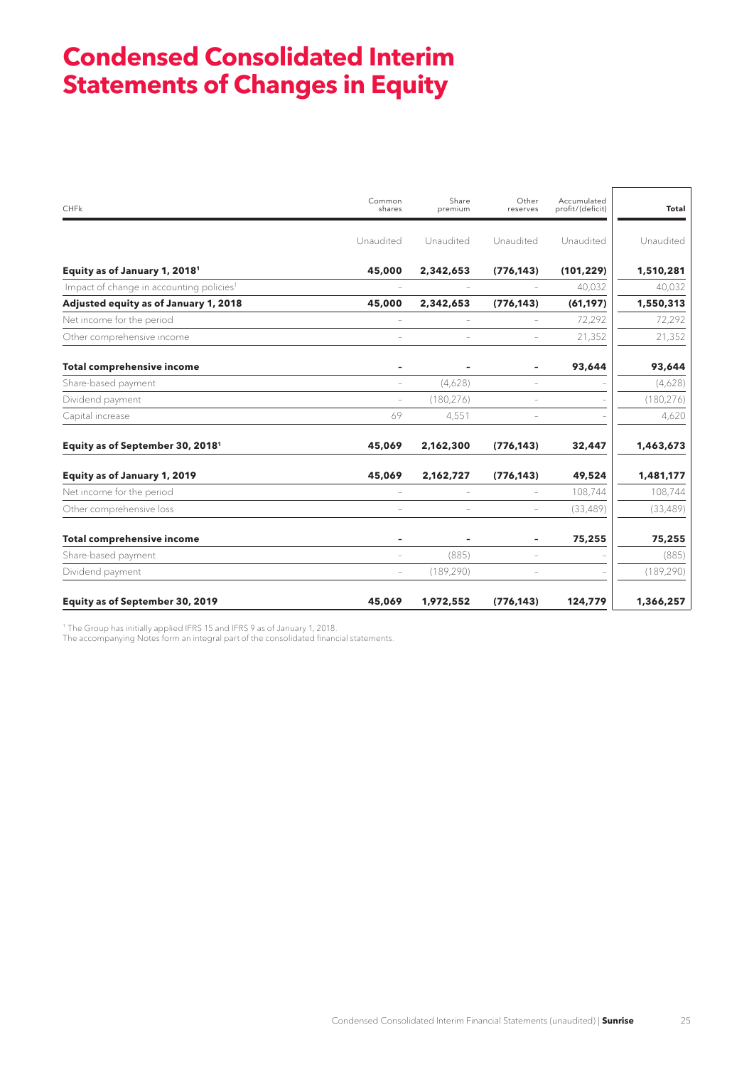# Condensed Consolidated Interim Statements of Changes in Equity

| CHFk | Common shares | Share premium | Other reserves | Accumulated profit/(deficit) | Total |
|---|---|---|---|---|---|
| | Unaudited | Unaudited | Unaudited | Unaudited | Unaudited |
| **Equity as of January 1, 2018[1]** | **45,000** | **2,342,653** | **(776,143)** | **(101,229)** | **1,510,281** |
| Impact of change in accounting policies[1] | – | – | – | 40,032 | 40,032 |
| **Adjusted equity as of January 1, 2018** | **45,000** | **2,342,653** | **(776,143)** | **(61,197)** | **1,550,313** |
| Net income for the period | – | – | – | 72,292 | 72,292 |
| Other comprehensive income | – | – | – | 21,352 | 21,352 |
| **Total comprehensive income** | **-** | **-** | **-** | **93,644** | **93,644** |
| Share-based payment | – | (4,628) | – | – | (4,628) |
| Dividend payment | – | (180,276) | – | – | (180,276) |
| Capital increase | 69 | 4,551 | – | – | 4,620 |
| **Equity as of September 30, 2018[1]** | **45,069** | **2,162,300** | **(776,143)** | **32,447** | **1,463,673** |
| **Equity as of January 1, 2019** | **45,069** | **2,162,727** | **(776,143)** | **49,524** | **1,481,177** |
| Net income for the period | – | – | – | 108,744 | 108,744 |
| Other comprehensive loss | – | – | – | (33,489) | (33,489) |
| **Total comprehensive income** | **-** | **-** | **-** | **75,255** | **75,255** |
| Share-based payment | – | (885) | – | – | (885) |
| Dividend payment | – | (189,290) | – | – | (189,290) |
| **Equity as of September 30, 2019** | **45,069** | **1,972,552** | **(776,143)** | **124,779** | **1,366,257** |

[1] The Group has initially applied IFRS 15 and IFRS 9 as of January 1, 2018.
The accompanying Notes form an integral part of the consolidated financial statements.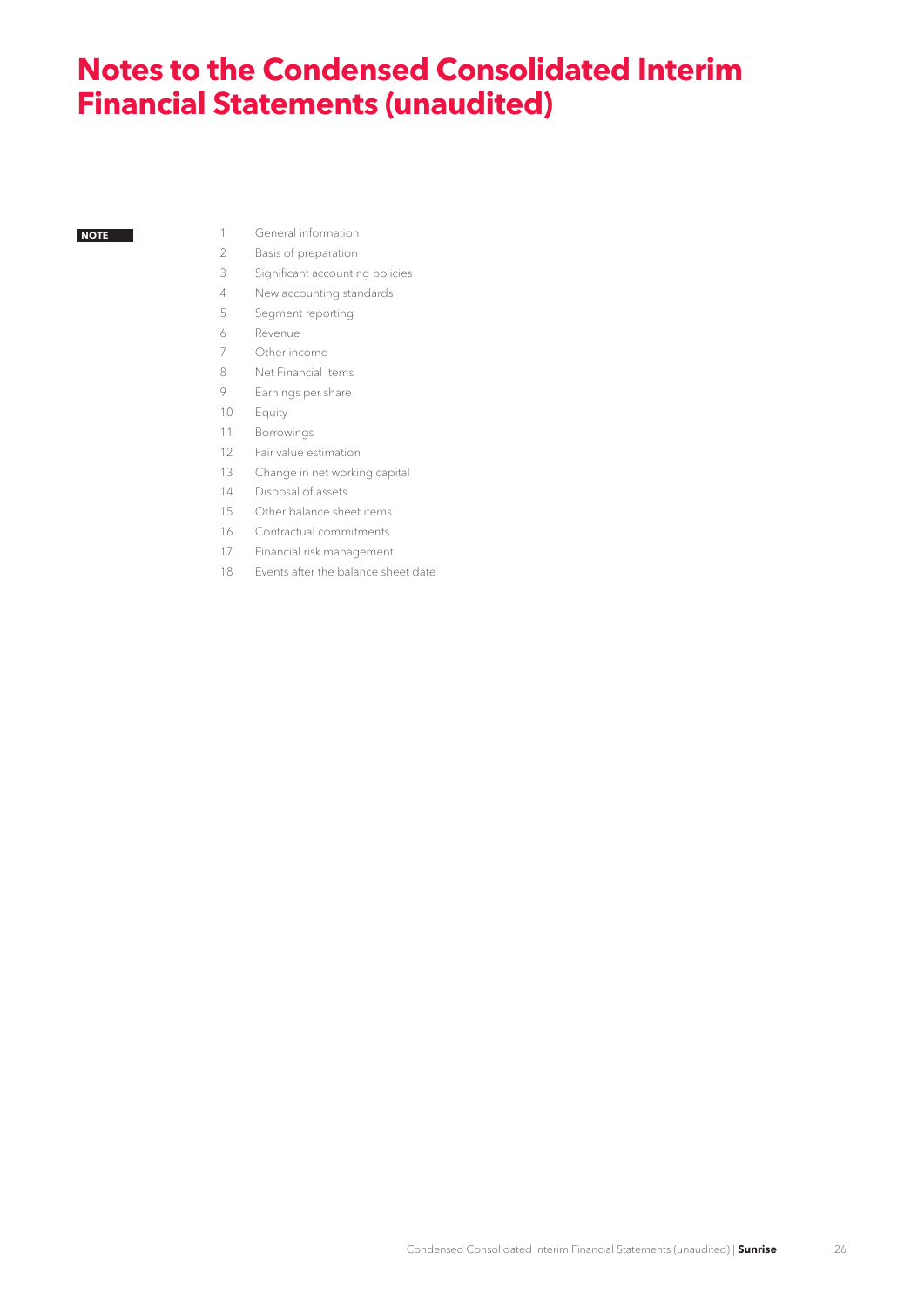# Notes to the Condensed Consolidated Interim Financial Statements (unaudited)

| NOTE | |
|---|---|
| 1 | General information |
| 2 | Basis of preparation |
| 3 | Significant accounting policies |
| 4 | New accounting standards |
| 5 | Segment reporting |
| 6 | Revenue |
| 7 | Other income |
| 8 | Net Financial Items |
| 9 | Earnings per share |
| 10 | Equity |
| 11 | Borrowings |
| 12 | Fair value estimation |
| 13 | Change in net working capital |
| 14 | Disposal of assets |
| 15 | Other balance sheet items |
| 16 | Contractual commitments |
| 17 | Financial risk management |
| 18 | Events after the balance sheet date |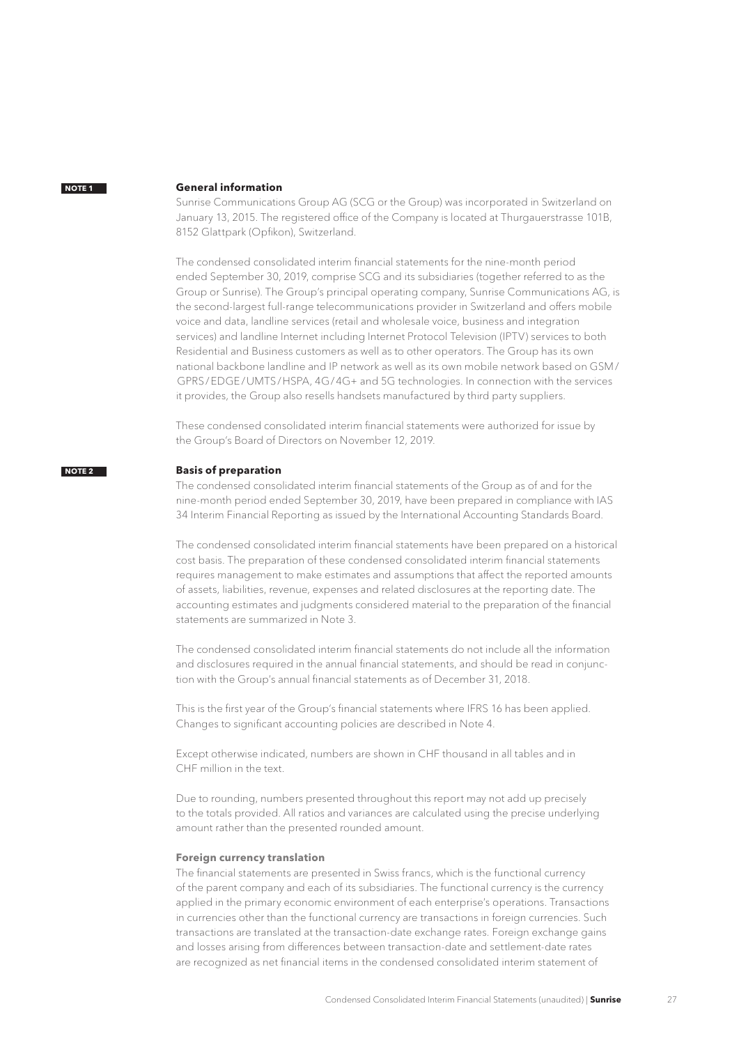**NOTE 1**

## General information

Sunrise Communications Group AG (SCG or the Group) was incorporated in Switzerland on January 13, 2015. The registered office of the Company is located at Thurgauerstrasse 101B, 8152 Glattpark (Opfikon), Switzerland.

The condensed consolidated interim financial statements for the nine-month period ended September 30, 2019, comprise SCG and its subsidiaries (together referred to as the Group or Sunrise). The Group's principal operating company, Sunrise Communications AG, is the second-largest full-range telecommunications provider in Switzerland and offers mobile voice and data, landline services (retail and wholesale voice, business and integration services) and landline Internet including Internet Protocol Television (IPTV) services to both Residential and Business customers as well as to other operators. The Group has its own national backbone landline and IP network as well as its own mobile network based on GSM/GPRS/EDGE/UMTS/HSPA, 4G/4G+ and 5G technologies. In connection with the services it provides, the Group also resells handsets manufactured by third party suppliers.

These condensed consolidated interim financial statements were authorized for issue by the Group's Board of Directors on November 12, 2019.

**NOTE 2**

## Basis of preparation

The condensed consolidated interim financial statements of the Group as of and for the nine-month period ended September 30, 2019, have been prepared in compliance with IAS 34 Interim Financial Reporting as issued by the International Accounting Standards Board.

The condensed consolidated interim financial statements have been prepared on a historical cost basis. The preparation of these condensed consolidated interim financial statements requires management to make estimates and assumptions that affect the reported amounts of assets, liabilities, revenue, expenses and related disclosures at the reporting date. The accounting estimates and judgments considered material to the preparation of the financial statements are summarized in Note 3.

The condensed consolidated interim financial statements do not include all the information and disclosures required in the annual financial statements, and should be read in conjunction with the Group's annual financial statements as of December 31, 2018.

This is the first year of the Group's financial statements where IFRS 16 has been applied. Changes to significant accounting policies are described in Note 4.

Except otherwise indicated, numbers are shown in CHF thousand in all tables and in CHF million in the text.

Due to rounding, numbers presented throughout this report may not add up precisely to the totals provided. All ratios and variances are calculated using the precise underlying amount rather than the presented rounded amount.

### Foreign currency translation

The financial statements are presented in Swiss francs, which is the functional currency of the parent company and each of its subsidiaries. The functional currency is the currency applied in the primary economic environment of each enterprise's operations. Transactions in currencies other than the functional currency are transactions in foreign currencies. Such transactions are translated at the transaction-date exchange rates. Foreign exchange gains and losses arising from differences between transaction-date and settlement-date rates are recognized as net financial items in the condensed consolidated interim statement of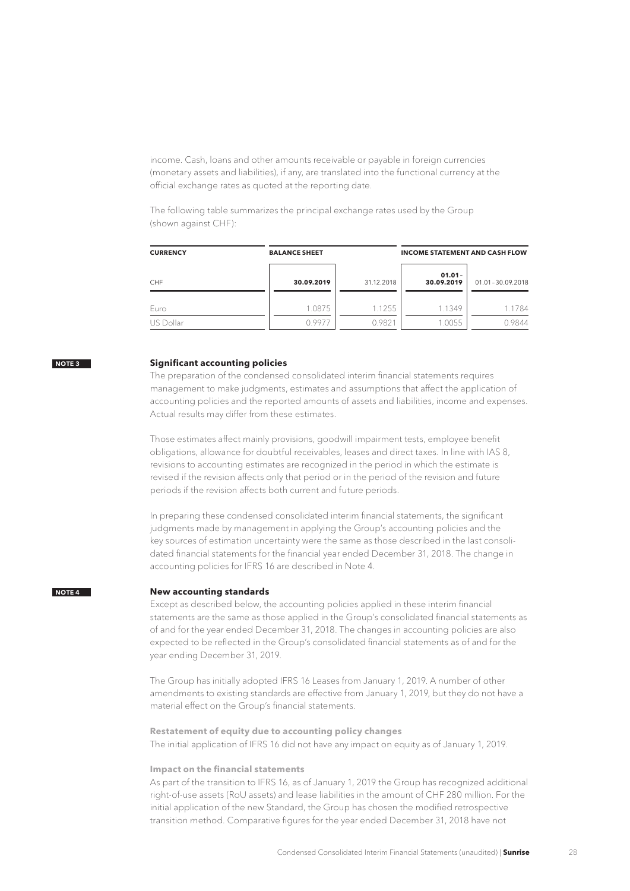income. Cash, loans and other amounts receivable or payable in foreign currencies (monetary assets and liabilities), if any, are translated into the functional currency at the official exchange rates as quoted at the reporting date.

The following table summarizes the principal exchange rates used by the Group (shown against CHF):

| **CURRENCY** | **BALANCE SHEET** | | **INCOME STATEMENT AND CASH FLOW** | |
|---|---|---|---|---|
| CHF | **30.09.2019** | 31.12.2018 | **01.01 – 30.09.2019** | 01.01 – 30.09.2018 |
| Euro | 1.0875 | 1.1255 | 1.1349 | 1.1784 |
| US Dollar | 0.9977 | 0.9821 | 1.0055 | 0.9844 |

**NOTE 3**

## Significant accounting policies

The preparation of the condensed consolidated interim financial statements requires management to make judgments, estimates and assumptions that affect the application of accounting policies and the reported amounts of assets and liabilities, income and expenses. Actual results may differ from these estimates.

Those estimates affect mainly provisions, goodwill impairment tests, employee benefit obligations, allowance for doubtful receivables, leases and direct taxes. In line with IAS 8, revisions to accounting estimates are recognized in the period in which the estimate is revised if the revision affects only that period or in the period of the revision and future periods if the revision affects both current and future periods.

In preparing these condensed consolidated interim financial statements, the significant judgments made by management in applying the Group's accounting policies and the key sources of estimation uncertainty were the same as those described in the last consolidated financial statements for the financial year ended December 31, 2018. The change in accounting policies for IFRS 16 are described in Note 4.

**NOTE 4**

## New accounting standards

Except as described below, the accounting policies applied in these interim financial statements are the same as those applied in the Group's consolidated financial statements as of and for the year ended December 31, 2018. The changes in accounting policies are also expected to be reflected in the Group's consolidated financial statements as of and for the year ending December 31, 2019.

The Group has initially adopted IFRS 16 Leases from January 1, 2019. A number of other amendments to existing standards are effective from January 1, 2019, but they do not have a material effect on the Group's financial statements.

### Restatement of equity due to accounting policy changes

The initial application of IFRS 16 did not have any impact on equity as of January 1, 2019.

### Impact on the financial statements

As part of the transition to IFRS 16, as of January 1, 2019 the Group has recognized additional right-of-use assets (RoU assets) and lease liabilities in the amount of CHF 280 million. For the initial application of the new Standard, the Group has chosen the modified retrospective transition method. Comparative figures for the year ended December 31, 2018 have not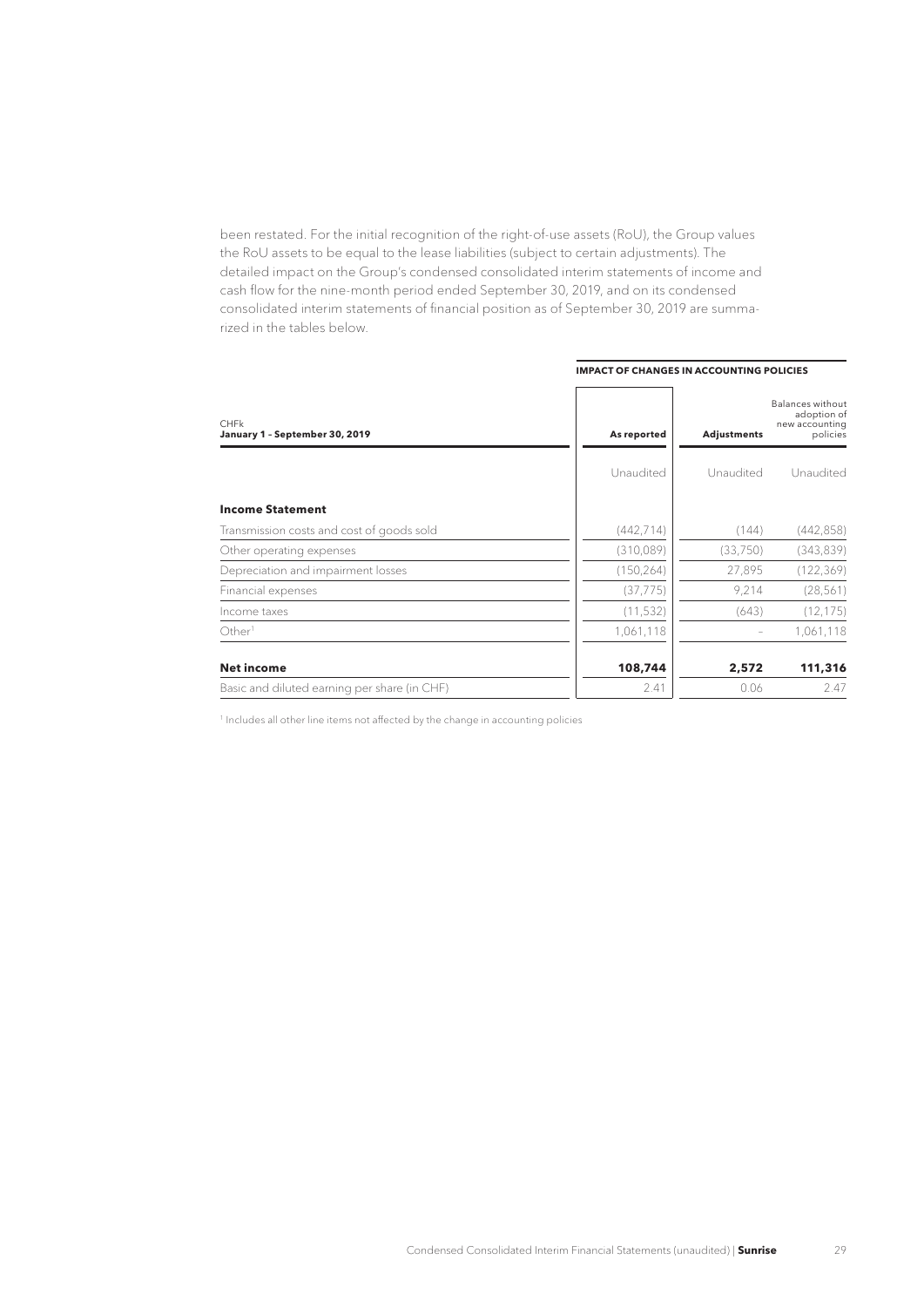been restated. For the initial recognition of the right-of-use assets (RoU), the Group values the RoU assets to be equal to the lease liabilities (subject to certain adjustments). The detailed impact on the Group's condensed consolidated interim statements of income and cash flow for the nine-month period ended September 30, 2019, and on its condensed consolidated interim statements of financial position as of September 30, 2019 are summarized in the tables below.

| CHFk<br>**January 1 – September 30, 2019** | **IMPACT OF CHANGES IN ACCOUNTING POLICIES** | | |
|---|---|---|---|
| | **As reported** | **Adjustments** | Balances without adoption of new accounting policies |
| | Unaudited | Unaudited | Unaudited |
| **Income Statement** | | | |
| Transmission costs and cost of goods sold | (442,714) | (144) | (442,858) |
| Other operating expenses | (310,089) | (33,750) | (343,839) |
| Depreciation and impairment losses | (150,264) | 27,895 | (122,369) |
| Financial expenses | (37,775) | 9,214 | (28,561) |
| Income taxes | (11,532) | (643) | (12,175) |
| Other[1] | 1,061,118 | – | 1,061,118 |
| **Net income** | **108,744** | **2,572** | **111,316** |
| Basic and diluted earning per share (in CHF) | 2.41 | 0.06 | 2.47 |

[1] Includes all other line items not affected by the change in accounting policies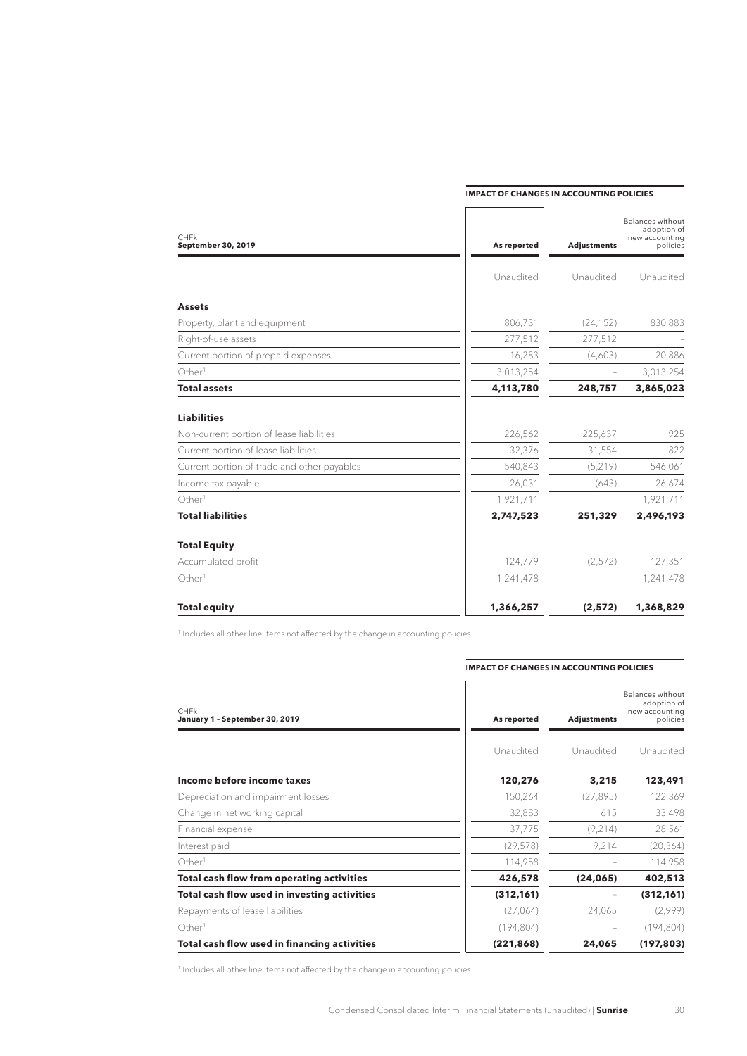**IMPACT OF CHANGES IN ACCOUNTING POLICIES**

| CHFk<br>**September 30, 2019** | **As reported** | **Adjustments** | Balances without adoption of new accounting policies |
|---|---|---|---|
| | Unaudited | Unaudited | Unaudited |
| **Assets** | | | |
| Property, plant and equipment | 806,731 | (24,152) | 830,883 |
| Right-of-use assets | 277,512 | 277,512 | – |
| Current portion of prepaid expenses | 16,283 | (4,603) | 20,886 |
| Other[1] | 3,013,254 | – | 3,013,254 |
| **Total assets** | **4,113,780** | **248,757** | **3,865,023** |
| **Liabilities** | | | |
| Non-current portion of lease liabilities | 226,562 | 225,637 | 925 |
| Current portion of lease liabilities | 32,376 | 31,554 | 822 |
| Current portion of trade and other payables | 540,843 | (5,219) | 546,061 |
| Income tax payable | 26,031 | (643) | 26,674 |
| Other[1] | 1,921,711 | | 1,921,711 |
| **Total liabilities** | **2,747,523** | **251,329** | **2,496,193** |
| **Total Equity** | | | |
| Accumulated profit | 124,779 | (2,572) | 127,351 |
| Other[1] | 1,241,478 | – | 1,241,478 |
| **Total equity** | **1,366,257** | **(2,572)** | **1,368,829** |

[1] Includes all other line items not affected by the change in accounting policies

**IMPACT OF CHANGES IN ACCOUNTING POLICIES**

| CHFk<br>**January 1 – September 30, 2019** | **As reported** | **Adjustments** | Balances without adoption of new accounting policies |
|---|---|---|---|
| | Unaudited | Unaudited | Unaudited |
| **Income before income taxes** | **120,276** | **3,215** | **123,491** |
| Depreciation and impairment losses | 150,264 | (27,895) | 122,369 |
| Change in net working capital | 32,883 | 615 | 33,498 |
| Financial expense | 37,775 | (9,214) | 28,561 |
| Interest paid | (29,578) | 9,214 | (20,364) |
| Other[1] | 114,958 | – | 114,958 |
| **Total cash flow from operating activities** | **426,578** | **(24,065)** | **402,513** |
| **Total cash flow used in investing activities** | **(312,161)** | **–** | **(312,161)** |
| Repayments of lease liabilities | (27,064) | 24,065 | (2,999) |
| Other[1] | (194,804) | – | (194,804) |
| **Total cash flow used in financing activities** | **(221,868)** | **24,065** | **(197,803)** |

[1] Includes all other line items not affected by the change in accounting policies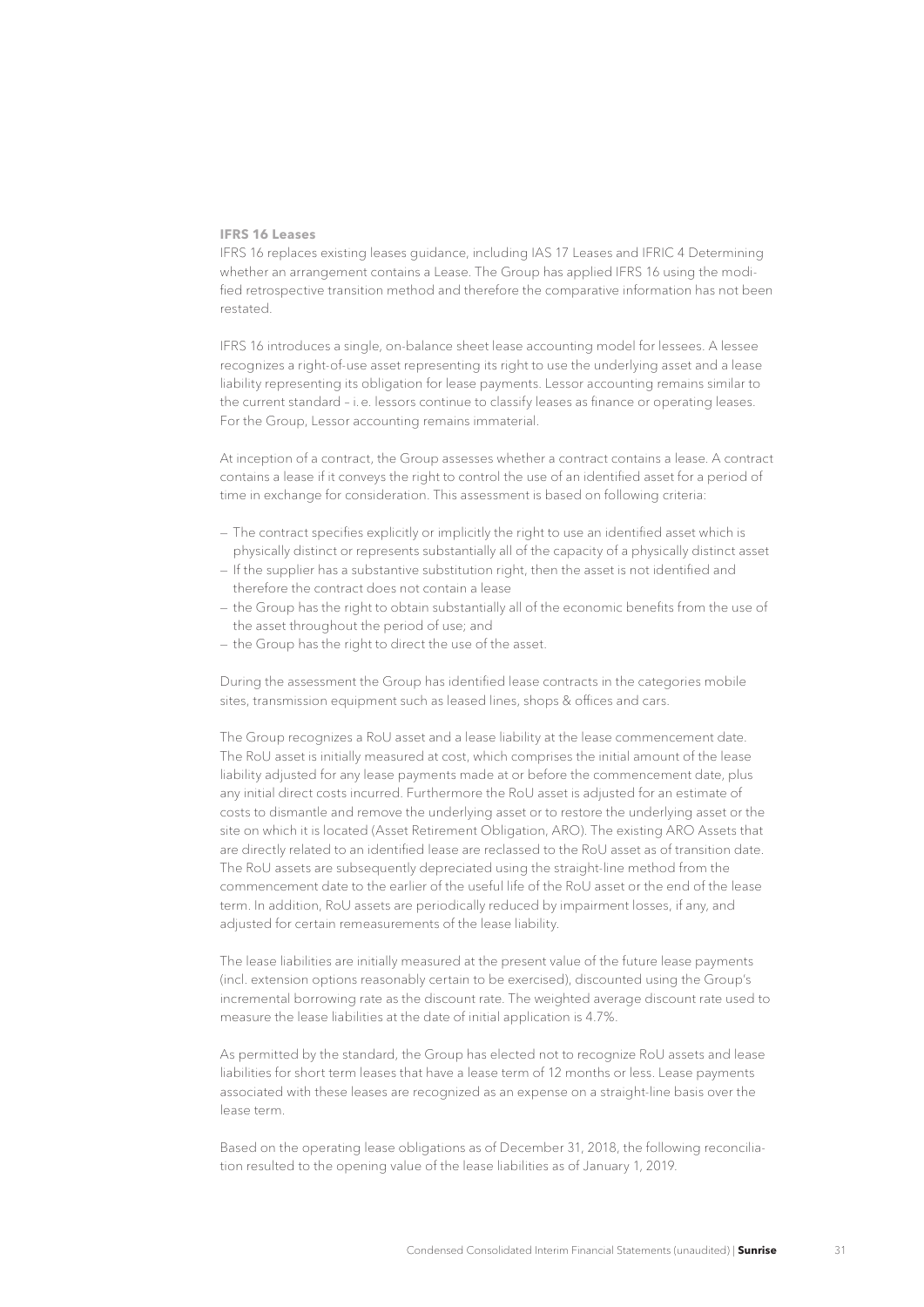**IFRS 16 Leases**

IFRS 16 replaces existing leases guidance, including IAS 17 Leases and IFRIC 4 Determining whether an arrangement contains a Lease. The Group has applied IFRS 16 using the modified retrospective transition method and therefore the comparative information has not been restated.

IFRS 16 introduces a single, on-balance sheet lease accounting model for lessees. A lessee recognizes a right-of-use asset representing its right to use the underlying asset and a lease liability representing its obligation for lease payments. Lessor accounting remains similar to the current standard – i.e. lessors continue to classify leases as finance or operating leases. For the Group, Lessor accounting remains immaterial.

At inception of a contract, the Group assesses whether a contract contains a lease. A contract contains a lease if it conveys the right to control the use of an identified asset for a period of time in exchange for consideration. This assessment is based on following criteria:

- The contract specifies explicitly or implicitly the right to use an identified asset which is physically distinct or represents substantially all of the capacity of a physically distinct asset
- If the supplier has a substantive substitution right, then the asset is not identified and therefore the contract does not contain a lease
- the Group has the right to obtain substantially all of the economic benefits from the use of the asset throughout the period of use; and
- the Group has the right to direct the use of the asset.

During the assessment the Group has identified lease contracts in the categories mobile sites, transmission equipment such as leased lines, shops & offices and cars.

The Group recognizes a RoU asset and a lease liability at the lease commencement date. The RoU asset is initially measured at cost, which comprises the initial amount of the lease liability adjusted for any lease payments made at or before the commencement date, plus any initial direct costs incurred. Furthermore the RoU asset is adjusted for an estimate of costs to dismantle and remove the underlying asset or to restore the underlying asset or the site on which it is located (Asset Retirement Obligation, ARO). The existing ARO Assets that are directly related to an identified lease are reclassed to the RoU asset as of transition date. The RoU assets are subsequently depreciated using the straight-line method from the commencement date to the earlier of the useful life of the RoU asset or the end of the lease term. In addition, RoU assets are periodically reduced by impairment losses, if any, and adjusted for certain remeasurements of the lease liability.

The lease liabilities are initially measured at the present value of the future lease payments (incl. extension options reasonably certain to be exercised), discounted using the Group's incremental borrowing rate as the discount rate. The weighted average discount rate used to measure the lease liabilities at the date of initial application is 4.7%.

As permitted by the standard, the Group has elected not to recognize RoU assets and lease liabilities for short term leases that have a lease term of 12 months or less. Lease payments associated with these leases are recognized as an expense on a straight-line basis over the lease term.

Based on the operating lease obligations as of December 31, 2018, the following reconciliation resulted to the opening value of the lease liabilities as of January 1, 2019.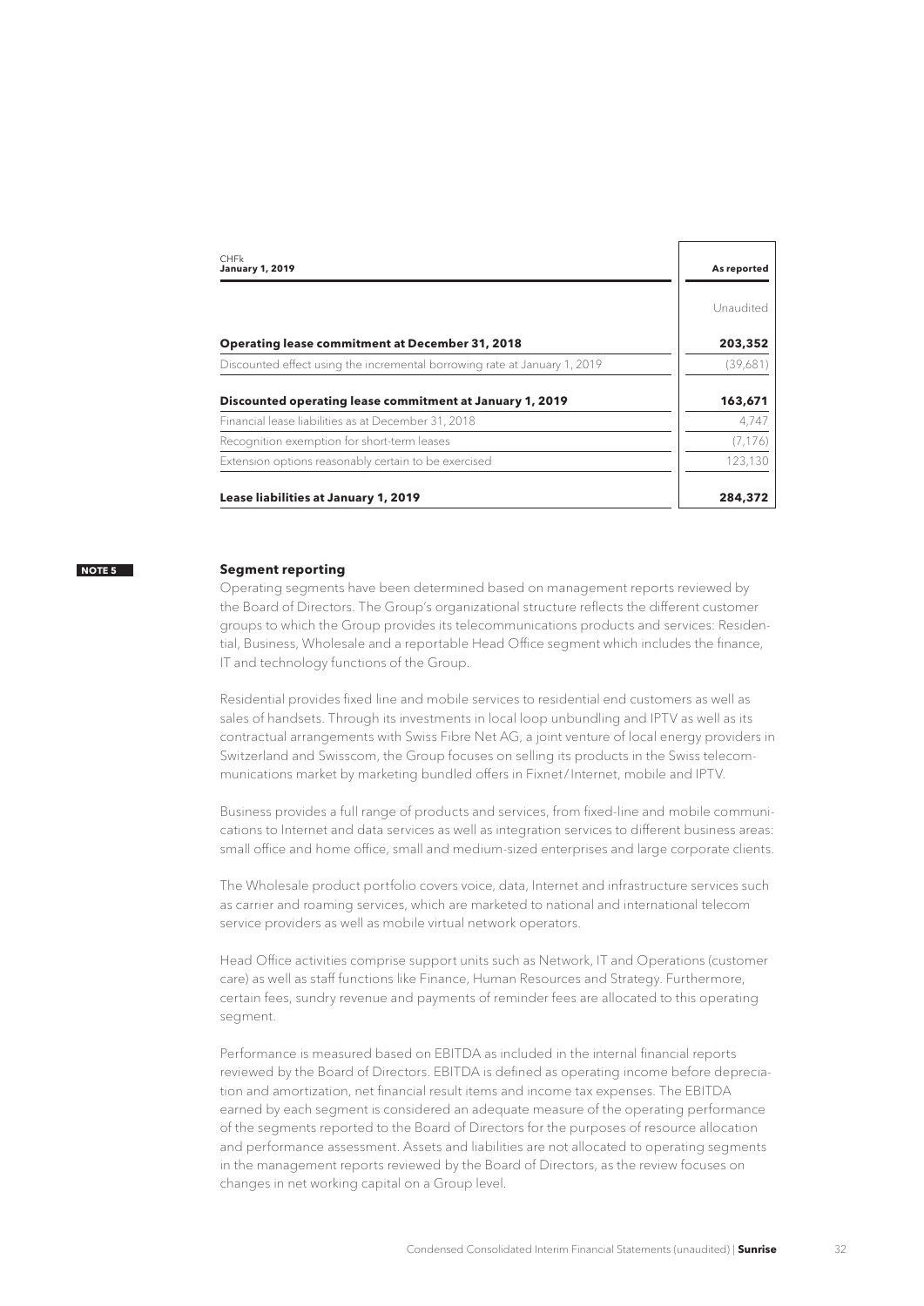| CHFk<br>**January 1, 2019** | **As reported** |
|---|---|
| | Unaudited |
| **Operating lease commitment at December 31, 2018** | **203,352** |
| Discounted effect using the incremental borrowing rate at January 1, 2019 | (39,681) |
| **Discounted operating lease commitment at January 1, 2019** | **163,671** |
| Financial lease liabilities as at December 31, 2018 | 4,747 |
| Recognition exemption for short-term leases | (7,176) |
| Extension options reasonably certain to be exercised | 123,130 |
| **Lease liabilities at January 1, 2019** | **284,372** |

**NOTE 5**

## Segment reporting

Operating segments have been determined based on management reports reviewed by the Board of Directors. The Group's organizational structure reflects the different customer groups to which the Group provides its telecommunications products and services: Residential, Business, Wholesale and a reportable Head Office segment which includes the finance, IT and technology functions of the Group.

Residential provides fixed line and mobile services to residential end customers as well as sales of handsets. Through its investments in local loop unbundling and IPTV as well as its contractual arrangements with Swiss Fibre Net AG, a joint venture of local energy providers in Switzerland and Swisscom, the Group focuses on selling its products in the Swiss telecommunications market by marketing bundled offers in Fixnet/Internet, mobile and IPTV.

Business provides a full range of products and services, from fixed-line and mobile communications to Internet and data services as well as integration services to different business areas: small office and home office, small and medium-sized enterprises and large corporate clients.

The Wholesale product portfolio covers voice, data, Internet and infrastructure services such as carrier and roaming services, which are marketed to national and international telecom service providers as well as mobile virtual network operators.

Head Office activities comprise support units such as Network, IT and Operations (customer care) as well as staff functions like Finance, Human Resources and Strategy. Furthermore, certain fees, sundry revenue and payments of reminder fees are allocated to this operating segment.

Performance is measured based on EBITDA as included in the internal financial reports reviewed by the Board of Directors. EBITDA is defined as operating income before depreciation and amortization, net financial result items and income tax expenses. The EBITDA earned by each segment is considered an adequate measure of the operating performance of the segments reported to the Board of Directors for the purposes of resource allocation and performance assessment. Assets and liabilities are not allocated to operating segments in the management reports reviewed by the Board of Directors, as the review focuses on changes in net working capital on a Group level.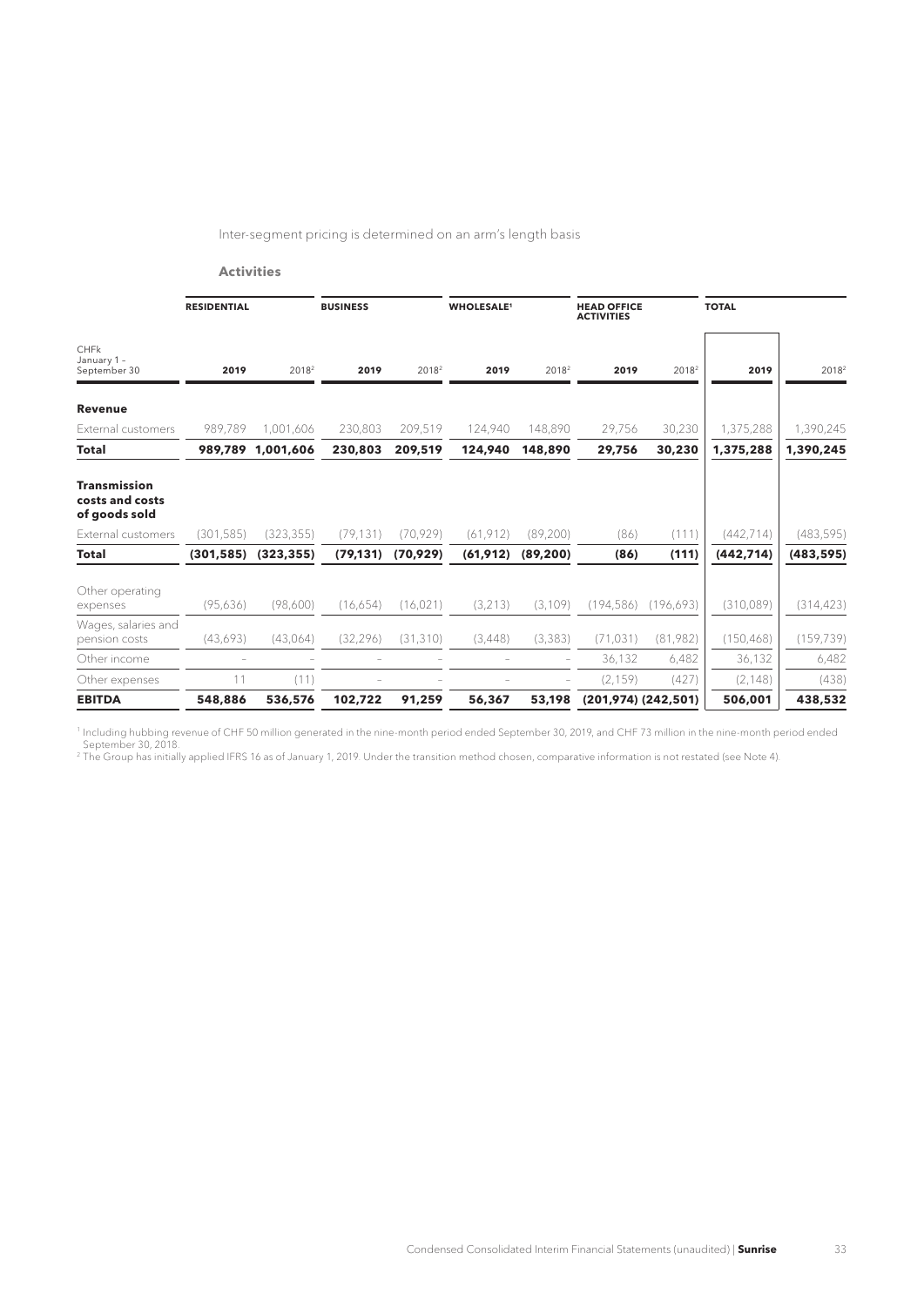Inter-segment pricing is determined on an arm's length basis

**Activities**

| | RESIDENTIAL | | BUSINESS | | WHOLESALE[1] | | HEAD OFFICE ACTIVITIES | | TOTAL | |
|---|---|---|---|---|---|---|---|---|---|---|
| CHFk January 1 – September 30 | 2019 | 2018[2] | 2019 | 2018[2] | 2019 | 2018[2] | 2019 | 2018[2] | 2019 | 2018[2] |
| **Revenue** | | | | | | | | | | |
| External customers | 989,789 | 1,001,606 | 230,803 | 209,519 | 124,940 | 148,890 | 29,756 | 30,230 | 1,375,288 | 1,390,245 |
| **Total** | **989,789** | **1,001,606** | **230,803** | **209,519** | **124,940** | **148,890** | **29,756** | **30,230** | **1,375,288** | **1,390,245** |
| **Transmission costs and costs of goods sold** | | | | | | | | | | |
| External customers | (301,585) | (323,355) | (79,131) | (70,929) | (61,912) | (89,200) | (86) | (111) | (442,714) | (483,595) |
| **Total** | **(301,585)** | **(323,355)** | **(79,131)** | **(70,929)** | **(61,912)** | **(89,200)** | **(86)** | **(111)** | **(442,714)** | **(483,595)** |
| Other operating expenses | (95,636) | (98,600) | (16,654) | (16,021) | (3,213) | (3,109) | (194,586) | (196,693) | (310,089) | (314,423) |
| Wages, salaries and pension costs | (43,693) | (43,064) | (32,296) | (31,310) | (3,448) | (3,383) | (71,031) | (81,982) | (150,468) | (159,739) |
| Other income | – | – | – | – | – | – | 36,132 | 6,482 | 36,132 | 6,482 |
| Other expenses | 11 | (11) | – | – | – | – | (2,159) | (427) | (2,148) | (438) |
| **EBITDA** | **548,886** | **536,576** | **102,722** | **91,259** | **56,367** | **53,198** | **(201,974)** | **(242,501)** | **506,001** | **438,532** |

[1] Including hubbing revenue of CHF 50 million generated in the nine-month period ended September 30, 2019, and CHF 73 million in the nine-month period ended September 30, 2018.
[2] The Group has initially applied IFRS 16 as of January 1, 2019. Under the transition method chosen, comparative information is not restated (see Note 4).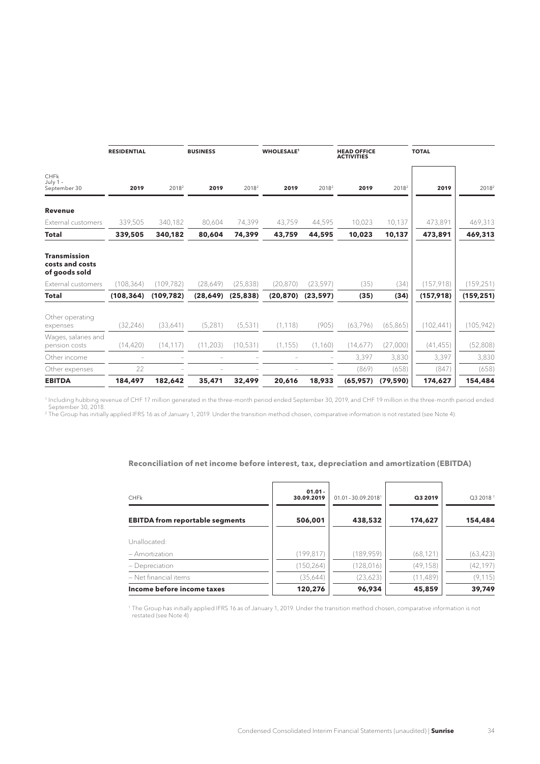| | RESIDENTIAL | | BUSINESS | | WHOLESALE[1] | | HEAD OFFICE ACTIVITIES | | TOTAL | |
|---|---|---|---|---|---|---|---|---|---|---|
| CHFk July 1 – September 30 | 2019 | 2018[2] | 2019 | 2018[2] | 2019 | 2018[2] | 2019 | 2018[2] | 2019 | 2018[2] |
| **Revenue** | | | | | | | | | | |
| External customers | 339,505 | 340,182 | 80,604 | 74,399 | 43,759 | 44,595 | 10,023 | 10,137 | 473,891 | 469,313 |
| **Total** | **339,505** | **340,182** | **80,604** | **74,399** | **43,759** | **44,595** | **10,023** | **10,137** | **473,891** | **469,313** |
| **Transmission costs and costs of goods sold** | | | | | | | | | | |
| External customers | (108,364) | (109,782) | (28,649) | (25,838) | (20,870) | (23,597) | (35) | (34) | (157,918) | (159,251) |
| **Total** | **(108,364)** | **(109,782)** | **(28,649)** | **(25,838)** | **(20,870)** | **(23,597)** | **(35)** | **(34)** | **(157,918)** | **(159,251)** |
| Other operating expenses | (32,246) | (33,641) | (5,281) | (5,531) | (1,118) | (905) | (63,796) | (65,865) | (102,441) | (105,942) |
| Wages, salaries and pension costs | (14,420) | (14,117) | (11,203) | (10,531) | (1,155) | (1,160) | (14,677) | (27,000) | (41,455) | (52,808) |
| Other income | – | – | – | – | – | – | 3,397 | 3,830 | 3,397 | 3,830 |
| Other expenses | 22 | – | – | – | – | – | (869) | (658) | (847) | (658) |
| **EBITDA** | **184,497** | **182,642** | **35,471** | **32,499** | **20,616** | **18,933** | **(65,957)** | **(79,590)** | **174,627** | **154,484** |

[1] Including hubbing revenue of CHF 17 million generated in the three-month period ended September 30, 2019, and CHF 19 million in the three-month period ended September 30, 2018.
[2] The Group has initially applied IFRS 16 as of January 1, 2019. Under the transition method chosen, comparative information is not restated (see Note 4).

### Reconciliation of net income before interest, tax, depreciation and amortization (EBITDA)

| CHFk | 01.01 – 30.09.2019 | 01.01 – 30.09.2018[1] | Q3 2019 | Q3 2018[1] |
|---|---|---|---|---|
| **EBITDA from reportable segments** | **506,001** | **438,532** | **174,627** | **154,484** |
| Unallocated: | | | | |
| – Amortization | (199,817) | (189,959) | (68,121) | (63,423) |
| – Depreciation | (150,264) | (128,016) | (49,158) | (42,197) |
| – Net financial items | (35,644) | (23,623) | (11,489) | (9,115) |
| **Income before income taxes** | **120,276** | **96,934** | **45,859** | **39,749** |

[1] The Group has initially applied IFRS 16 as of January 1, 2019. Under the transition method chosen, comparative information is not restated (see Note 4).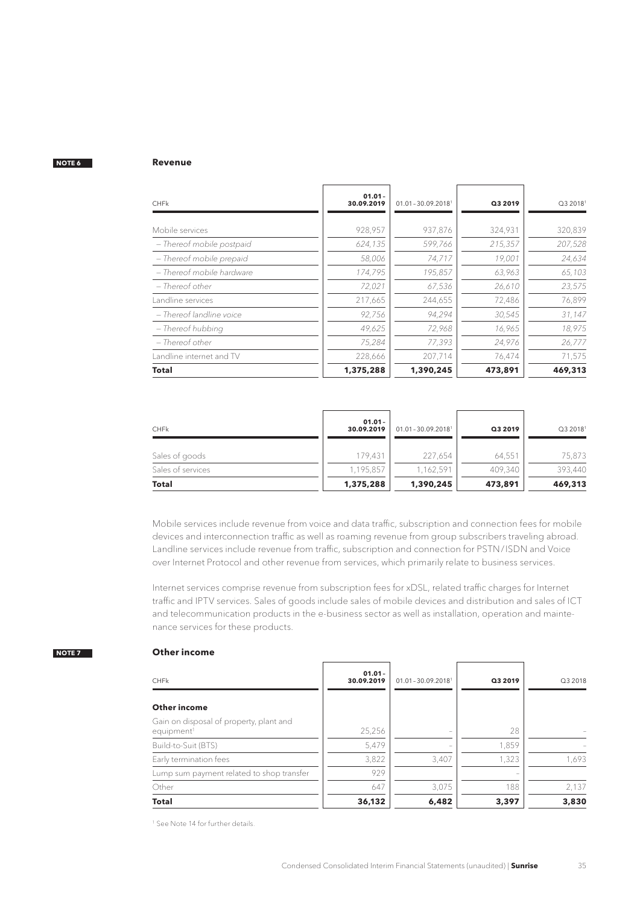**NOTE 6**

## Revenue

| CHFk | 01.01 – 30.09.2019 | 01.01 – 30.09.2018[1] | Q3 2019 | Q3 2018[1] |
|---|---|---|---|---|
| Mobile services | 928,957 | 937,876 | 324,931 | 320,839 |
| *– Thereof mobile postpaid* | *624,135* | *599,766* | *215,357* | *207,528* |
| *– Thereof mobile prepaid* | *58,006* | *74,717* | *19,001* | *24,634* |
| *– Thereof mobile hardware* | *174,795* | *195,857* | *63,963* | *65,103* |
| *– Thereof other* | *72,021* | *67,536* | *26,610* | *23,575* |
| Landline services | 217,665 | 244,655 | 72,486 | 76,899 |
| *– Thereof landline voice* | *92,756* | *94,294* | *30,545* | *31,147* |
| *– Thereof hubbing* | *49,625* | *72,968* | *16,965* | *18,975* |
| *– Thereof other* | *75,284* | *77,393* | *24,976* | *26,777* |
| Landline internet and TV | 228,666 | 207,714 | 76,474 | 71,575 |
| **Total** | **1,375,288** | **1,390,245** | **473,891** | **469,313** |

| CHFk | 01.01 – 30.09.2019 | 01.01 – 30.09.2018[1] | Q3 2019 | Q3 2018[1] |
|---|---|---|---|---|
| Sales of goods | 179,431 | 227,654 | 64,551 | 75,873 |
| Sales of services | 1,195,857 | 1,162,591 | 409,340 | 393,440 |
| **Total** | **1,375,288** | **1,390,245** | **473,891** | **469,313** |

Mobile services include revenue from voice and data traffic, subscription and connection fees for mobile devices and interconnection traffic as well as roaming revenue from group subscribers traveling abroad. Landline services include revenue from traffic, subscription and connection for PSTN/ISDN and Voice over Internet Protocol and other revenue from services, which primarily relate to business services.

Internet services comprise revenue from subscription fees for xDSL, related traffic charges for Internet traffic and IPTV services. Sales of goods include sales of mobile devices and distribution and sales of ICT and telecommunication products in the e-business sector as well as installation, operation and maintenance services for these products.

**NOTE 7**

## Other income

| CHFk | 01.01 – 30.09.2019 | 01.01 – 30.09.2018[1] | Q3 2019 | Q3 2018 |
|---|---|---|---|---|
| **Other income** | | | | |
| Gain on disposal of property, plant and equipment[1] | 25,256 | – | 28 | – |
| Build-to-Suit (BTS) | 5,479 | – | 1,859 | – |
| Early termination fees | 3,822 | 3,407 | 1,323 | 1,693 |
| Lump sum payment related to shop transfer | 929 | | – | |
| Other | 647 | 3,075 | 188 | 2,137 |
| **Total** | **36,132** | **6,482** | **3,397** | **3,830** |

[1] See Note 14 for further details.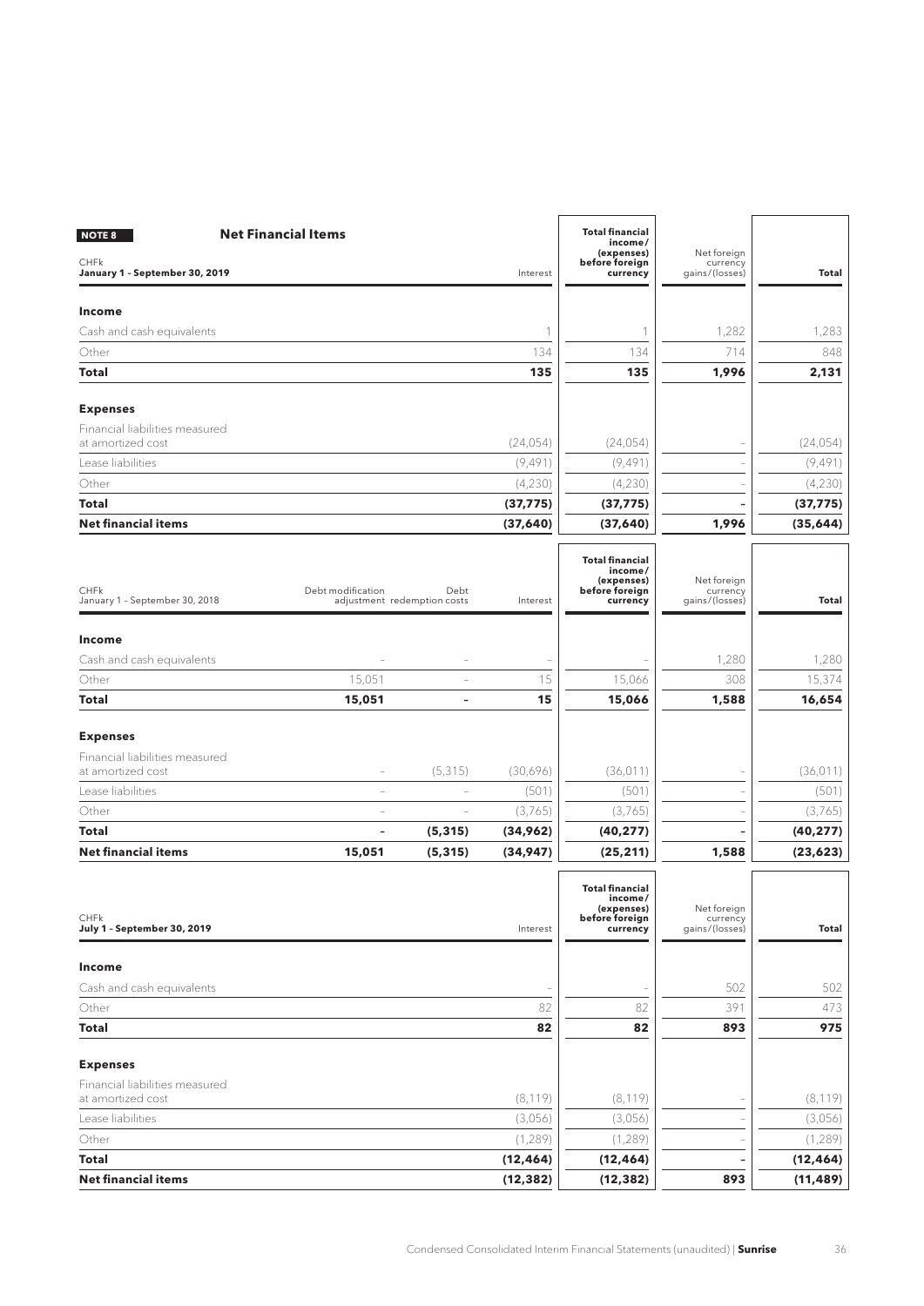**NOTE 8** **Net Financial Items**

| CHFk<br>**January 1 – September 30, 2019** | Interest | **Total financial income/ (expenses) before foreign currency** | Net foreign currency gains/(losses) | **Total** |
|---|---|---|---|---|
| **Income** | | | | |
| Cash and cash equivalents | 1 | 1 | 1,282 | 1,283 |
| Other | 134 | 134 | 714 | 848 |
| **Total** | **135** | **135** | **1,996** | **2,131** |
| **Expenses** | | | | |
| Financial liabilities measured at amortized cost | (24,054) | (24,054) | – | (24,054) |
| Lease liabilities | (9,491) | (9,491) | – | (9,491) |
| Other | (4,230) | (4,230) | – | (4,230) |
| **Total** | **(37,775)** | **(37,775)** | **–** | **(37,775)** |
| **Net financial items** | **(37,640)** | **(37,640)** | **1,996** | **(35,644)** |

| CHFk<br>January 1 – September 30, 2018 | Debt modification adjustment | Debt redemption costs | Interest | **Total financial income/ (expenses) before foreign currency** | Net foreign currency gains/(losses) | **Total** |
|---|---|---|---|---|---|---|
| **Income** | | | | | | |
| Cash and cash equivalents | – | – | – | – | 1,280 | 1,280 |
| Other | 15,051 | – | 15 | 15,066 | 308 | 15,374 |
| **Total** | **15,051** | **–** | **15** | **15,066** | **1,588** | **16,654** |
| **Expenses** | | | | | | |
| Financial liabilities measured at amortized cost | – | (5,315) | (30,696) | (36,011) | – | (36,011) |
| Lease liabilities | – | – | (501) | (501) | – | (501) |
| Other | – | – | (3,765) | (3,765) | – | (3,765) |
| **Total** | **–** | **(5,315)** | **(34,962)** | **(40,277)** | **–** | **(40,277)** |
| **Net financial items** | **15,051** | **(5,315)** | **(34,947)** | **(25,211)** | **1,588** | **(23,623)** |

| CHFk<br>**July 1 – September 30, 2019** | Interest | **Total financial income/ (expenses) before foreign currency** | Net foreign currency gains/(losses) | **Total** |
|---|---|---|---|---|
| **Income** | | | | |
| Cash and cash equivalents | – | – | 502 | 502 |
| Other | 82 | 82 | 391 | 473 |
| **Total** | **82** | **82** | **893** | **975** |
| **Expenses** | | | | |
| Financial liabilities measured at amortized cost | (8,119) | (8,119) | – | (8,119) |
| Lease liabilities | (3,056) | (3,056) | – | (3,056) |
| Other | (1,289) | (1,289) | – | (1,289) |
| **Total** | **(12,464)** | **(12,464)** | **–** | **(12,464)** |
| **Net financial items** | **(12,382)** | **(12,382)** | **893** | **(11,489)** |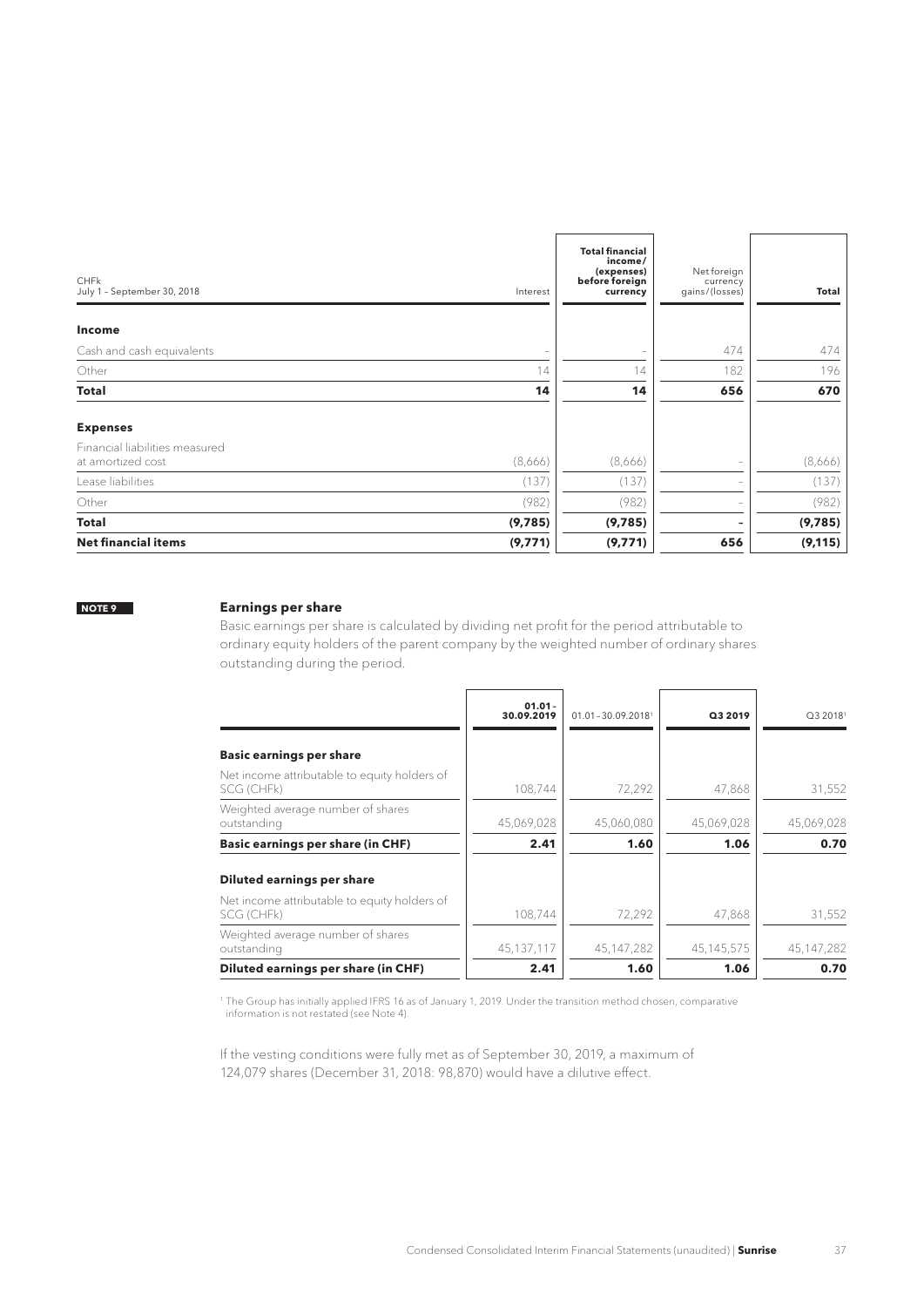| CHFk<br>July 1 – September 30, 2018 | Interest | Total financial income/ (expenses) before foreign currency | Net foreign currency gains/(losses) | Total |
|---|---|---|---|---|
| **Income** | | | | |
| Cash and cash equivalents | – | – | 474 | 474 |
| Other | 14 | 14 | 182 | 196 |
| **Total** | **14** | **14** | **656** | **670** |
| **Expenses** | | | | |
| Financial liabilities measured at amortized cost | (8,666) | (8,666) | – | (8,666) |
| Lease liabilities | (137) | (137) | – | (137) |
| Other | (982) | (982) | – | (982) |
| **Total** | **(9,785)** | **(9,785)** | **–** | **(9,785)** |
| **Net financial items** | **(9,771)** | **(9,771)** | **656** | **(9,115)** |

NOTE 9

## Earnings per share

Basic earnings per share is calculated by dividing net profit for the period attributable to ordinary equity holders of the parent company by the weighted number of ordinary shares outstanding during the period.

| | 01.01 – 30.09.2019 | 01.01 – 30.09.2018[1] | Q3 2019 | Q3 2018[1] |
|---|---|---|---|---|
| **Basic earnings per share** | | | | |
| Net income attributable to equity holders of SCG (CHFk) | 108,744 | 72,292 | 47,868 | 31,552 |
| Weighted average number of shares outstanding | 45,069,028 | 45,060,080 | 45,069,028 | 45,069,028 |
| **Basic earnings per share (in CHF)** | **2.41** | **1.60** | **1.06** | **0.70** |
| **Diluted earnings per share** | | | | |
| Net income attributable to equity holders of SCG (CHFk) | 108,744 | 72,292 | 47,868 | 31,552 |
| Weighted average number of shares outstanding | 45,137,117 | 45,147,282 | 45,145,575 | 45,147,282 |
| **Diluted earnings per share (in CHF)** | **2.41** | **1.60** | **1.06** | **0.70** |

[1] The Group has initially applied IFRS 16 as of January 1, 2019. Under the transition method chosen, comparative information is not restated (see Note 4).

If the vesting conditions were fully met as of September 30, 2019, a maximum of 124,079 shares (December 31, 2018: 98,870) would have a dilutive effect.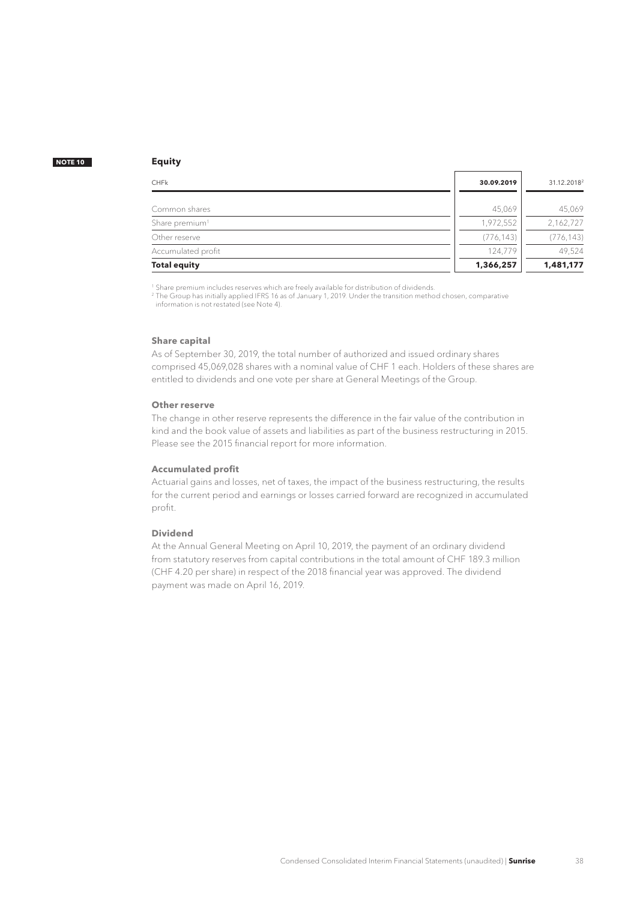**NOTE 10**

## Equity

| CHFk | 30.09.2019 | 31.12.2018[2] |
|---|---|---|
| Common shares | 45,069 | 45,069 |
| Share premium[1] | 1,972,552 | 2,162,727 |
| Other reserve | (776,143) | (776,143) |
| Accumulated profit | 124,779 | 49,524 |
| **Total equity** | **1,366,257** | **1,481,177** |

[1] Share premium includes reserves which are freely available for distribution of dividends.
[2] The Group has initially applied IFRS 16 as of January 1, 2019. Under the transition method chosen, comparative information is not restated (see Note 4).

### Share capital

As of September 30, 2019, the total number of authorized and issued ordinary shares comprised 45,069,028 shares with a nominal value of CHF 1 each. Holders of these shares are entitled to dividends and one vote per share at General Meetings of the Group.

### Other reserve

The change in other reserve represents the difference in the fair value of the contribution in kind and the book value of assets and liabilities as part of the business restructuring in 2015. Please see the 2015 financial report for more information.

### Accumulated profit

Actuarial gains and losses, net of taxes, the impact of the business restructuring, the results for the current period and earnings or losses carried forward are recognized in accumulated profit.

### Dividend

At the Annual General Meeting on April 10, 2019, the payment of an ordinary dividend from statutory reserves from capital contributions in the total amount of CHF 189.3 million (CHF 4.20 per share) in respect of the 2018 financial year was approved. The dividend payment was made on April 16, 2019.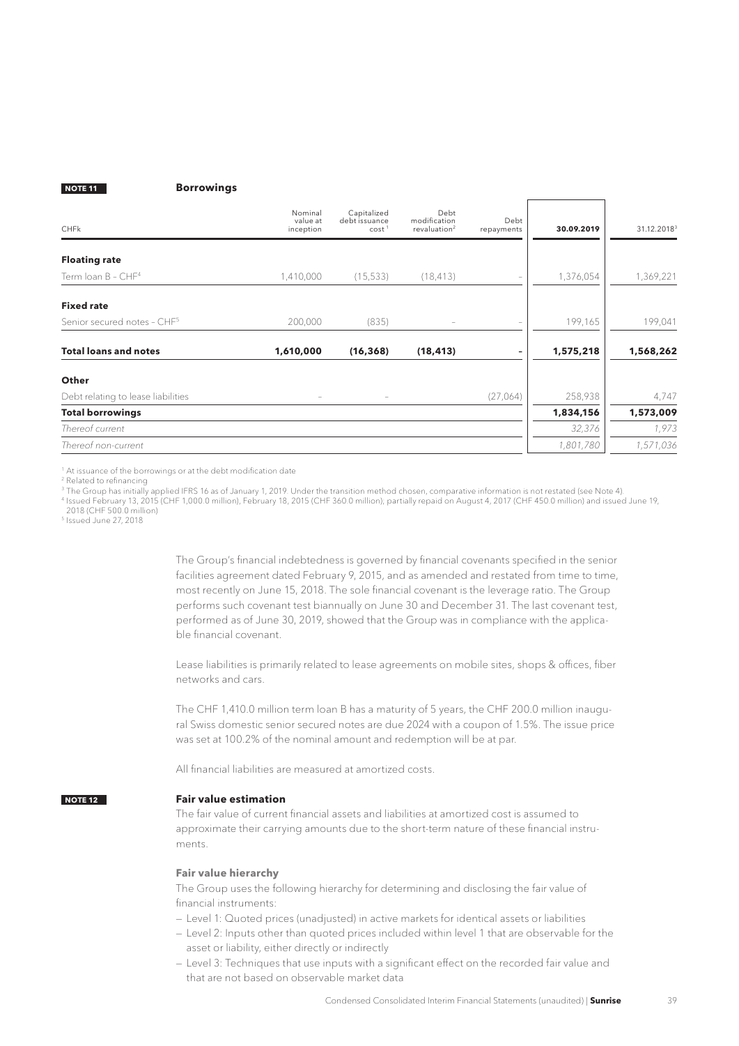## NOTE 11 Borrowings

| CHFk | Nominal value at inception | Capitalized debt issuance cost[1] | Debt modification revaluation[2] | Debt repayments | 30.09.2019 | 31.12.2018[3] |
|---|---|---|---|---|---|---|
| **Floating rate** | | | | | | |
| Term loan B – CHF[4] | 1,410,000 | (15,533) | (18,413) | – | 1,376,054 | 1,369,221 |
| **Fixed rate** | | | | | | |
| Senior secured notes – CHF[5] | 200,000 | (835) | – | – | 199,165 | 199,041 |
| **Total loans and notes** | **1,610,000** | **(16,368)** | **(18,413)** | **–** | **1,575,218** | **1,568,262** |
| **Other** | | | | | | |
| Debt relating to lease liabilities | – | – | | (27,064) | 258,938 | 4,747 |
| **Total borrowings** | | | | | **1,834,156** | **1,573,009** |
| *Thereof current* | | | | | *32,376* | *1,973* |
| *Thereof non-current* | | | | | *1,801,780* | *1,571,036* |

[1] At issuance of the borrowings or at the debt modification date
[2] Related to refinancing
[3] The Group has initially applied IFRS 16 as of January 1, 2019. Under the transition method chosen, comparative information is not restated (see Note 4).
[4] Issued February 13, 2015 (CHF 1,000.0 million), February 18, 2015 (CHF 360.0 million); partially repaid on August 4, 2017 (CHF 450.0 million) and issued June 19, 2018 (CHF 500.0 million)
[5] Issued June 27, 2018

The Group's financial indebtedness is governed by financial covenants specified in the senior facilities agreement dated February 9, 2015, and as amended and restated from time to time, most recently on June 15, 2018. The sole financial covenant is the leverage ratio. The Group performs such covenant test biannually on June 30 and December 31. The last covenant test, performed as of June 30, 2019, showed that the Group was in compliance with the applicable financial covenant.

Lease liabilities is primarily related to lease agreements on mobile sites, shops & offices, fiber networks and cars.

The CHF 1,410.0 million term loan B has a maturity of 5 years, the CHF 200.0 million inaugural Swiss domestic senior secured notes are due 2024 with a coupon of 1.5%. The issue price was set at 100.2% of the nominal amount and redemption will be at par.

All financial liabilities are measured at amortized costs.

## NOTE 12 Fair value estimation

The fair value of current financial assets and liabilities at amortized cost is assumed to approximate their carrying amounts due to the short-term nature of these financial instruments.

### Fair value hierarchy

The Group uses the following hierarchy for determining and disclosing the fair value of financial instruments:

- Level 1: Quoted prices (unadjusted) in active markets for identical assets or liabilities
- Level 2: Inputs other than quoted prices included within level 1 that are observable for the asset or liability, either directly or indirectly
- Level 3: Techniques that use inputs with a significant effect on the recorded fair value and that are not based on observable market data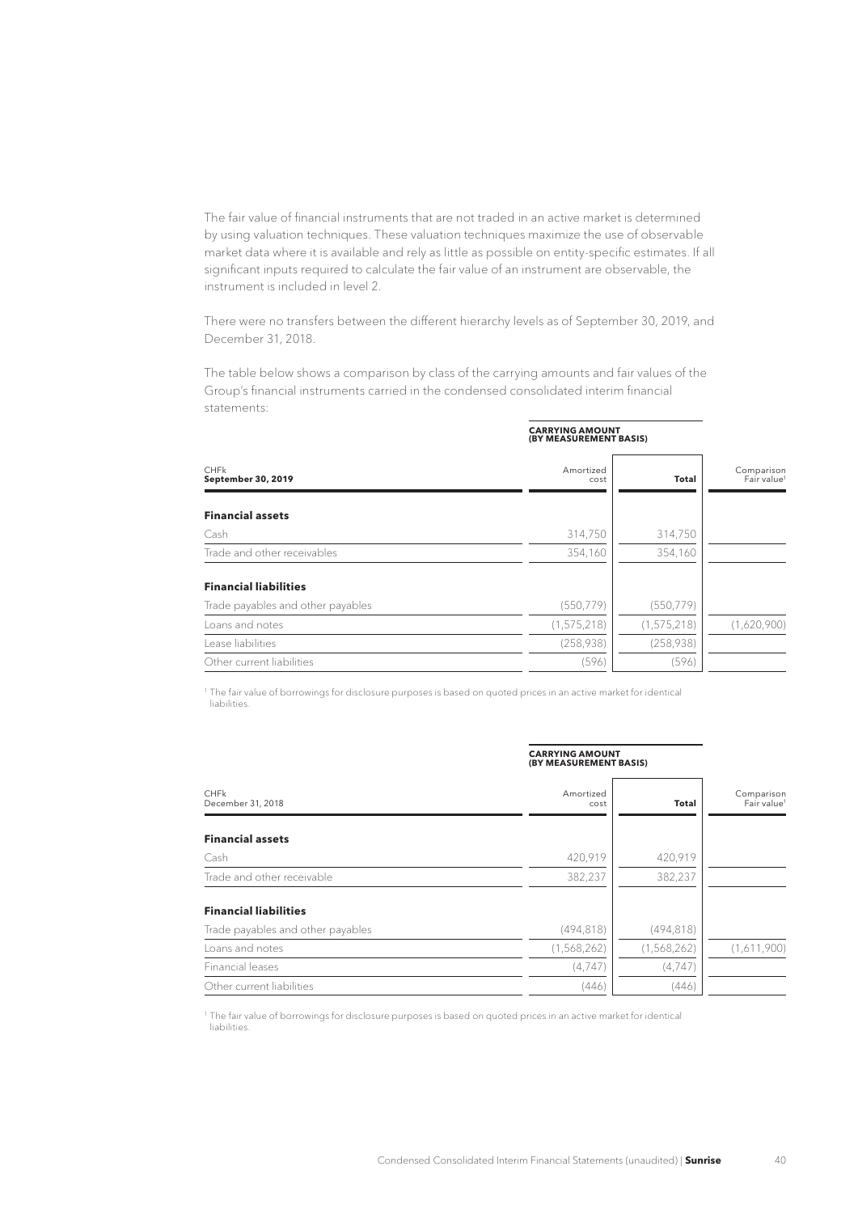The fair value of financial instruments that are not traded in an active market is determined by using valuation techniques. These valuation techniques maximize the use of observable market data where it is available and rely as little as possible on entity-specific estimates. If all significant inputs required to calculate the fair value of an instrument are observable, the instrument is included in level 2.

There were no transfers between the different hierarchy levels as of September 30, 2019, and December 31, 2018.

The table below shows a comparison by class of the carrying amounts and fair values of the Group's financial instruments carried in the condensed consolidated interim financial statements:

| | **CARRYING AMOUNT (BY MEASUREMENT BASIS)** | | |
|---|---|---|---|
| CHFk **September 30, 2019** | Amortized cost | **Total** | Comparison Fair value[1] |
| **Financial assets** | | | |
| Cash | 314,750 | 314,750 | |
| Trade and other receivables | 354,160 | 354,160 | |
| **Financial liabilities** | | | |
| Trade payables and other payables | (550,779) | (550,779) | |
| Loans and notes | (1,575,218) | (1,575,218) | (1,620,900) |
| Lease liabilities | (258,938) | (258,938) | |
| Other current liabilities | (596) | (596) | |

[1] The fair value of borrowings for disclosure purposes is based on quoted prices in an active market for identical liabilities.

| | **CARRYING AMOUNT (BY MEASUREMENT BASIS)** | | |
|---|---|---|---|
| CHFk December 31, 2018 | Amortized cost | **Total** | Comparison Fair value[1] |
| **Financial assets** | | | |
| Cash | 420,919 | 420,919 | |
| Trade and other receivable | 382,237 | 382,237 | |
| **Financial liabilities** | | | |
| Trade payables and other payables | (494,818) | (494,818) | |
| Loans and notes | (1,568,262) | (1,568,262) | (1,611,900) |
| Financial leases | (4,747) | (4,747) | |
| Other current liabilities | (446) | (446) | |

[1] The fair value of borrowings for disclosure purposes is based on quoted prices in an active market for identical liabilities.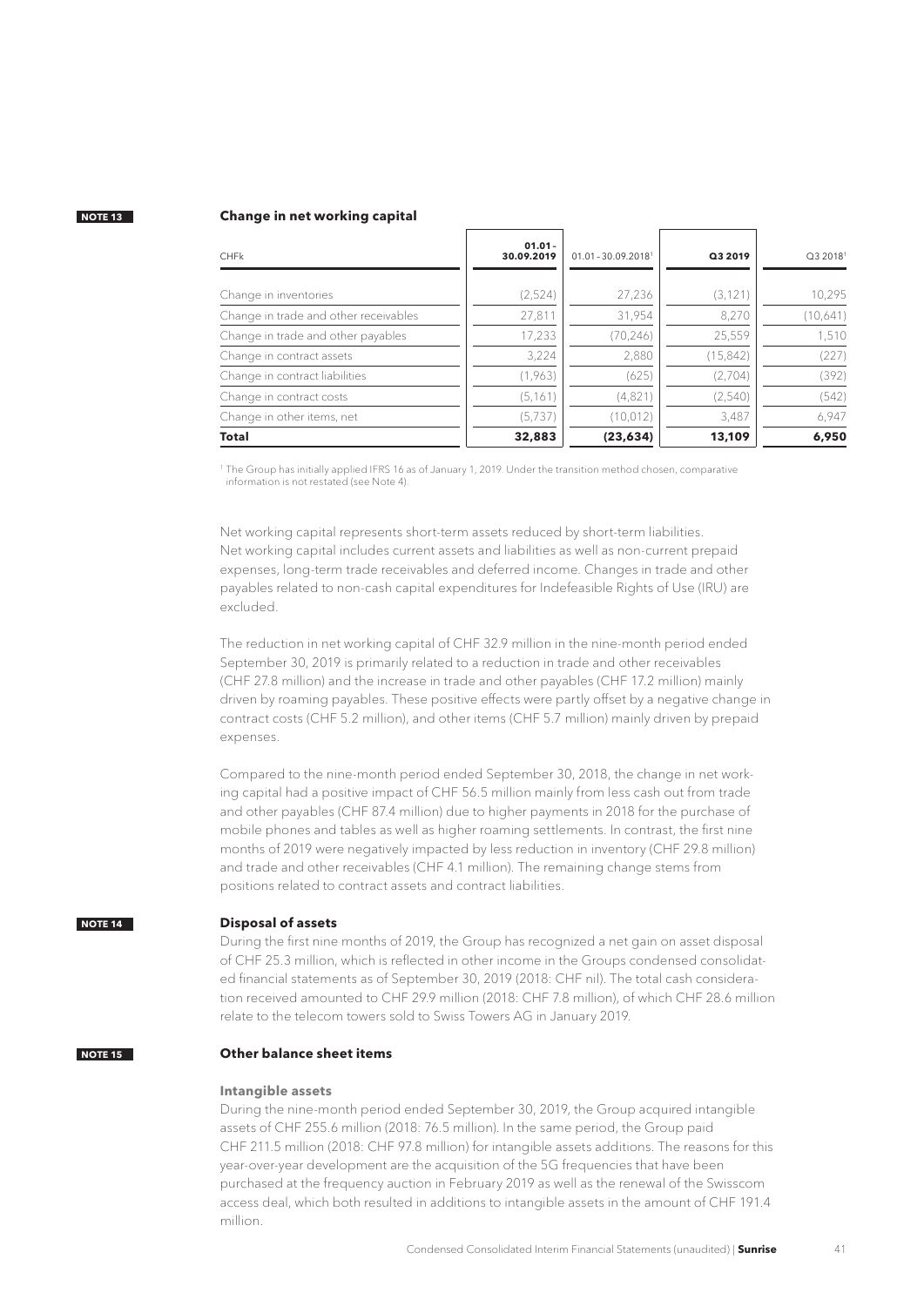NOTE 13

## Change in net working capital

| CHFk | 01.01 – 30.09.2019 | 01.01 – 30.09.2018[1] | Q3 2019 | Q3 2018[1] |
|---|---|---|---|---|
| Change in inventories | (2,524) | 27,236 | (3,121) | 10,295 |
| Change in trade and other receivables | 27,811 | 31,954 | 8,270 | (10,641) |
| Change in trade and other payables | 17,233 | (70,246) | 25,559 | 1,510 |
| Change in contract assets | 3,224 | 2,880 | (15,842) | (227) |
| Change in contract liabilities | (1,963) | (625) | (2,704) | (392) |
| Change in contract costs | (5,161) | (4,821) | (2,540) | (542) |
| Change in other items, net | (5,737) | (10,012) | 3,487 | 6,947 |
| **Total** | **32,883** | **(23,634)** | **13,109** | **6,950** |

[1] The Group has initially applied IFRS 16 as of January 1, 2019. Under the transition method chosen, comparative information is not restated (see Note 4).

Net working capital represents short-term assets reduced by short-term liabilities. Net working capital includes current assets and liabilities as well as non-current prepaid expenses, long-term trade receivables and deferred income. Changes in trade and other payables related to non-cash capital expenditures for Indefeasible Rights of Use (IRU) are excluded.

The reduction in net working capital of CHF 32.9 million in the nine-month period ended September 30, 2019 is primarily related to a reduction in trade and other receivables (CHF 27.8 million) and the increase in trade and other payables (CHF 17.2 million) mainly driven by roaming payables. These positive effects were partly offset by a negative change in contract costs (CHF 5.2 million), and other items (CHF 5.7 million) mainly driven by prepaid expenses.

Compared to the nine-month period ended September 30, 2018, the change in net working capital had a positive impact of CHF 56.5 million mainly from less cash out from trade and other payables (CHF 87.4 million) due to higher payments in 2018 for the purchase of mobile phones and tables as well as higher roaming settlements. In contrast, the first nine months of 2019 were negatively impacted by less reduction in inventory (CHF 29.8 million) and trade and other receivables (CHF 4.1 million). The remaining change stems from positions related to contract assets and contract liabilities.

NOTE 14

## Disposal of assets

During the first nine months of 2019, the Group has recognized a net gain on asset disposal of CHF 25.3 million, which is reflected in other income in the Groups condensed consolidated financial statements as of September 30, 2019 (2018: CHF nil). The total cash consideration received amounted to CHF 29.9 million (2018: CHF 7.8 million), of which CHF 28.6 million relate to the telecom towers sold to Swiss Towers AG in January 2019.

NOTE 15

## Other balance sheet items

### Intangible assets

During the nine-month period ended September 30, 2019, the Group acquired intangible assets of CHF 255.6 million (2018: 76.5 million). In the same period, the Group paid CHF 211.5 million (2018: CHF 97.8 million) for intangible assets additions. The reasons for this year-over-year development are the acquisition of the 5G frequencies that have been purchased at the frequency auction in February 2019 as well as the renewal of the Swisscom access deal, which both resulted in additions to intangible assets in the amount of CHF 191.4 million.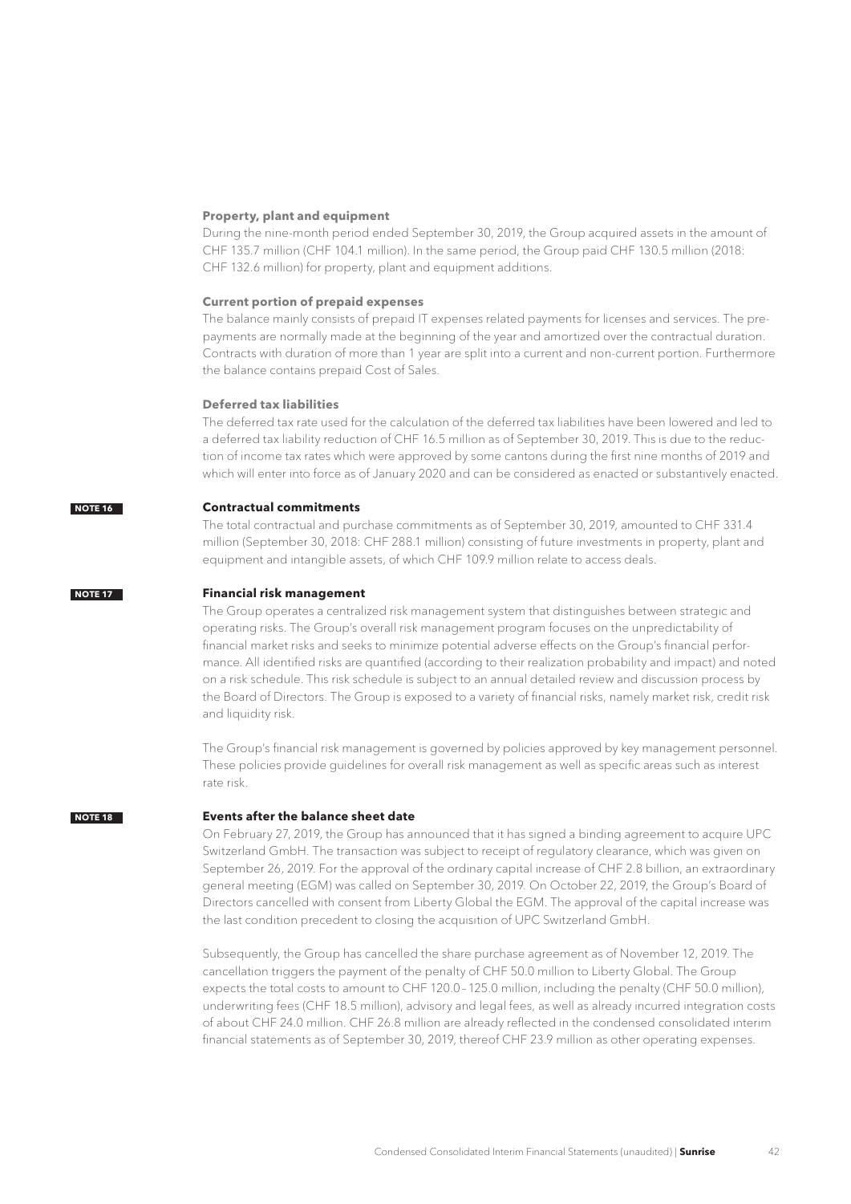### Property, plant and equipment

During the nine-month period ended September 30, 2019, the Group acquired assets in the amount of CHF 135.7 million (CHF 104.1 million). In the same period, the Group paid CHF 130.5 million (2018: CHF 132.6 million) for property, plant and equipment additions.

### Current portion of prepaid expenses

The balance mainly consists of prepaid IT expenses related payments for licenses and services. The prepayments are normally made at the beginning of the year and amortized over the contractual duration. Contracts with duration of more than 1 year are split into a current and non-current portion. Furthermore the balance contains prepaid Cost of Sales.

### Deferred tax liabilities

The deferred tax rate used for the calculation of the deferred tax liabilities have been lowered and led to a deferred tax liability reduction of CHF 16.5 million as of September 30, 2019. This is due to the reduction of income tax rates which were approved by some cantons during the first nine months of 2019 and which will enter into force as of January 2020 and can be considered as enacted or substantively enacted.

## NOTE 16 Contractual commitments

The total contractual and purchase commitments as of September 30, 2019, amounted to CHF 331.4 million (September 30, 2018: CHF 288.1 million) consisting of future investments in property, plant and equipment and intangible assets, of which CHF 109.9 million relate to access deals.

## NOTE 17 Financial risk management

The Group operates a centralized risk management system that distinguishes between strategic and operating risks. The Group's overall risk management program focuses on the unpredictability of financial market risks and seeks to minimize potential adverse effects on the Group's financial performance. All identified risks are quantified (according to their realization probability and impact) and noted on a risk schedule. This risk schedule is subject to an annual detailed review and discussion process by the Board of Directors. The Group is exposed to a variety of financial risks, namely market risk, credit risk and liquidity risk.

The Group's financial risk management is governed by policies approved by key management personnel. These policies provide guidelines for overall risk management as well as specific areas such as interest rate risk.

## NOTE 18 Events after the balance sheet date

On February 27, 2019, the Group has announced that it has signed a binding agreement to acquire UPC Switzerland GmbH. The transaction was subject to receipt of regulatory clearance, which was given on September 26, 2019. For the approval of the ordinary capital increase of CHF 2.8 billion, an extraordinary general meeting (EGM) was called on September 30, 2019. On October 22, 2019, the Group's Board of Directors cancelled with consent from Liberty Global the EGM. The approval of the capital increase was the last condition precedent to closing the acquisition of UPC Switzerland GmbH.

Subsequently, the Group has cancelled the share purchase agreement as of November 12, 2019. The cancellation triggers the payment of the penalty of CHF 50.0 million to Liberty Global. The Group expects the total costs to amount to CHF 120.0–125.0 million, including the penalty (CHF 50.0 million), underwriting fees (CHF 18.5 million), advisory and legal fees, as well as already incurred integration costs of about CHF 24.0 million. CHF 26.8 million are already reflected in the condensed consolidated interim financial statements as of September 30, 2019, thereof CHF 23.9 million as other operating expenses.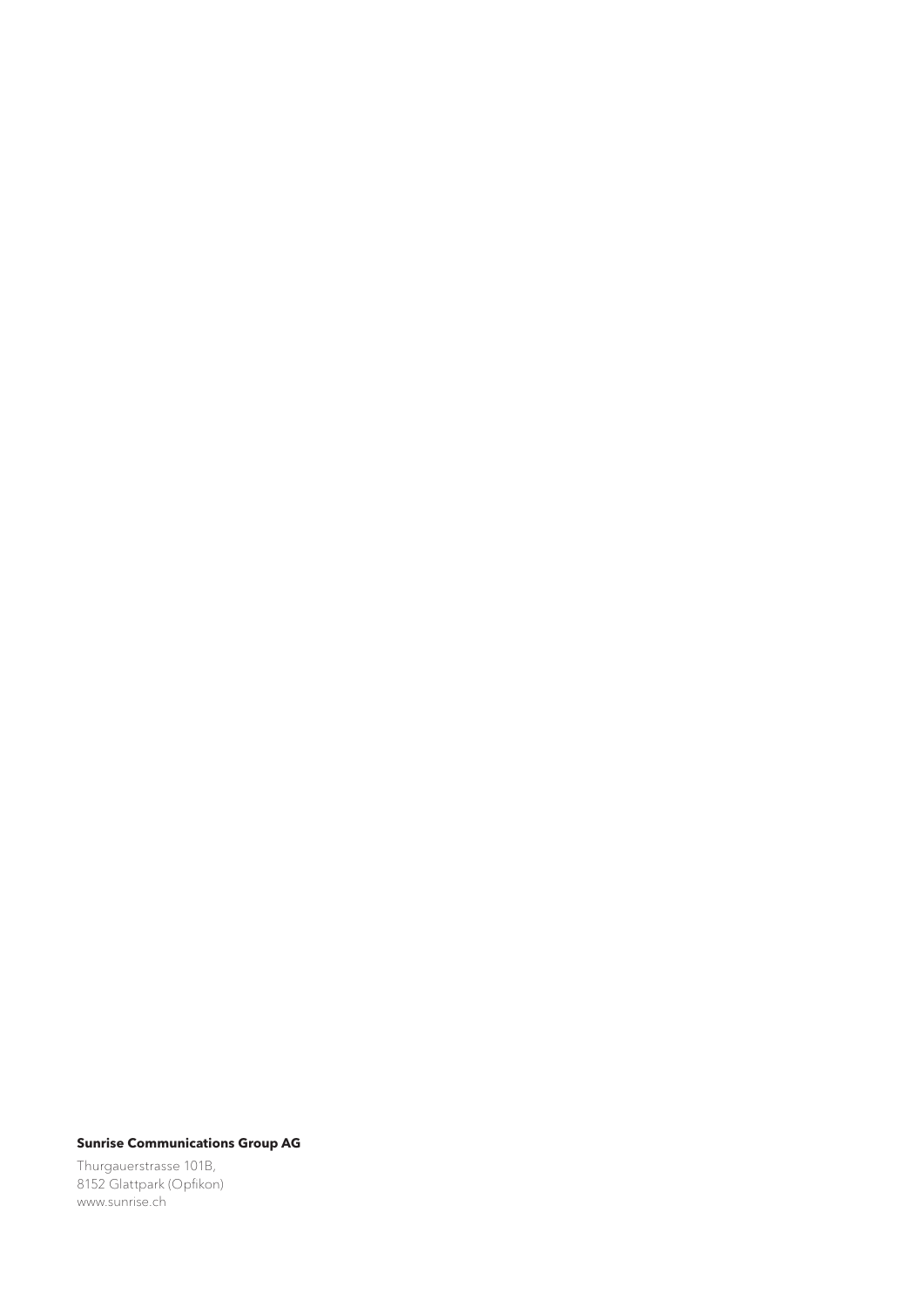**Sunrise Communications Group AG**

Thurgauerstrasse 101B,
8152 Glattpark (Opfikon)
www.sunrise.ch